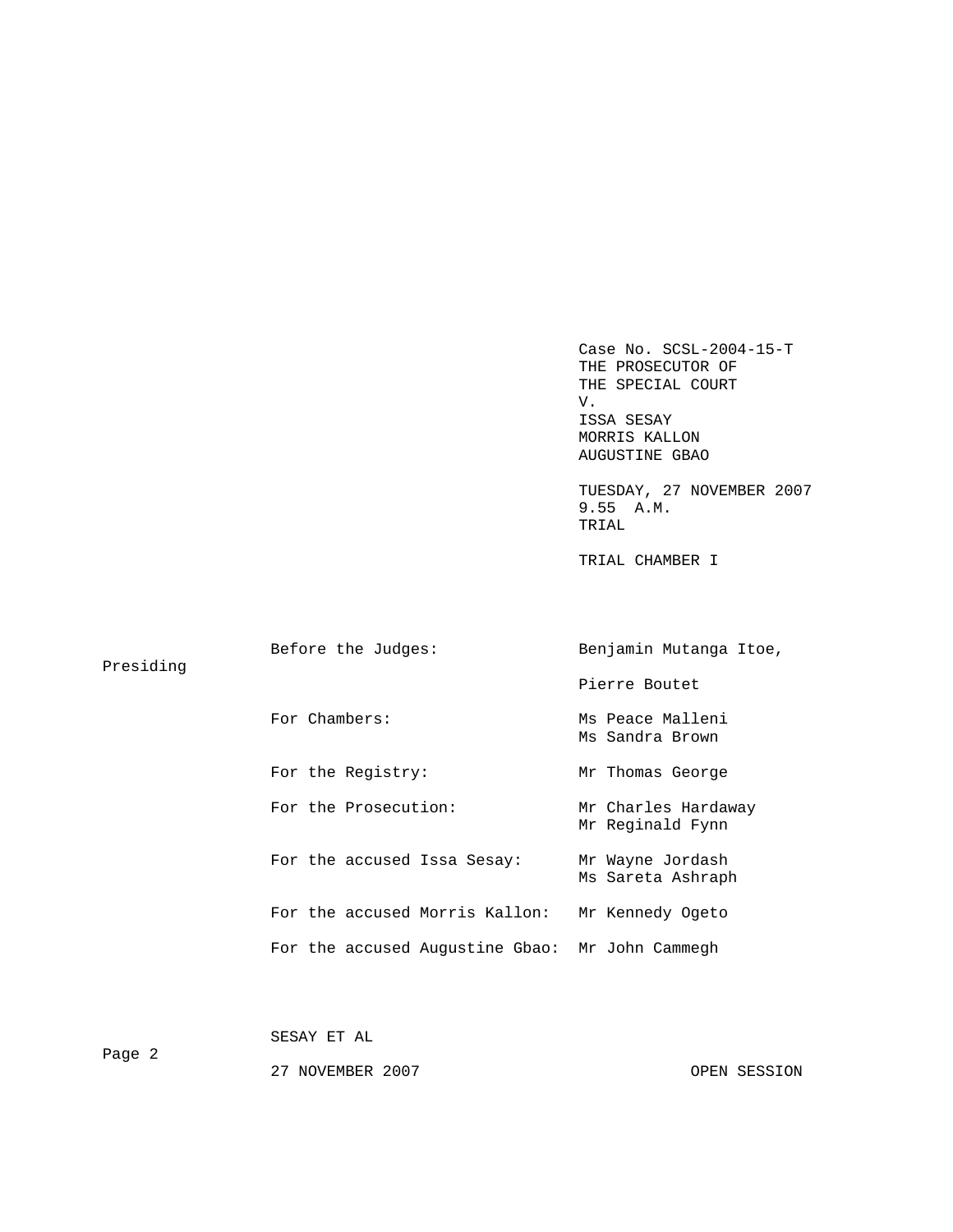Case No. SCSL-2004-15-T
THE PROSECUTOR OF
THE SPECIAL COURT
V.
ISSA SESAY
MORRIS KALLON
AUGUSTINE GBAO

TUESDAY, 27 NOVEMBER 2007
9.55 A.M.
TRIAL

TRIAL CHAMBER I

| | |
|---|---|
| Before the Judges: | Benjamin Mutanga Itoe, Presiding |
| | Pierre Boutet |
| For Chambers: | Ms Peace Malleni<br>Ms Sandra Brown |
| For the Registry: | Mr Thomas George |
| For the Prosecution: | Mr Charles Hardaway<br>Mr Reginald Fynn |
| For the accused Issa Sesay: | Mr Wayne Jordash<br>Ms Sareta Ashraph |
| For the accused Morris Kallon: | Mr Kennedy Ogeto |
| For the accused Augustine Gbao: | Mr John Cammegh |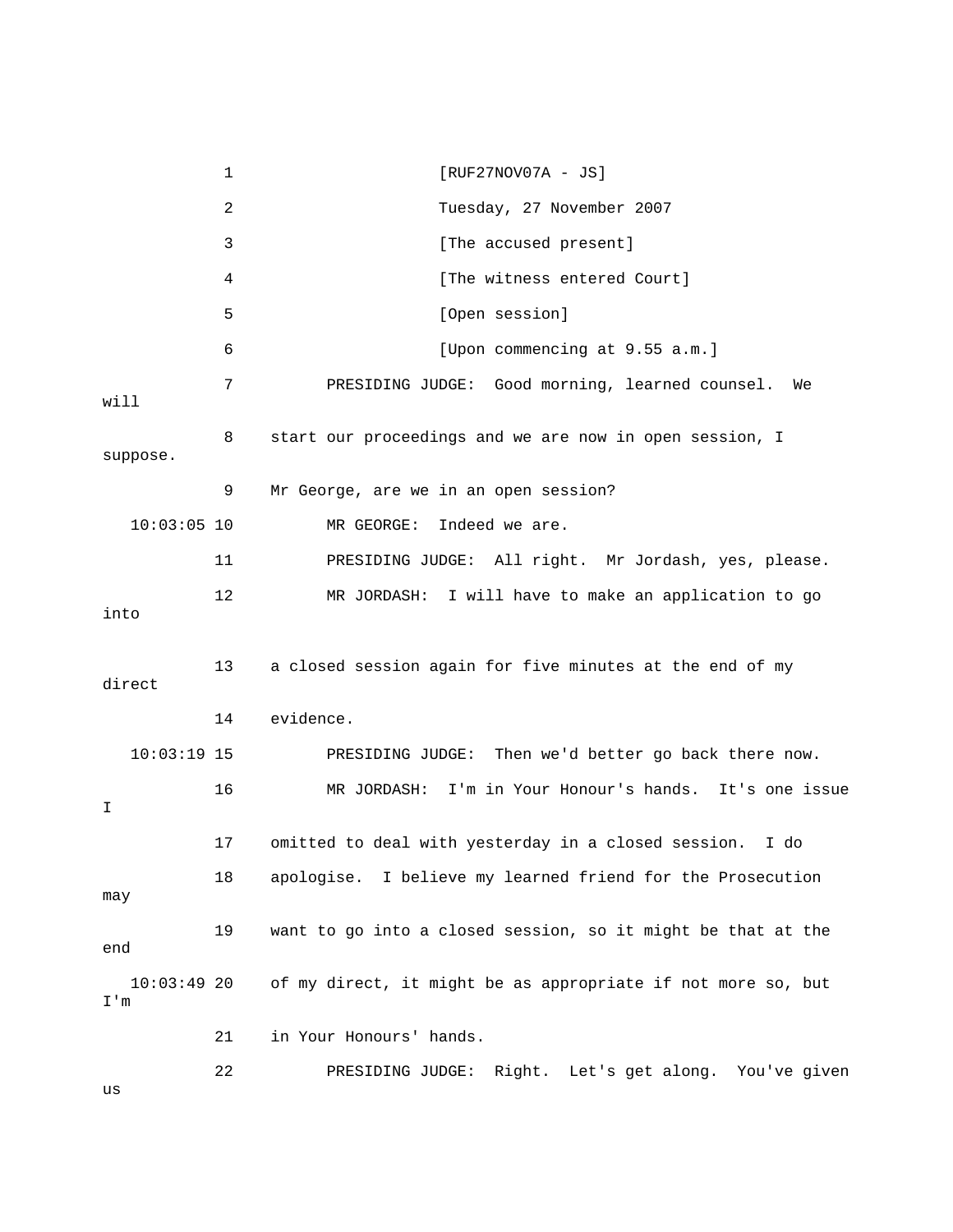1 [RUF27NOV07A - JS]

2 Tuesday, 27 November 2007

3 [The accused present]

4 [The witness entered Court]

5 [Open session]

6 [Upon commencing at 9.55 a.m.]

7 PRESIDING JUDGE: Good morning, learned counsel. We will

8 start our proceedings and we are now in open session, I suppose.

9 Mr George, are we in an open session?

10:03:05 10 MR GEORGE: Indeed we are.

11 PRESIDING JUDGE: All right. Mr Jordash, yes, please.

12 MR JORDASH: I will have to make an application to go into

13 a closed session again for five minutes at the end of my direct

14 evidence.

10:03:19 15 PRESIDING JUDGE: Then we'd better go back there now.

16 MR JORDASH: I'm in Your Honour's hands. It's one issue I

17 omitted to deal with yesterday in a closed session. I do

18 apologise. I believe my learned friend for the Prosecution may

19 want to go into a closed session, so it might be that at the end

10:03:49 20 of my direct, it might be as appropriate if not more so, but I'm

21 in Your Honours' hands.

22 PRESIDING JUDGE: Right. Let's get along. You've given us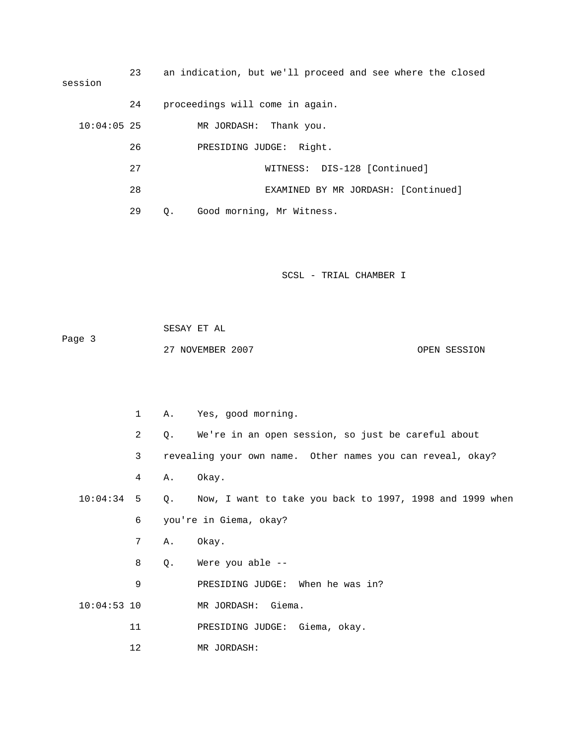23    an indication, but we'll proceed and see where the closed session

24    proceedings will come in again.

10:04:05 25    MR JORDASH:  Thank you.

26    PRESIDING JUDGE:  Right.

27    WITNESS:  DIS-128 [Continued]

28    EXAMINED BY MR JORDASH: [Continued]

29    Q.    Good morning, Mr Witness.

1    A.    Yes, good morning.

2    Q.    We're in an open session, so just be careful about

3    revealing your own name.  Other names you can reveal, okay?

4    A.    Okay.

10:04:34  5    Q.    Now, I want to take you back to 1997, 1998 and 1999 when

6    you're in Giema, okay?

7    A.    Okay.

8    Q.    Were you able --

9    PRESIDING JUDGE:  When he was in?

10:04:53 10    MR JORDASH:  Giema.

11    PRESIDING JUDGE:  Giema, okay.

12    MR JORDASH: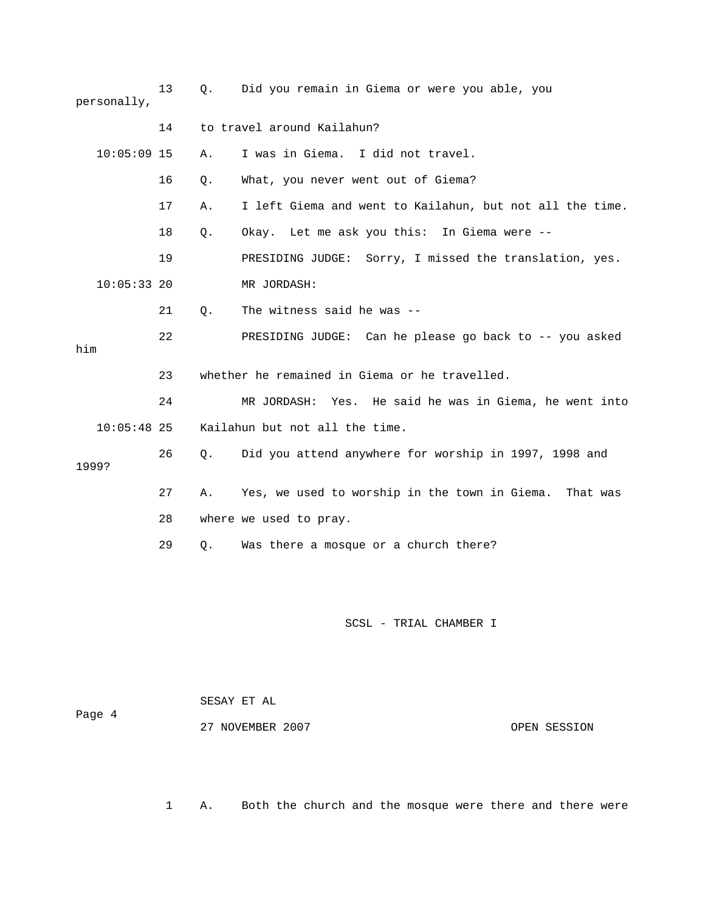13 Q. Did you remain in Giema or were you able, you personally,

14 to travel around Kailahun?

10:05:09 15 A. I was in Giema. I did not travel.

16 Q. What, you never went out of Giema?

17 A. I left Giema and went to Kailahun, but not all the time.

18 Q. Okay. Let me ask you this: In Giema were --

19 PRESIDING JUDGE: Sorry, I missed the translation, yes.

10:05:33 20 MR JORDASH:

21 Q. The witness said he was --

22 PRESIDING JUDGE: Can he please go back to -- you asked him

23 whether he remained in Giema or he travelled.

24 MR JORDASH: Yes. He said he was in Giema, he went into

10:05:48 25 Kailahun but not all the time.

26 Q. Did you attend anywhere for worship in 1997, 1998 and 1999?

27 A. Yes, we used to worship in the town in Giema. That was

28 where we used to pray.

29 Q. Was there a mosque or a church there?

1 A. Both the church and the mosque were there and there were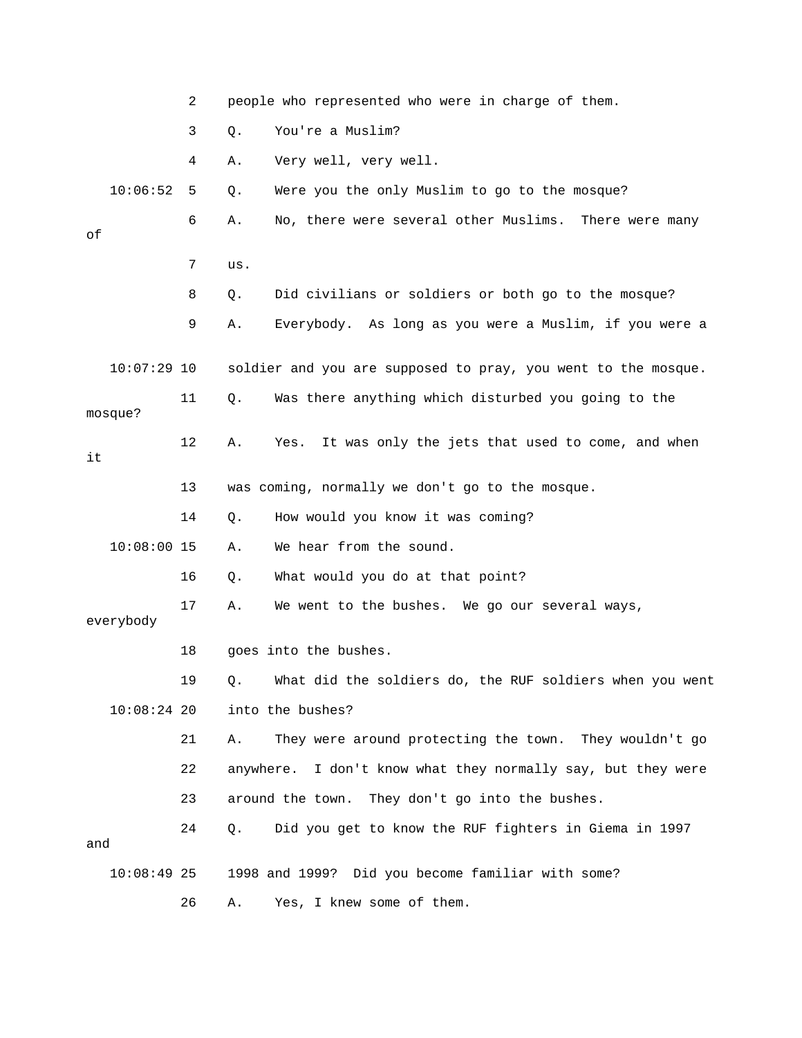2 people who represented who were in charge of them.

3 Q. You're a Muslim?

4 A. Very well, very well.

10:06:52 5 Q. Were you the only Muslim to go to the mosque?

6 A. No, there were several other Muslims. There were many of

7 us.

8 Q. Did civilians or soldiers or both go to the mosque?

9 A. Everybody. As long as you were a Muslim, if you were a

10:07:29 10 soldier and you are supposed to pray, you went to the mosque.

11 Q. Was there anything which disturbed you going to the mosque?

12 A. Yes. It was only the jets that used to come, and when it

13 was coming, normally we don't go to the mosque.

14 Q. How would you know it was coming?

10:08:00 15 A. We hear from the sound.

16 Q. What would you do at that point?

17 A. We went to the bushes. We go our several ways, everybody

18 goes into the bushes.

19 Q. What did the soldiers do, the RUF soldiers when you went

10:08:24 20 into the bushes?

21 A. They were around protecting the town. They wouldn't go

22 anywhere. I don't know what they normally say, but they were

23 around the town. They don't go into the bushes.

24 Q. Did you get to know the RUF fighters in Giema in 1997 and

10:08:49 25 1998 and 1999? Did you become familiar with some?

26 A. Yes, I knew some of them.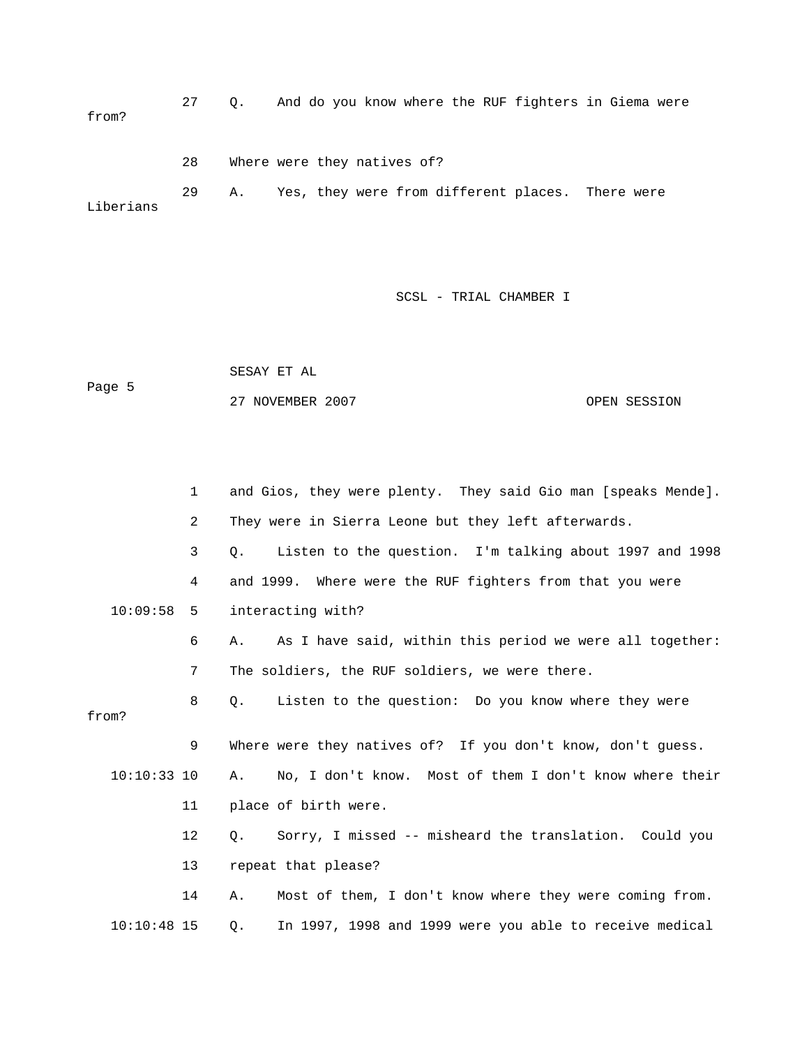27 Q. And do you know where the RUF fighters in Giema were from?

28 Where were they natives of?

29 A. Yes, they were from different places. There were Liberians

1 and Gios, they were plenty. They said Gio man [speaks Mende].

2 They were in Sierra Leone but they left afterwards.

3 Q. Listen to the question. I'm talking about 1997 and 1998

4 and 1999. Where were the RUF fighters from that you were

10:09:58 5 interacting with?

6 A. As I have said, within this period we were all together:

7 The soldiers, the RUF soldiers, we were there.

8 Q. Listen to the question: Do you know where they were from?

9 Where were they natives of? If you don't know, don't guess.

10:10:33 10 A. No, I don't know. Most of them I don't know where their

11 place of birth were.

12 Q. Sorry, I missed -- misheard the translation. Could you

13 repeat that please?

14 A. Most of them, I don't know where they were coming from.

10:10:48 15 Q. In 1997, 1998 and 1999 were you able to receive medical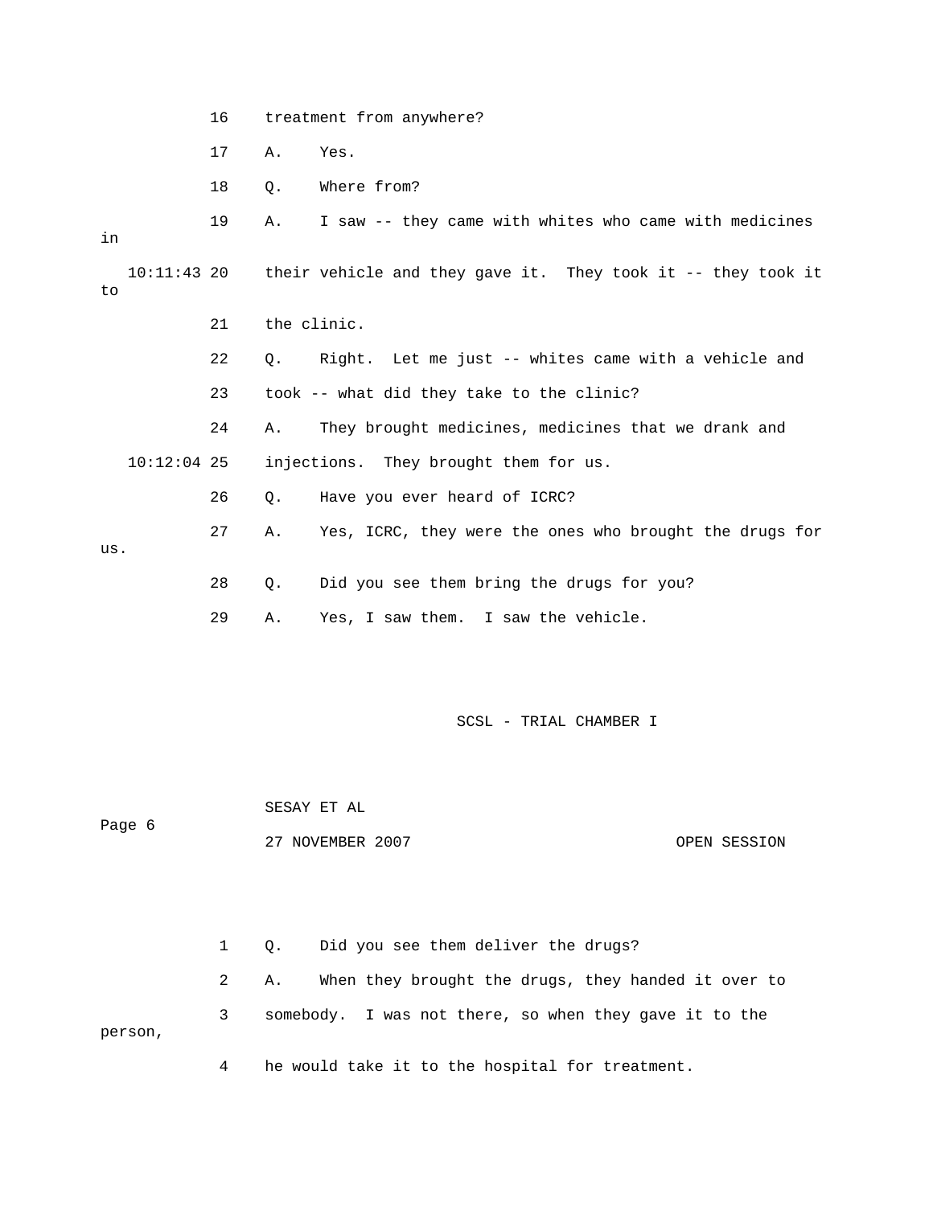16 treatment from anywhere?

17 A. Yes.

18 Q. Where from?

19 A. I saw -- they came with whites who came with medicines in

10:11:43 20 their vehicle and they gave it. They took it -- they took it to

21 the clinic.

22 Q. Right. Let me just -- whites came with a vehicle and

23 took -- what did they take to the clinic?

24 A. They brought medicines, medicines that we drank and

10:12:04 25 injections. They brought them for us.

26 Q. Have you ever heard of ICRC?

27 A. Yes, ICRC, they were the ones who brought the drugs for us.

28 Q. Did you see them bring the drugs for you?

29 A. Yes, I saw them. I saw the vehicle.

1 Q. Did you see them deliver the drugs?

2 A. When they brought the drugs, they handed it over to

3 somebody. I was not there, so when they gave it to the person,

4 he would take it to the hospital for treatment.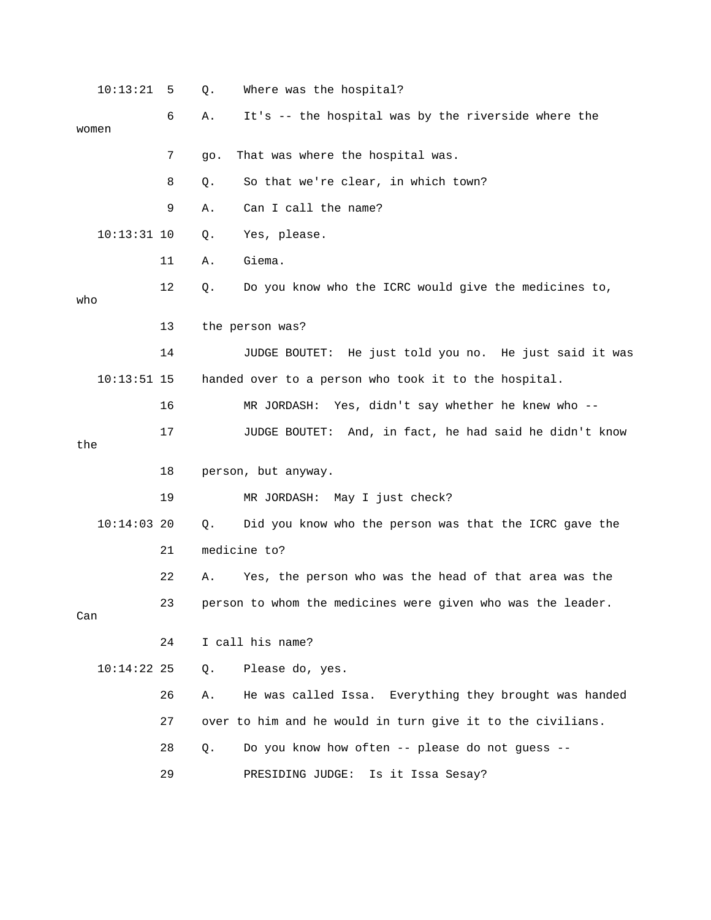10:13:21 5 Q. Where was the hospital?

6 A. It's -- the hospital was by the riverside where the women

7 go. That was where the hospital was.

8 Q. So that we're clear, in which town?

9 A. Can I call the name?

10:13:31 10 Q. Yes, please.

11 A. Giema.

12 Q. Do you know who the ICRC would give the medicines to, who

13 the person was?

14 JUDGE BOUTET: He just told you no. He just said it was

10:13:51 15 handed over to a person who took it to the hospital.

16 MR JORDASH: Yes, didn't say whether he knew who --

17 JUDGE BOUTET: And, in fact, he had said he didn't know the

18 person, but anyway.

19 MR JORDASH: May I just check?

10:14:03 20 Q. Did you know who the person was that the ICRC gave the

21 medicine to?

22 A. Yes, the person who was the head of that area was the

23 person to whom the medicines were given who was the leader. Can

24 I call his name?

10:14:22 25 Q. Please do, yes.

26 A. He was called Issa. Everything they brought was handed

27 over to him and he would in turn give it to the civilians.

28 Q. Do you know how often -- please do not guess --

29 PRESIDING JUDGE: Is it Issa Sesay?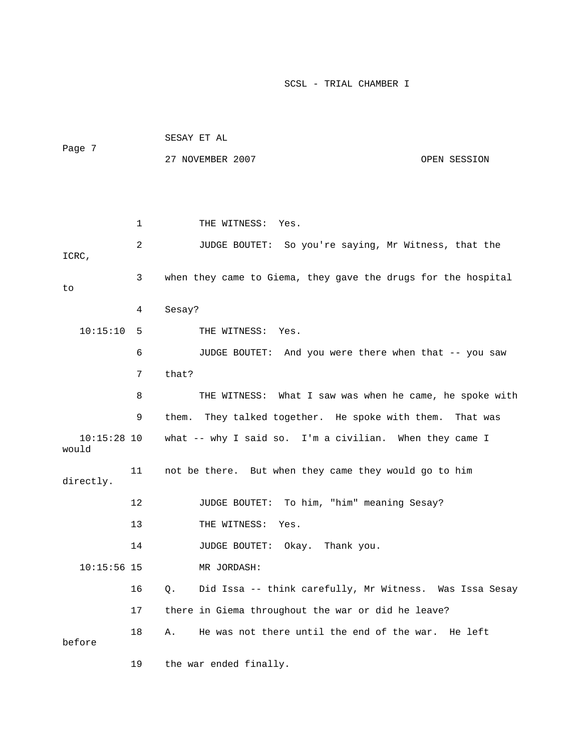THE WITNESS: Yes.

JUDGE BOUTET: So you're saying, Mr Witness, that the ICRC, when they came to Giema, they gave the drugs for the hospital to Sesay?

THE WITNESS: Yes.

JUDGE BOUTET: And you were there when that -- you saw that?

THE WITNESS: What I saw was when he came, he spoke with them. They talked together. He spoke with them. That was what -- why I said so. I'm a civilian. When they came I would not be there. But when they came they would go to him directly.

JUDGE BOUTET: To him, "him" meaning Sesay?

THE WITNESS: Yes.

JUDGE BOUTET: Okay. Thank you.

MR JORDASH:

Q. Did Issa -- think carefully, Mr Witness. Was Issa Sesay there in Giema throughout the war or did he leave?

A. He was not there until the end of the war. He left before the war ended finally.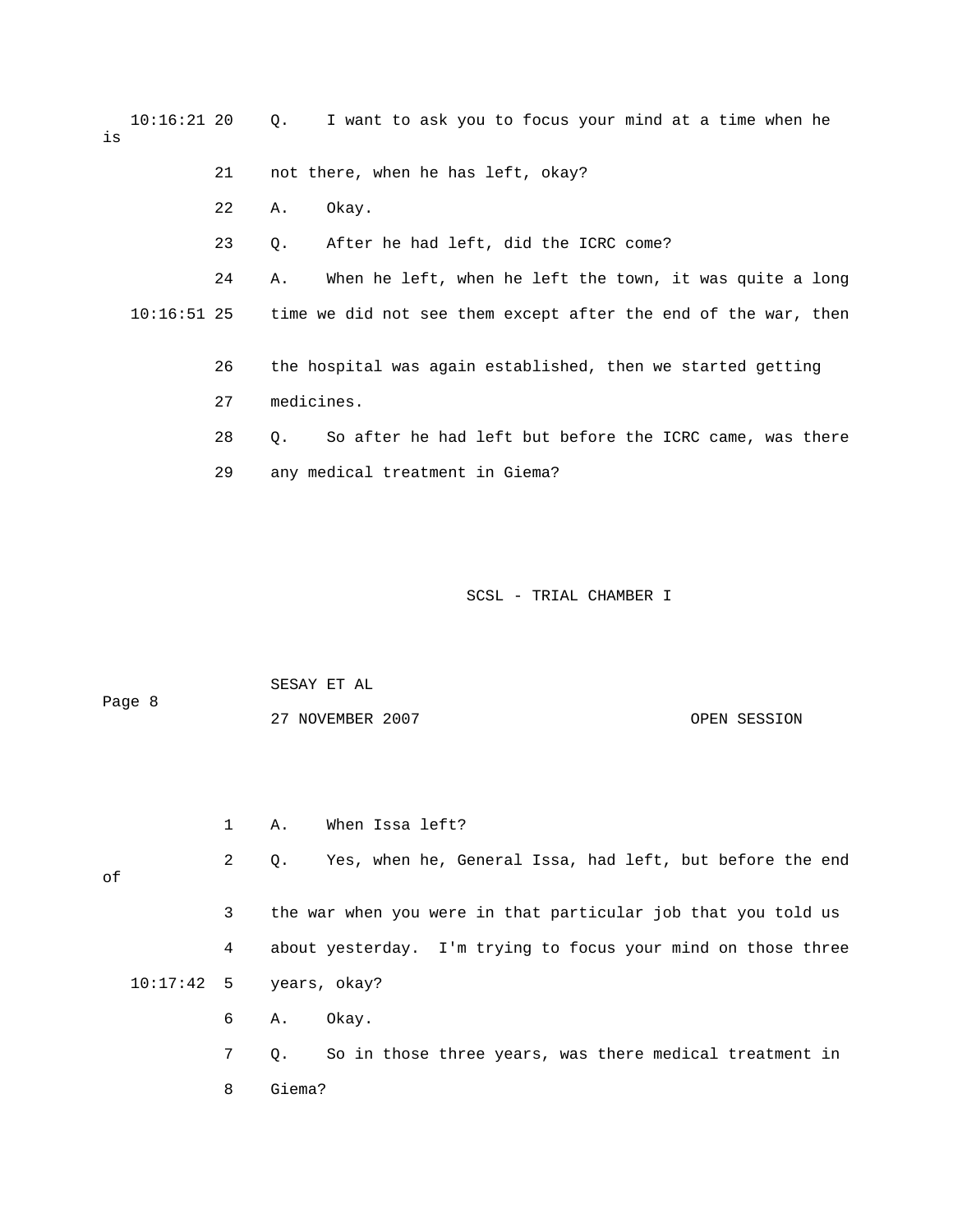10:16:21 20 Q. I want to ask you to focus your mind at a time when he is

21 not there, when he has left, okay?

22 A. Okay.

23 Q. After he had left, did the ICRC come?

24 A. When he left, when he left the town, it was quite a long

10:16:51 25 time we did not see them except after the end of the war, then

26 the hospital was again established, then we started getting

27 medicines.

28 Q. So after he had left but before the ICRC came, was there

29 any medical treatment in Giema?

1 A. When Issa left?

2 Q. Yes, when he, General Issa, had left, but before the end of

3 the war when you were in that particular job that you told us

4 about yesterday. I'm trying to focus your mind on those three

10:17:42 5 years, okay?

6 A. Okay.

7 Q. So in those three years, was there medical treatment in

8 Giema?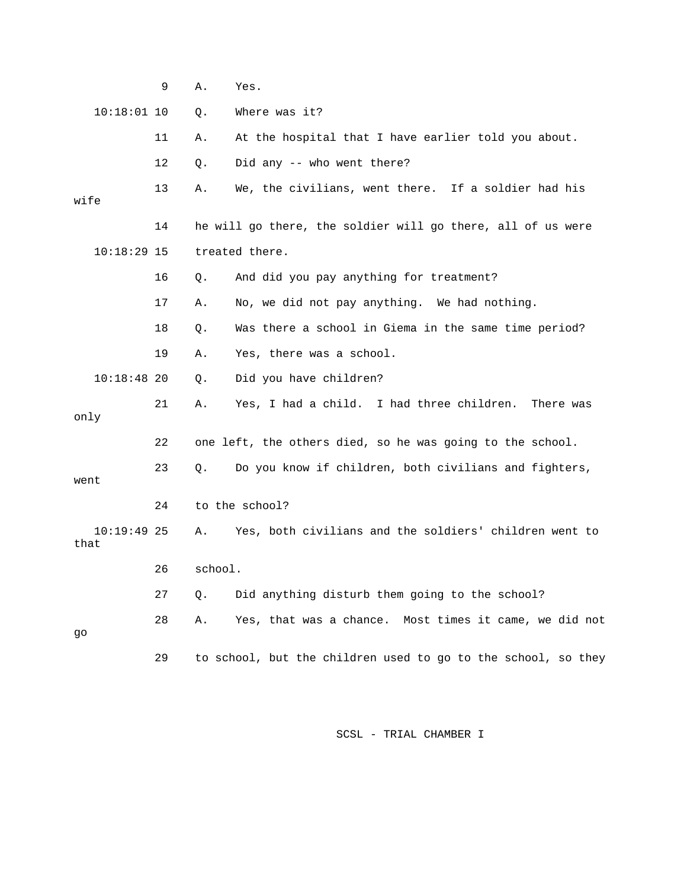9 A. Yes.

10:18:01 10 Q. Where was it?

11 A. At the hospital that I have earlier told you about.

12 Q. Did any -- who went there?

13 A. We, the civilians, went there. If a soldier had his wife

14 he will go there, the soldier will go there, all of us were

10:18:29 15 treated there.

16 Q. And did you pay anything for treatment?

17 A. No, we did not pay anything. We had nothing.

18 Q. Was there a school in Giema in the same time period?

19 A. Yes, there was a school.

10:18:48 20 Q. Did you have children?

21 A. Yes, I had a child. I had three children. There was only

22 one left, the others died, so he was going to the school.

23 Q. Do you know if children, both civilians and fighters, went

24 to the school?

10:19:49 25 A. Yes, both civilians and the soldiers' children went to that

26 school.

27 Q. Did anything disturb them going to the school?

28 A. Yes, that was a chance. Most times it came, we did not go

29 to school, but the children used to go to the school, so they

SCSL - TRIAL CHAMBER I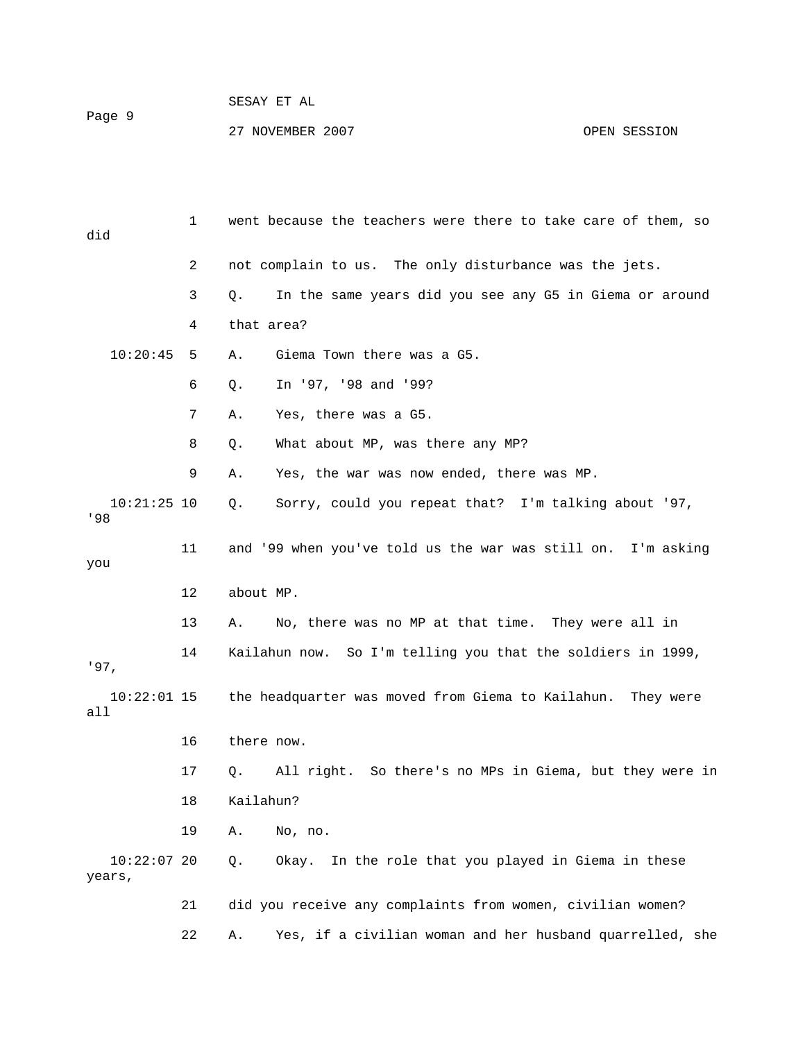1 went because the teachers were there to take care of them, so did

2 not complain to us. The only disturbance was the jets.

3 Q. In the same years did you see any G5 in Giema or around

4 that area?

10:20:45 5 A. Giema Town there was a G5.

6 Q. In '97, '98 and '99?

7 A. Yes, there was a G5.

8 Q. What about MP, was there any MP?

9 A. Yes, the war was now ended, there was MP.

10:21:25 10 Q. Sorry, could you repeat that? I'm talking about '97, '98

11 and '99 when you've told us the war was still on. I'm asking you

12 about MP.

13 A. No, there was no MP at that time. They were all in

14 Kailahun now. So I'm telling you that the soldiers in 1999, '97,

10:22:01 15 the headquarter was moved from Giema to Kailahun. They were all

16 there now.

17 Q. All right. So there's no MPs in Giema, but they were in

18 Kailahun?

19 A. No, no.

10:22:07 20 Q. Okay. In the role that you played in Giema in these years,

21 did you receive any complaints from women, civilian women?

22 A. Yes, if a civilian woman and her husband quarrelled, she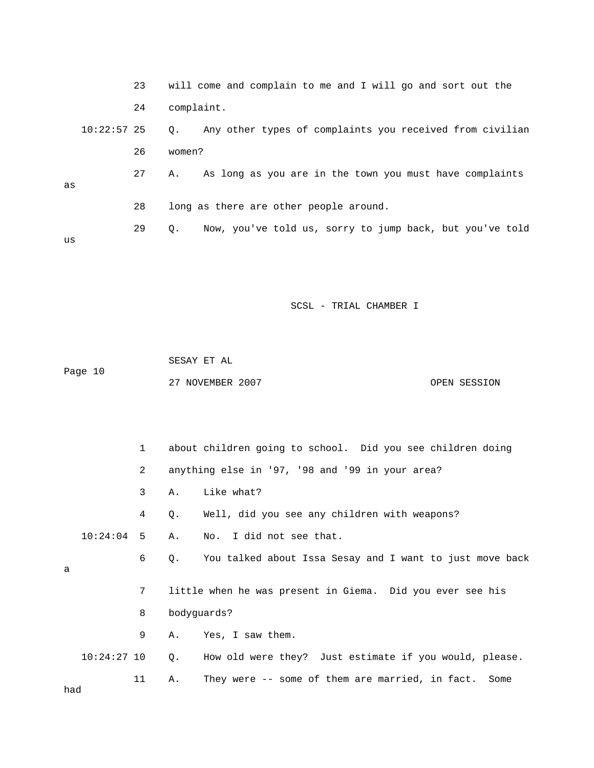23 will come and complain to me and I will go and sort out the

24 complaint.

10:22:57 25 Q. Any other types of complaints you received from civilian

26 women?

27 A. As long as you are in the town you must have complaints as

28 long as there are other people around.

29 Q. Now, you've told us, sorry to jump back, but you've told us

1 about children going to school. Did you see children doing

2 anything else in '97, '98 and '99 in your area?

3 A. Like what?

4 Q. Well, did you see any children with weapons?

10:24:04 5 A. No. I did not see that.

6 Q. You talked about Issa Sesay and I want to just move back a

7 little when he was present in Giema. Did you ever see his

8 bodyguards?

9 A. Yes, I saw them.

10:24:27 10 Q. How old were they? Just estimate if you would, please.

11 A. They were -- some of them are married, in fact. Some had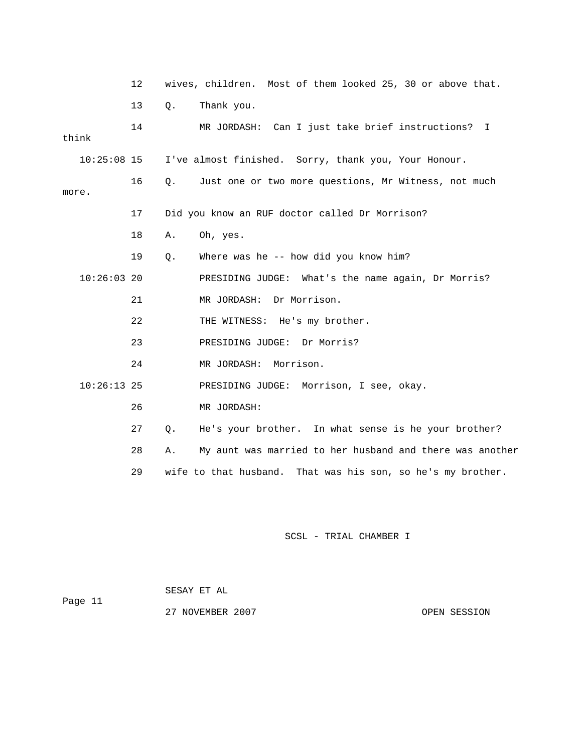12 wives, children. Most of them looked 25, 30 or above that.

13 Q. Thank you.

14 MR JORDASH: Can I just take brief instructions? I think

10:25:08 15 I've almost finished. Sorry, thank you, Your Honour.

16 Q. Just one or two more questions, Mr Witness, not much more.

17 Did you know an RUF doctor called Dr Morrison?

18 A. Oh, yes.

19 Q. Where was he -- how did you know him?

10:26:03 20 PRESIDING JUDGE: What's the name again, Dr Morris?

21 MR JORDASH: Dr Morrison.

22 THE WITNESS: He's my brother.

23 PRESIDING JUDGE: Dr Morris?

24 MR JORDASH: Morrison.

10:26:13 25 PRESIDING JUDGE: Morrison, I see, okay.

26 MR JORDASH:

27 Q. He's your brother. In what sense is he your brother?

28 A. My aunt was married to her husband and there was another

29 wife to that husband. That was his son, so he's my brother.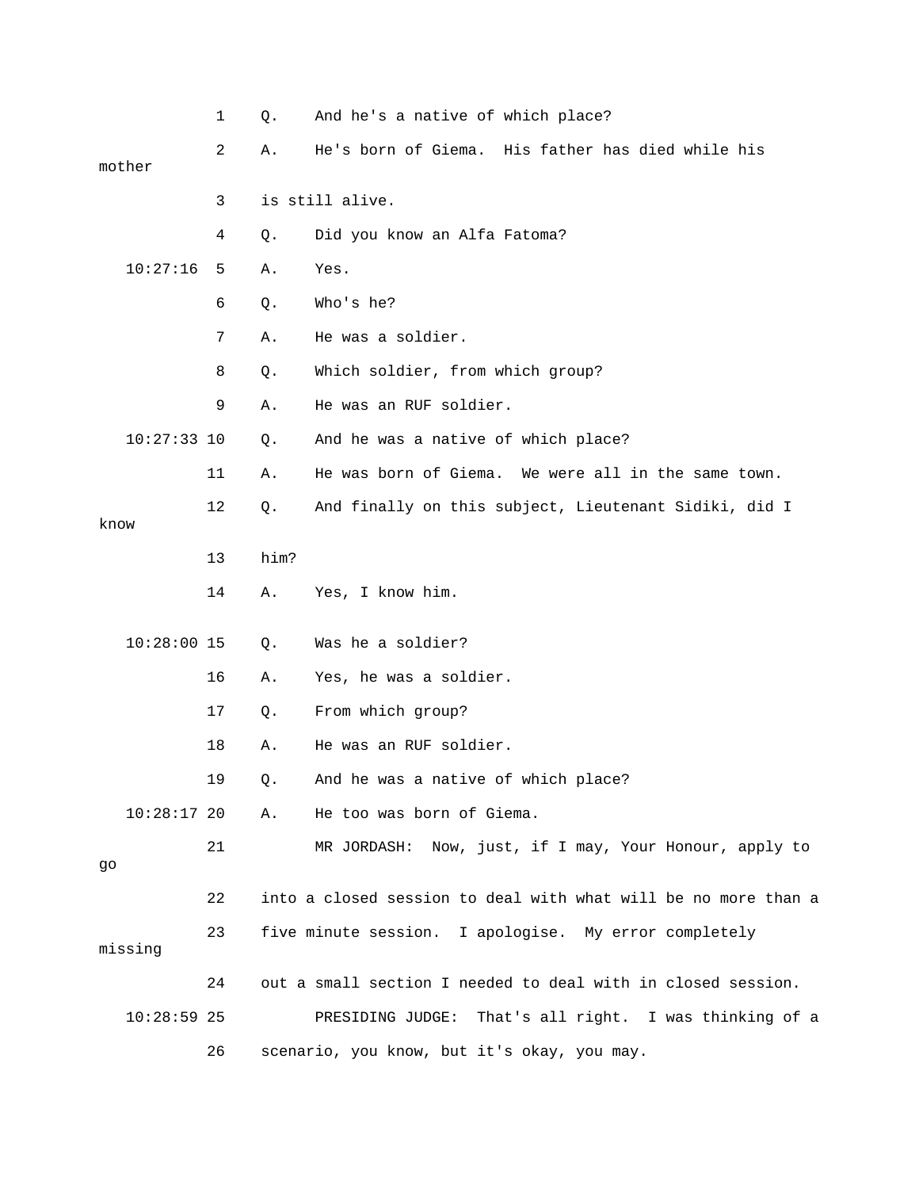1 Q. And he's a native of which place?

2 A. He's born of Giema. His father has died while his mother

3 is still alive.

4 Q. Did you know an Alfa Fatoma?

10:27:16 5 A. Yes.

6 Q. Who's he?

7 A. He was a soldier.

8 Q. Which soldier, from which group?

9 A. He was an RUF soldier.

10:27:33 10 Q. And he was a native of which place?

11 A. He was born of Giema. We were all in the same town.

12 Q. And finally on this subject, Lieutenant Sidiki, did I know

13 him?

14 A. Yes, I know him.

10:28:00 15 Q. Was he a soldier?

16 A. Yes, he was a soldier.

17 Q. From which group?

18 A. He was an RUF soldier.

19 Q. And he was a native of which place?

10:28:17 20 A. He too was born of Giema.

21 MR JORDASH: Now, just, if I may, Your Honour, apply to go

22 into a closed session to deal with what will be no more than a

23 five minute session. I apologise. My error completely missing

24 out a small section I needed to deal with in closed session.

10:28:59 25 PRESIDING JUDGE: That's all right. I was thinking of a

26 scenario, you know, but it's okay, you may.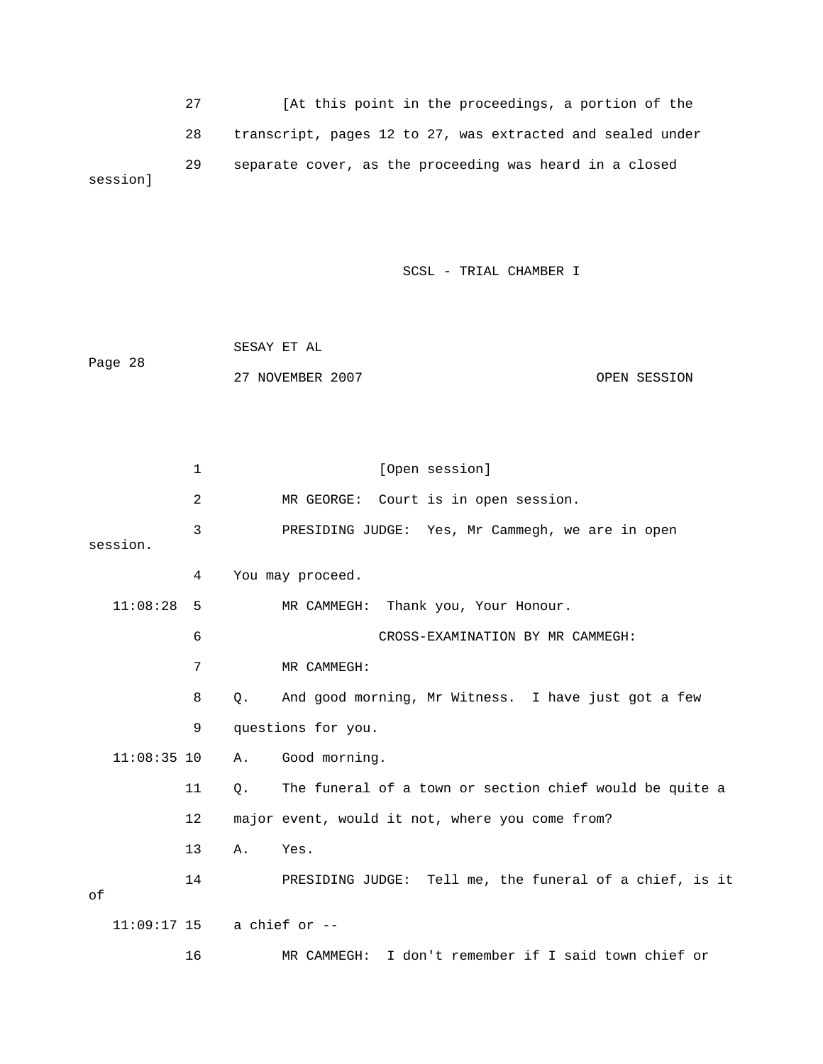27 [At this point in the proceedings, a portion of the

28 transcript, pages 12 to 27, was extracted and sealed under

29 separate cover, as the proceeding was heard in a closed session]

1 [Open session]

2 MR GEORGE: Court is in open session.

3 PRESIDING JUDGE: Yes, Mr Cammegh, we are in open session.

4 You may proceed.

11:08:28 5 MR CAMMEGH: Thank you, Your Honour.

6 CROSS-EXAMINATION BY MR CAMMEGH:

7 MR CAMMEGH:

8 Q. And good morning, Mr Witness. I have just got a few

9 questions for you.

11:08:35 10 A. Good morning.

11 Q. The funeral of a town or section chief would be quite a

12 major event, would it not, where you come from?

13 A. Yes.

14 PRESIDING JUDGE: Tell me, the funeral of a chief, is it of

11:09:17 15 a chief or --

16 MR CAMMEGH: I don't remember if I said town chief or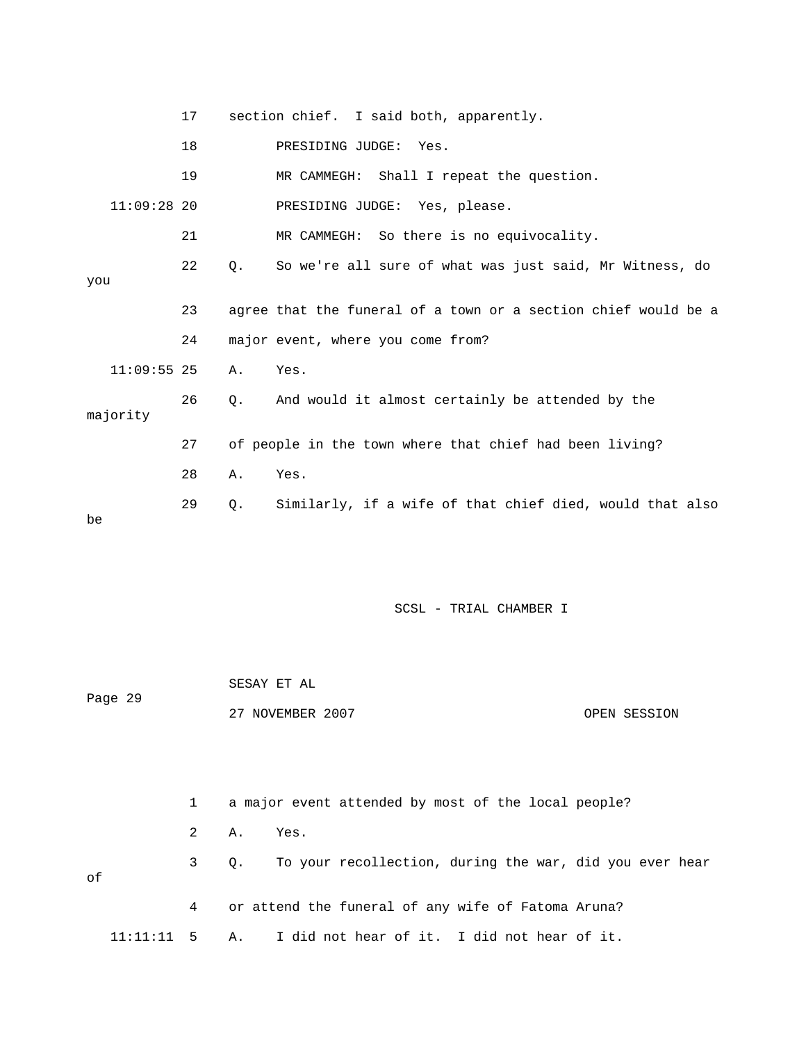17 section chief. I said both, apparently.

18 PRESIDING JUDGE: Yes.

19 MR CAMMEGH: Shall I repeat the question.

11:09:28 20 PRESIDING JUDGE: Yes, please.

21 MR CAMMEGH: So there is no equivocality.

22 Q. So we're all sure of what was just said, Mr Witness, do you

23 agree that the funeral of a town or a section chief would be a

24 major event, where you come from?

11:09:55 25 A. Yes.

26 Q. And would it almost certainly be attended by the majority

27 of people in the town where that chief had been living?

28 A. Yes.

29 Q. Similarly, if a wife of that chief died, would that also be

1 a major event attended by most of the local people?

2 A. Yes.

3 Q. To your recollection, during the war, did you ever hear of

4 or attend the funeral of any wife of Fatoma Aruna?

11:11:11 5 A. I did not hear of it. I did not hear of it.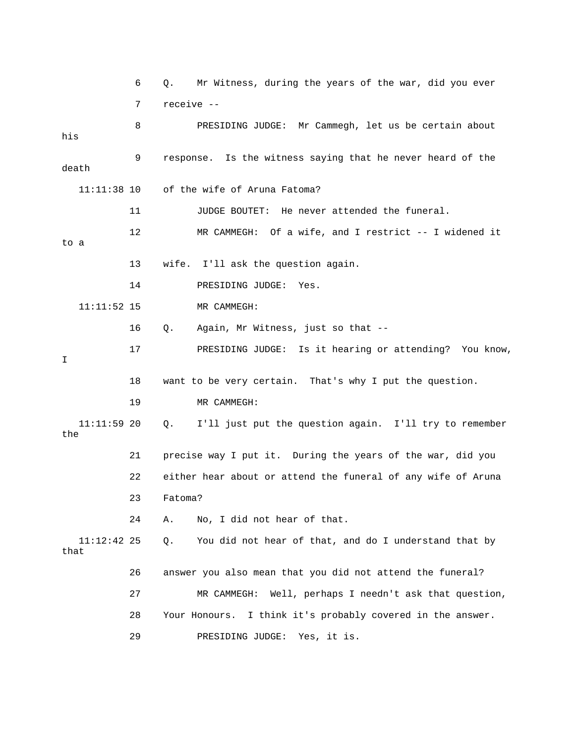6 Q. Mr Witness, during the years of the war, did you ever

7 receive --

8 PRESIDING JUDGE: Mr Cammegh, let us be certain about his

9 response. Is the witness saying that he never heard of the death

11:11:38 10 of the wife of Aruna Fatoma?

11 JUDGE BOUTET: He never attended the funeral.

12 MR CAMMEGH: Of a wife, and I restrict -- I widened it to a

13 wife. I'll ask the question again.

14 PRESIDING JUDGE: Yes.

11:11:52 15 MR CAMMEGH:

16 Q. Again, Mr Witness, just so that --

17 PRESIDING JUDGE: Is it hearing or attending? You know, I

18 want to be very certain. That's why I put the question.

19 MR CAMMEGH:

11:11:59 20 Q. I'll just put the question again. I'll try to remember the

21 precise way I put it. During the years of the war, did you

22 either hear about or attend the funeral of any wife of Aruna

23 Fatoma?

24 A. No, I did not hear of that.

11:12:42 25 Q. You did not hear of that, and do I understand that by that

26 answer you also mean that you did not attend the funeral?

27 MR CAMMEGH: Well, perhaps I needn't ask that question,

28 Your Honours. I think it's probably covered in the answer.

29 PRESIDING JUDGE: Yes, it is.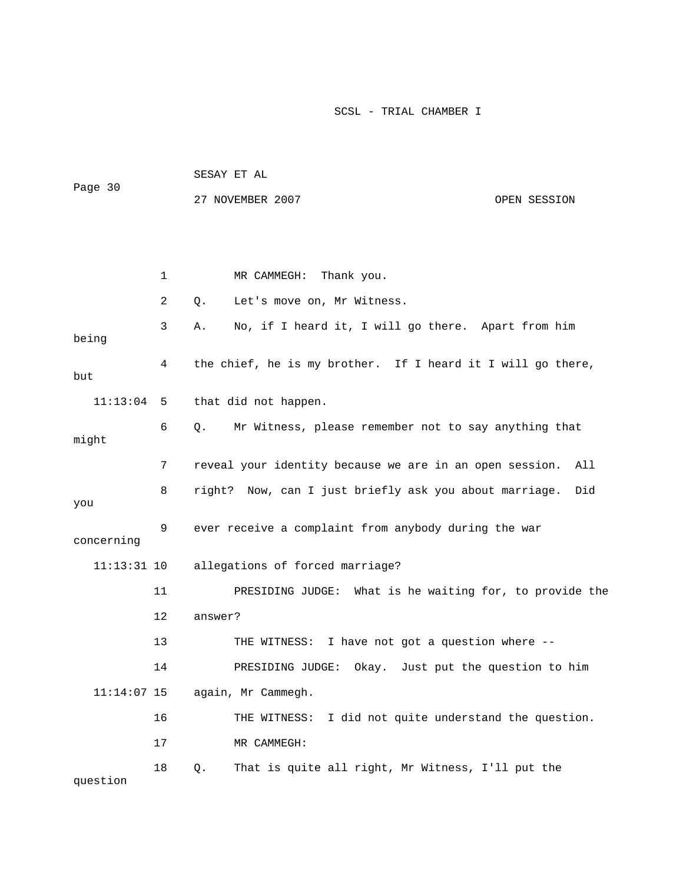1 MR CAMMEGH: Thank you.

2 Q. Let's move on, Mr Witness.

3 A. No, if I heard it, I will go there. Apart from him being

4 the chief, he is my brother. If I heard it I will go there, but

11:13:04 5 that did not happen.

6 Q. Mr Witness, please remember not to say anything that might

7 reveal your identity because we are in an open session. All

8 right? Now, can I just briefly ask you about marriage. Did you

9 ever receive a complaint from anybody during the war concerning

11:13:31 10 allegations of forced marriage?

11 PRESIDING JUDGE: What is he waiting for, to provide the

12 answer?

13 THE WITNESS: I have not got a question where --

14 PRESIDING JUDGE: Okay. Just put the question to him

11:14:07 15 again, Mr Cammegh.

16 THE WITNESS: I did not quite understand the question.

17 MR CAMMEGH:

18 Q. That is quite all right, Mr Witness, I'll put the question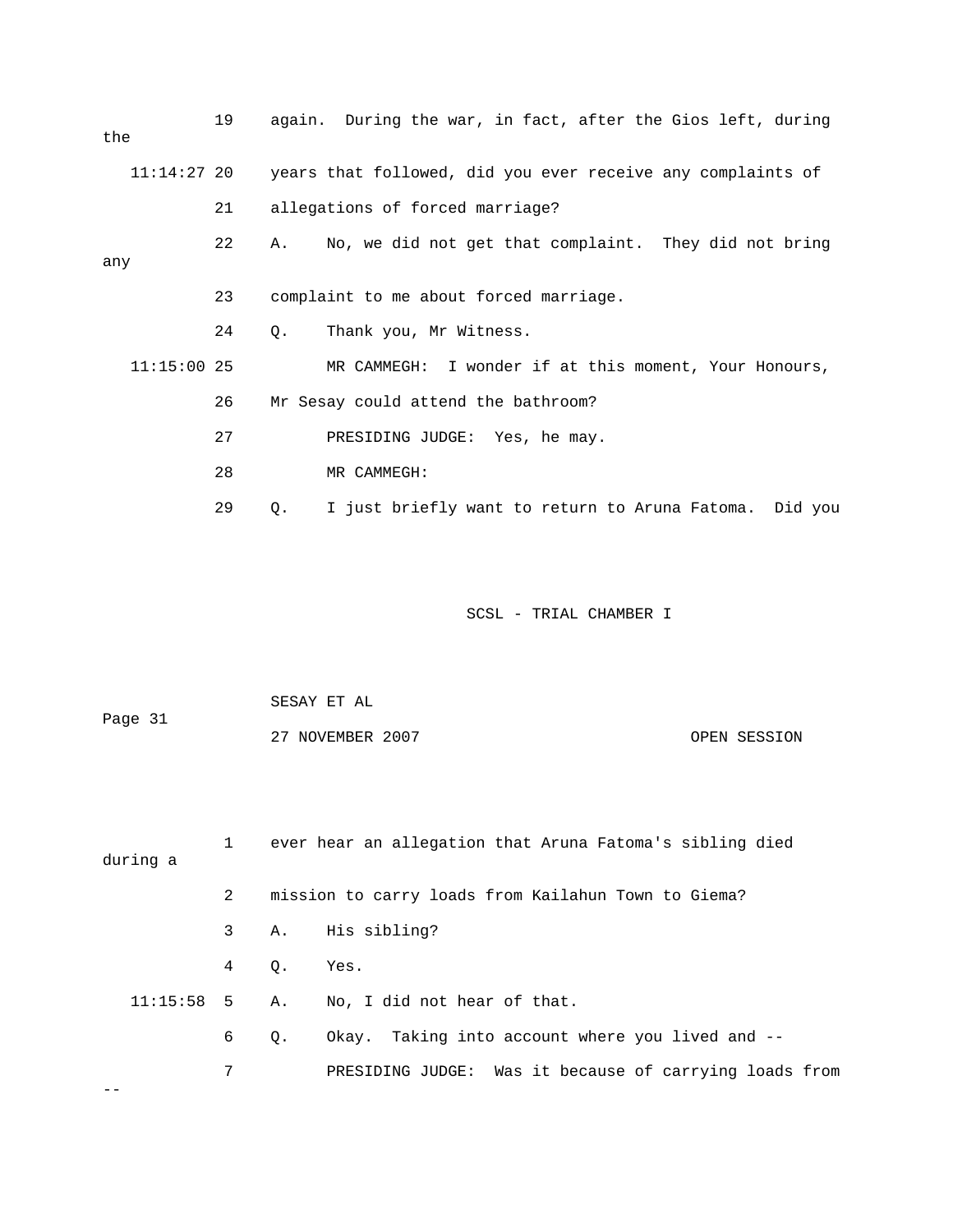19 again. During the war, in fact, after the Gios left, during the

11:14:27 20 years that followed, did you ever receive any complaints of

21 allegations of forced marriage?

22 A. No, we did not get that complaint. They did not bring any

23 complaint to me about forced marriage.

24 Q. Thank you, Mr Witness.

11:15:00 25 MR CAMMEGH: I wonder if at this moment, Your Honours,

26 Mr Sesay could attend the bathroom?

27 PRESIDING JUDGE: Yes, he may.

28 MR CAMMEGH:

29 Q. I just briefly want to return to Aruna Fatoma. Did you

1 ever hear an allegation that Aruna Fatoma's sibling died during a

2 mission to carry loads from Kailahun Town to Giema?

3 A. His sibling?

4 Q. Yes.

11:15:58 5 A. No, I did not hear of that.

6 Q. Okay. Taking into account where you lived and --

7 PRESIDING JUDGE: Was it because of carrying loads from --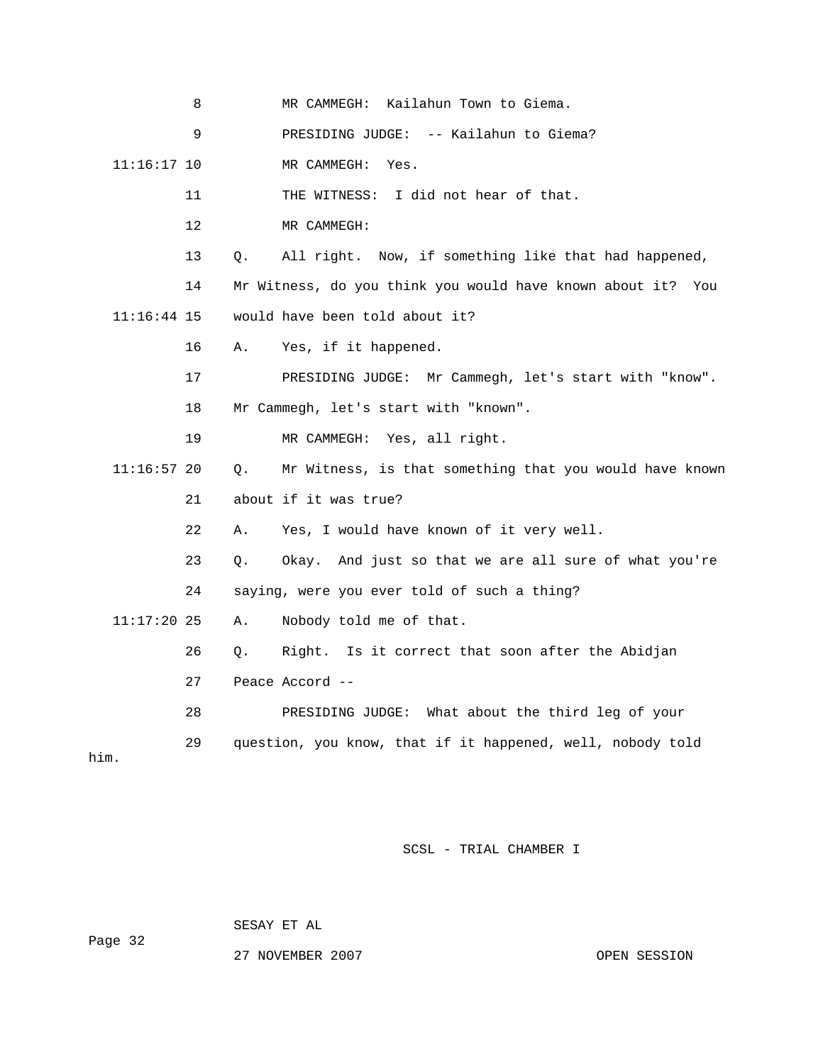8 MR CAMMEGH: Kailahun Town to Giema.

9 PRESIDING JUDGE: -- Kailahun to Giema?

11:16:17 10 MR CAMMEGH: Yes.

11 THE WITNESS: I did not hear of that.

12 MR CAMMEGH:

13 Q. All right. Now, if something like that had happened,

14 Mr Witness, do you think you would have known about it? You

11:16:44 15 would have been told about it?

16 A. Yes, if it happened.

17 PRESIDING JUDGE: Mr Cammegh, let's start with "know".

18 Mr Cammegh, let's start with "known".

19 MR CAMMEGH: Yes, all right.

11:16:57 20 Q. Mr Witness, is that something that you would have known

21 about if it was true?

22 A. Yes, I would have known of it very well.

23 Q. Okay. And just so that we are all sure of what you're

24 saying, were you ever told of such a thing?

11:17:20 25 A. Nobody told me of that.

26 Q. Right. Is it correct that soon after the Abidjan

27 Peace Accord --

28 PRESIDING JUDGE: What about the third leg of your

29 question, you know, that if it happened, well, nobody told him.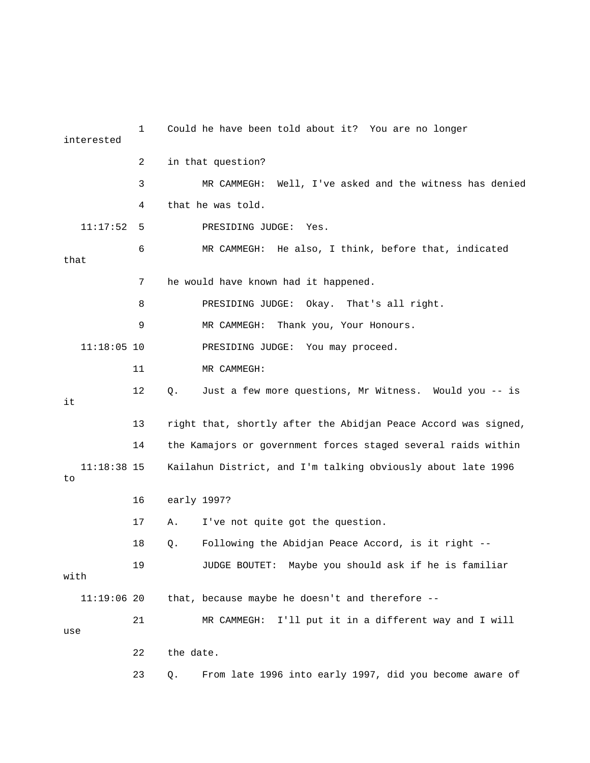1 Could he have been told about it? You are no longer interested

2 in that question?

3 MR CAMMEGH: Well, I've asked and the witness has denied

4 that he was told.

11:17:52 5 PRESIDING JUDGE: Yes.

6 MR CAMMEGH: He also, I think, before that, indicated that

7 he would have known had it happened.

8 PRESIDING JUDGE: Okay. That's all right.

9 MR CAMMEGH: Thank you, Your Honours.

11:18:05 10 PRESIDING JUDGE: You may proceed.

11 MR CAMMEGH:

12 Q. Just a few more questions, Mr Witness. Would you -- is it

13 right that, shortly after the Abidjan Peace Accord was signed,

14 the Kamajors or government forces staged several raids within

11:18:38 15 Kailahun District, and I'm talking obviously about late 1996 to

16 early 1997?

17 A. I've not quite got the question.

18 Q. Following the Abidjan Peace Accord, is it right --

19 JUDGE BOUTET: Maybe you should ask if he is familiar with

11:19:06 20 that, because maybe he doesn't and therefore --

21 MR CAMMEGH: I'll put it in a different way and I will use

22 the date.

23 Q. From late 1996 into early 1997, did you become aware of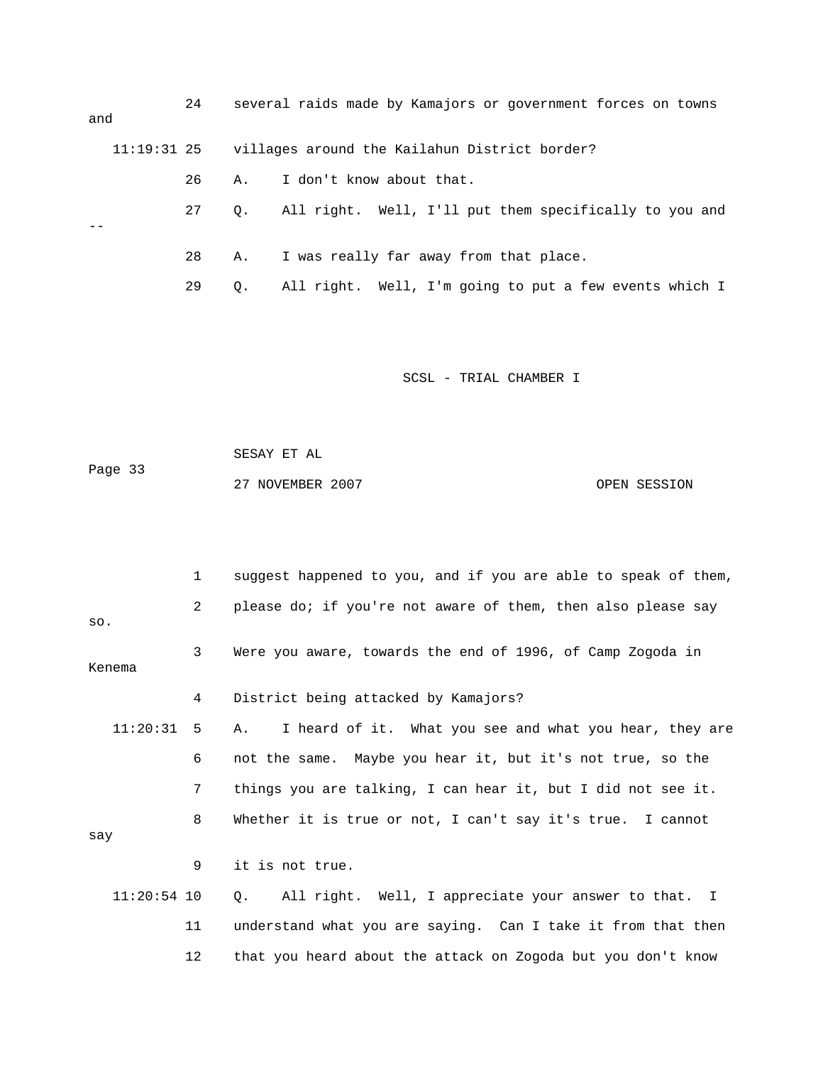24 several raids made by Kamajors or government forces on towns and

11:19:31 25 villages around the Kailahun District border?

26 A. I don't know about that.

27 Q. All right. Well, I'll put them specifically to you and --

28 A. I was really far away from that place.

29 Q. All right. Well, I'm going to put a few events which I

1 suggest happened to you, and if you are able to speak of them,

2 please do; if you're not aware of them, then also please say so.

3 Were you aware, towards the end of 1996, of Camp Zogoda in Kenema

4 District being attacked by Kamajors?

11:20:31 5 A. I heard of it. What you see and what you hear, they are

6 not the same. Maybe you hear it, but it's not true, so the

7 things you are talking, I can hear it, but I did not see it.

8 Whether it is true or not, I can't say it's true. I cannot say

9 it is not true.

11:20:54 10 Q. All right. Well, I appreciate your answer to that. I

11 understand what you are saying. Can I take it from that then

12 that you heard about the attack on Zogoda but you don't know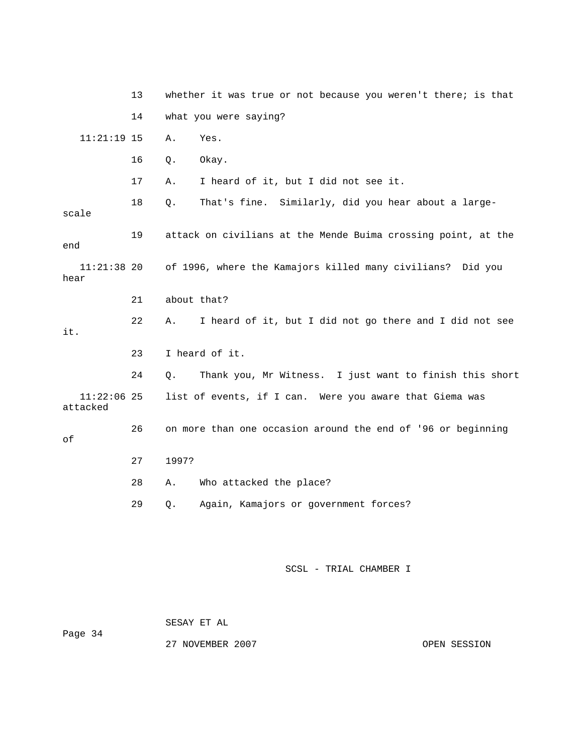13 whether it was true or not because you weren't there; is that

14 what you were saying?

11:21:19 15 A. Yes.

16 Q. Okay.

17 A. I heard of it, but I did not see it.

18 Q. That's fine. Similarly, did you hear about a large-scale

19 attack on civilians at the Mende Buima crossing point, at the end

11:21:38 20 of 1996, where the Kamajors killed many civilians? Did you hear

21 about that?

22 A. I heard of it, but I did not go there and I did not see it.

23 I heard of it.

24 Q. Thank you, Mr Witness. I just want to finish this short

11:22:06 25 list of events, if I can. Were you aware that Giema was attacked

26 on more than one occasion around the end of '96 or beginning of

27 1997?

28 A. Who attacked the place?

29 Q. Again, Kamajors or government forces?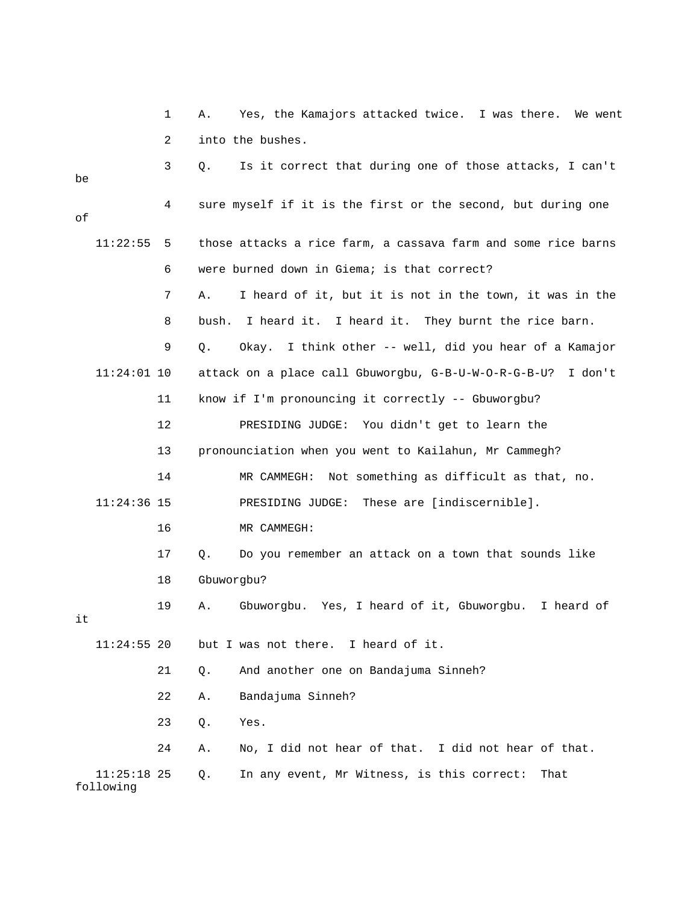A. Yes, the Kamajors attacked twice. I was there. We went into the bushes.

Q. Is it correct that during one of those attacks, I can't be sure myself if it is the first or the second, but during one of those attacks a rice farm, a cassava farm and some rice barns were burned down in Giema; is that correct?

A. I heard of it, but it is not in the town, it was in the bush. I heard it. I heard it. They burnt the rice barn.

Q. Okay. I think other -- well, did you hear of a Kamajor attack on a place call Gbuworgbu, G-B-U-W-O-R-G-B-U? I don't know if I'm pronouncing it correctly -- Gbuworgbu?

PRESIDING JUDGE: You didn't get to learn the pronounciation when you went to Kailahun, Mr Cammegh?

MR CAMMEGH: Not something as difficult as that, no.

PRESIDING JUDGE: These are [indiscernible].

MR CAMMEGH:

Q. Do you remember an attack on a town that sounds like Gbuworgbu?

A. Gbuworgbu. Yes, I heard of it, Gbuworgbu. I heard of it but I was not there. I heard of it.

Q. And another one on Bandajuma Sinneh?

A. Bandajuma Sinneh?

Q. Yes.

A. No, I did not hear of that. I did not hear of that.

Q. In any event, Mr Witness, is this correct: That following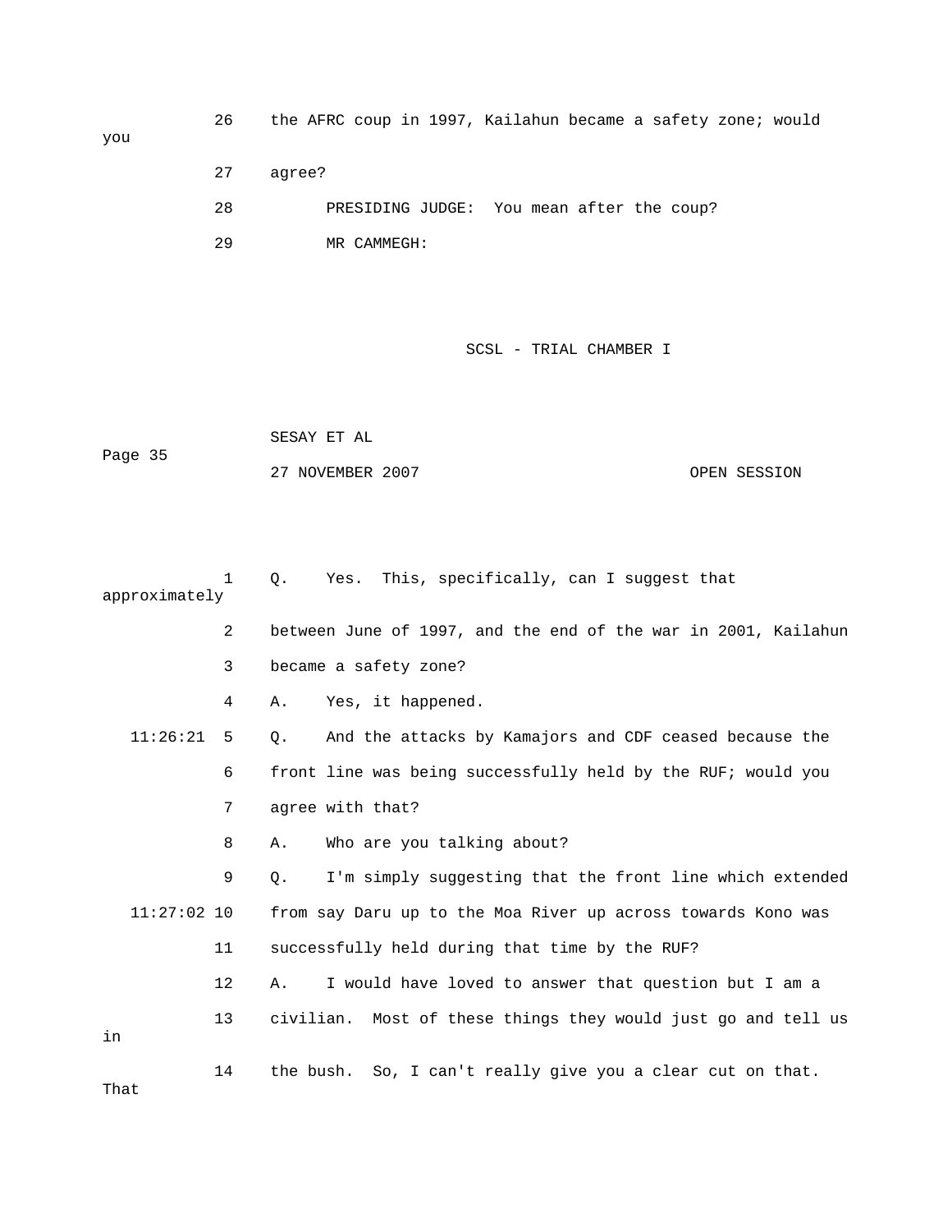26 the AFRC coup in 1997, Kailahun became a safety zone; would you

27 agree?

28 PRESIDING JUDGE: You mean after the coup?

29 MR CAMMEGH:

1 Q. Yes. This, specifically, can I suggest that approximately

2 between June of 1997, and the end of the war in 2001, Kailahun

3 became a safety zone?

4 A. Yes, it happened.

11:26:21 5 Q. And the attacks by Kamajors and CDF ceased because the

6 front line was being successfully held by the RUF; would you

7 agree with that?

8 A. Who are you talking about?

9 Q. I'm simply suggesting that the front line which extended

11:27:02 10 from say Daru up to the Moa River up across towards Kono was

11 successfully held during that time by the RUF?

12 A. I would have loved to answer that question but I am a

13 civilian. Most of these things they would just go and tell us in

14 the bush. So, I can't really give you a clear cut on that. That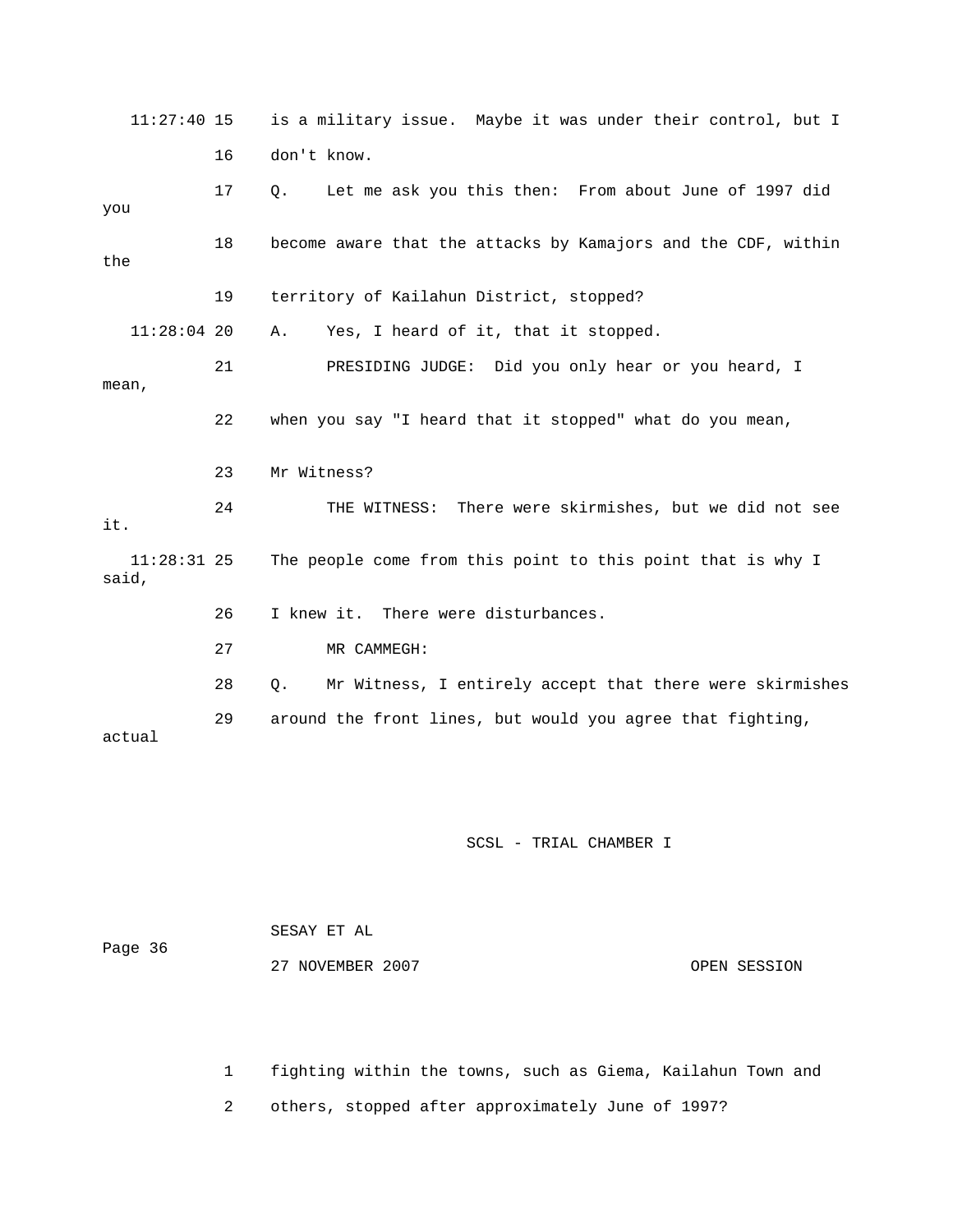11:27:40 15 is a military issue. Maybe it was under their control, but I

16 don't know.

17 Q. Let me ask you this then: From about June of 1997 did you

18 become aware that the attacks by Kamajors and the CDF, within the

19 territory of Kailahun District, stopped?

11:28:04 20 A. Yes, I heard of it, that it stopped.

21 PRESIDING JUDGE: Did you only hear or you heard, I mean,

22 when you say "I heard that it stopped" what do you mean,

23 Mr Witness?

24 THE WITNESS: There were skirmishes, but we did not see it.

11:28:31 25 The people come from this point to this point that is why I said,

26 I knew it. There were disturbances.

27 MR CAMMEGH:

28 Q. Mr Witness, I entirely accept that there were skirmishes

29 around the front lines, but would you agree that fighting, actual

1 fighting within the towns, such as Giema, Kailahun Town and

2 others, stopped after approximately June of 1997?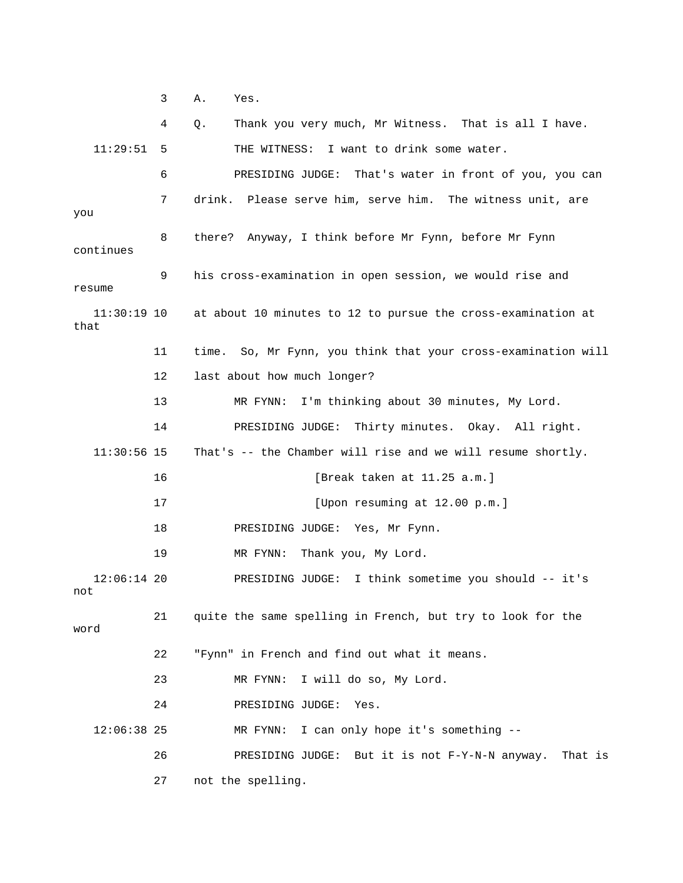3 A. Yes.

4 Q. Thank you very much, Mr Witness. That is all I have.

11:29:51 5 THE WITNESS: I want to drink some water.

6 PRESIDING JUDGE: That's water in front of you, you can

7 drink. Please serve him, serve him. The witness unit, are you

8 there? Anyway, I think before Mr Fynn, before Mr Fynn continues

9 his cross-examination in open session, we would rise and resume

11:30:19 10 at about 10 minutes to 12 to pursue the cross-examination at that

11 time. So, Mr Fynn, you think that your cross-examination will

12 last about how much longer?

13 MR FYNN: I'm thinking about 30 minutes, My Lord.

14 PRESIDING JUDGE: Thirty minutes. Okay. All right.

11:30:56 15 That's -- the Chamber will rise and we will resume shortly.

16 [Break taken at 11.25 a.m.]

17 [Upon resuming at 12.00 p.m.]

18 PRESIDING JUDGE: Yes, Mr Fynn.

19 MR FYNN: Thank you, My Lord.

12:06:14 20 PRESIDING JUDGE: I think sometime you should -- it's not

21 quite the same spelling in French, but try to look for the word

22 "Fynn" in French and find out what it means.

23 MR FYNN: I will do so, My Lord.

24 PRESIDING JUDGE: Yes.

12:06:38 25 MR FYNN: I can only hope it's something --

26 PRESIDING JUDGE: But it is not F-Y-N-N anyway. That is

27 not the spelling.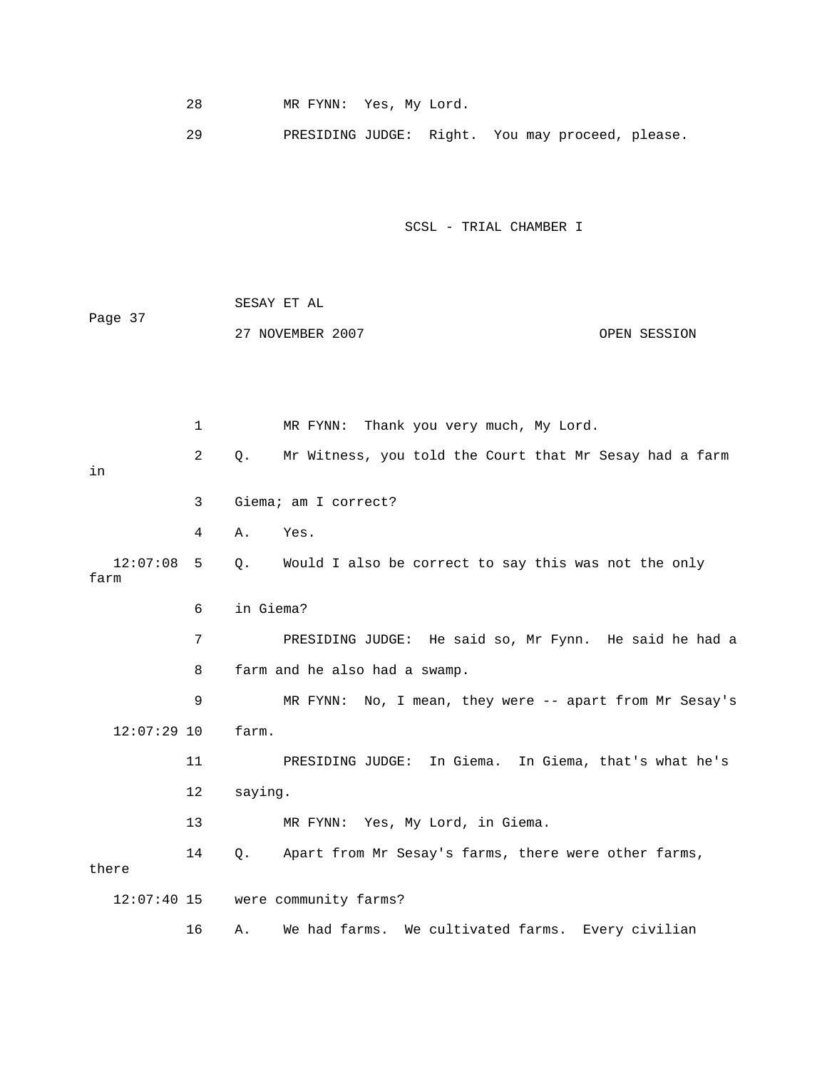28 MR FYNN: Yes, My Lord.

29 PRESIDING JUDGE: Right. You may proceed, please.

1 MR FYNN: Thank you very much, My Lord.

2 Q. Mr Witness, you told the Court that Mr Sesay had a farm in

3 Giema; am I correct?

4 A. Yes.

12:07:08 5 Q. Would I also be correct to say this was not the only farm

6 in Giema?

7 PRESIDING JUDGE: He said so, Mr Fynn. He said he had a

8 farm and he also had a swamp.

9 MR FYNN: No, I mean, they were -- apart from Mr Sesay's

12:07:29 10 farm.

11 PRESIDING JUDGE: In Giema. In Giema, that's what he's

12 saying.

13 MR FYNN: Yes, My Lord, in Giema.

14 Q. Apart from Mr Sesay's farms, there were other farms, there

12:07:40 15 were community farms?

16 A. We had farms. We cultivated farms. Every civilian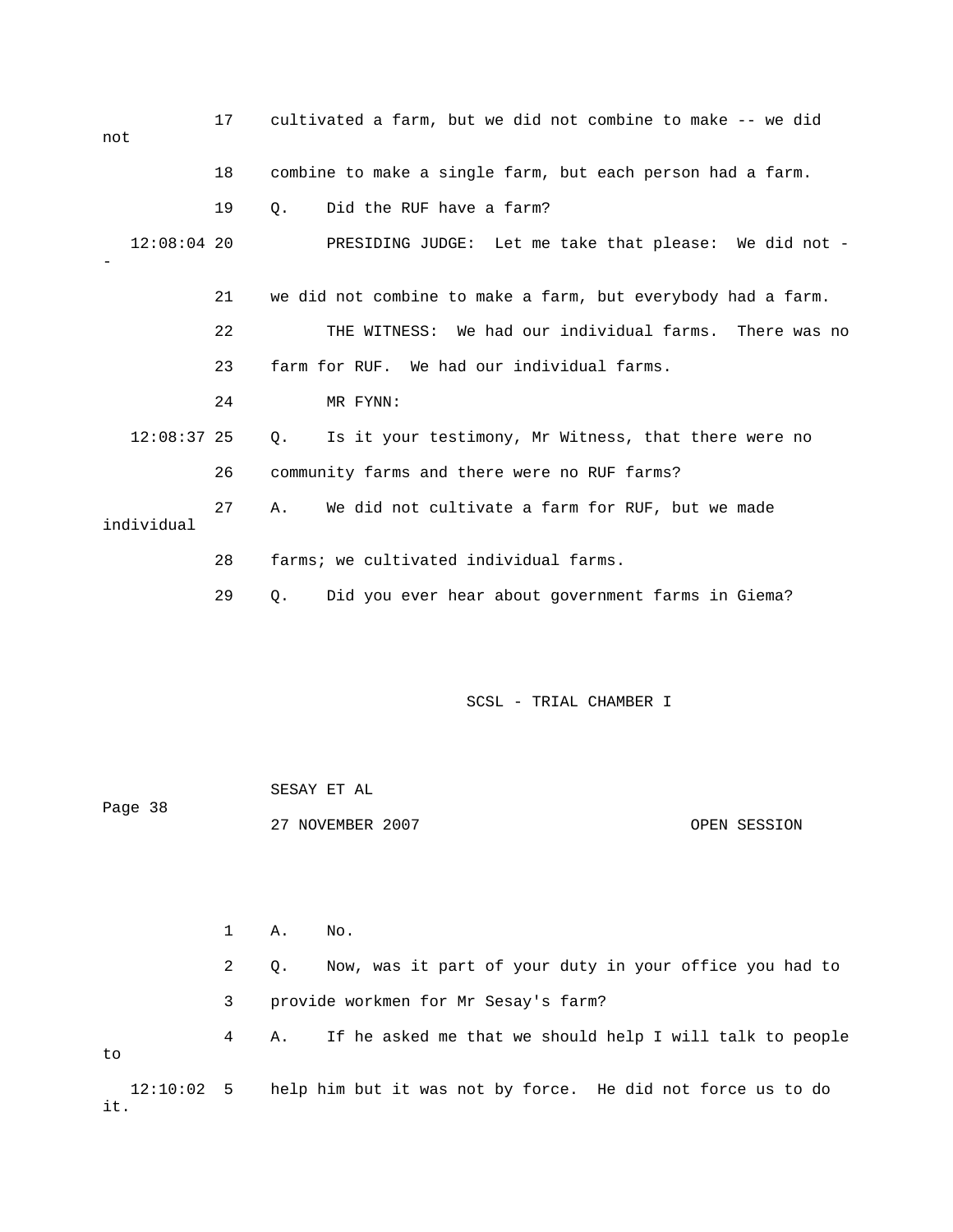17 cultivated a farm, but we did not combine to make -- we did not

18 combine to make a single farm, but each person had a farm.

19 Q. Did the RUF have a farm?

12:08:04 20 PRESIDING JUDGE: Let me take that please: We did not --

21 we did not combine to make a farm, but everybody had a farm.

22 THE WITNESS: We had our individual farms. There was no

23 farm for RUF. We had our individual farms.

24 MR FYNN:

12:08:37 25 Q. Is it your testimony, Mr Witness, that there were no

26 community farms and there were no RUF farms?

27 A. We did not cultivate a farm for RUF, but we made individual

28 farms; we cultivated individual farms.

29 Q. Did you ever hear about government farms in Giema?

1 A. No.

2 Q. Now, was it part of your duty in your office you had to

3 provide workmen for Mr Sesay's farm?

4 A. If he asked me that we should help I will talk to people to

12:10:02 5 help him but it was not by force. He did not force us to do it.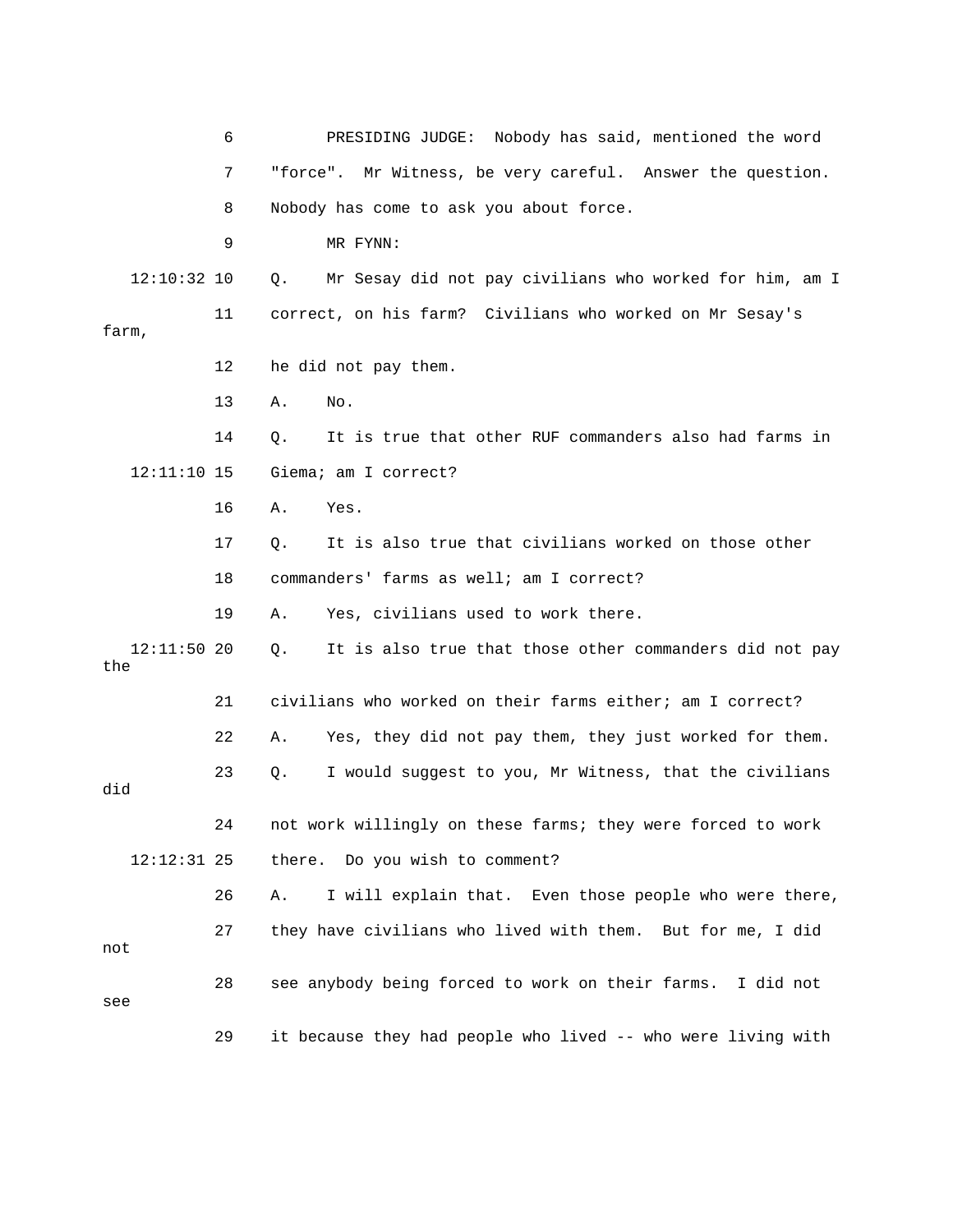6 PRESIDING JUDGE: Nobody has said, mentioned the word

7 "force". Mr Witness, be very careful. Answer the question.

8 Nobody has come to ask you about force.

9 MR FYNN:

12:10:32 10 Q. Mr Sesay did not pay civilians who worked for him, am I

11 correct, on his farm? Civilians who worked on Mr Sesay's farm,

12 he did not pay them.

13 A. No.

14 Q. It is true that other RUF commanders also had farms in

12:11:10 15 Giema; am I correct?

16 A. Yes.

17 Q. It is also true that civilians worked on those other

18 commanders' farms as well; am I correct?

19 A. Yes, civilians used to work there.

12:11:50 20 Q. It is also true that those other commanders did not pay the

21 civilians who worked on their farms either; am I correct?

22 A. Yes, they did not pay them, they just worked for them.

23 Q. I would suggest to you, Mr Witness, that the civilians did

24 not work willingly on these farms; they were forced to work

12:12:31 25 there. Do you wish to comment?

26 A. I will explain that. Even those people who were there,

27 they have civilians who lived with them. But for me, I did not

28 see anybody being forced to work on their farms. I did not see

29 it because they had people who lived -- who were living with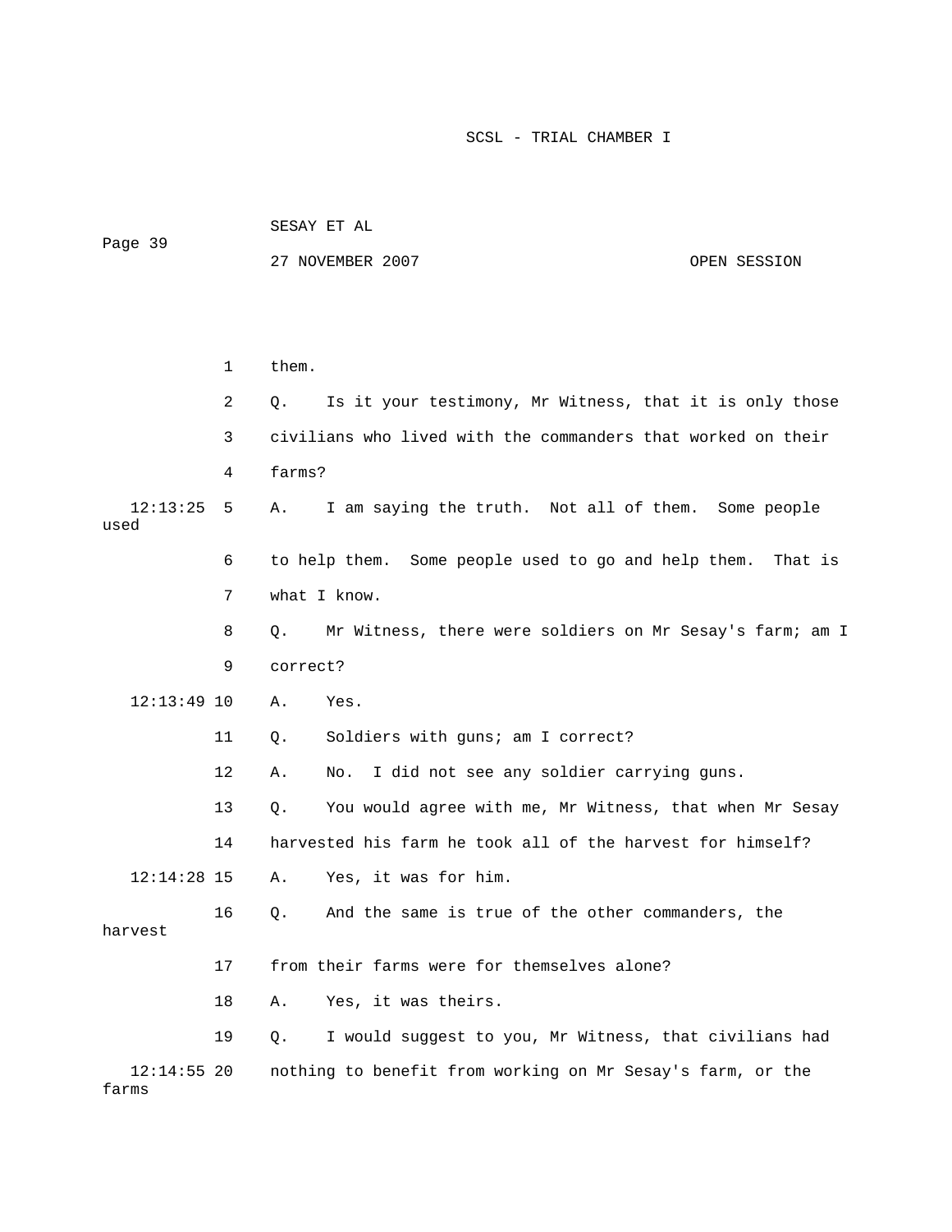1 them.

2 Q. Is it your testimony, Mr Witness, that it is only those

3 civilians who lived with the commanders that worked on their

4 farms?

12:13:25 5 A. I am saying the truth. Not all of them. Some people used

6 to help them. Some people used to go and help them. That is

7 what I know.

8 Q. Mr Witness, there were soldiers on Mr Sesay's farm; am I

9 correct?

12:13:49 10 A. Yes.

11 Q. Soldiers with guns; am I correct?

12 A. No. I did not see any soldier carrying guns.

13 Q. You would agree with me, Mr Witness, that when Mr Sesay

14 harvested his farm he took all of the harvest for himself?

12:14:28 15 A. Yes, it was for him.

16 Q. And the same is true of the other commanders, the harvest

17 from their farms were for themselves alone?

18 A. Yes, it was theirs.

19 Q. I would suggest to you, Mr Witness, that civilians had

12:14:55 20 nothing to benefit from working on Mr Sesay's farm, or the farms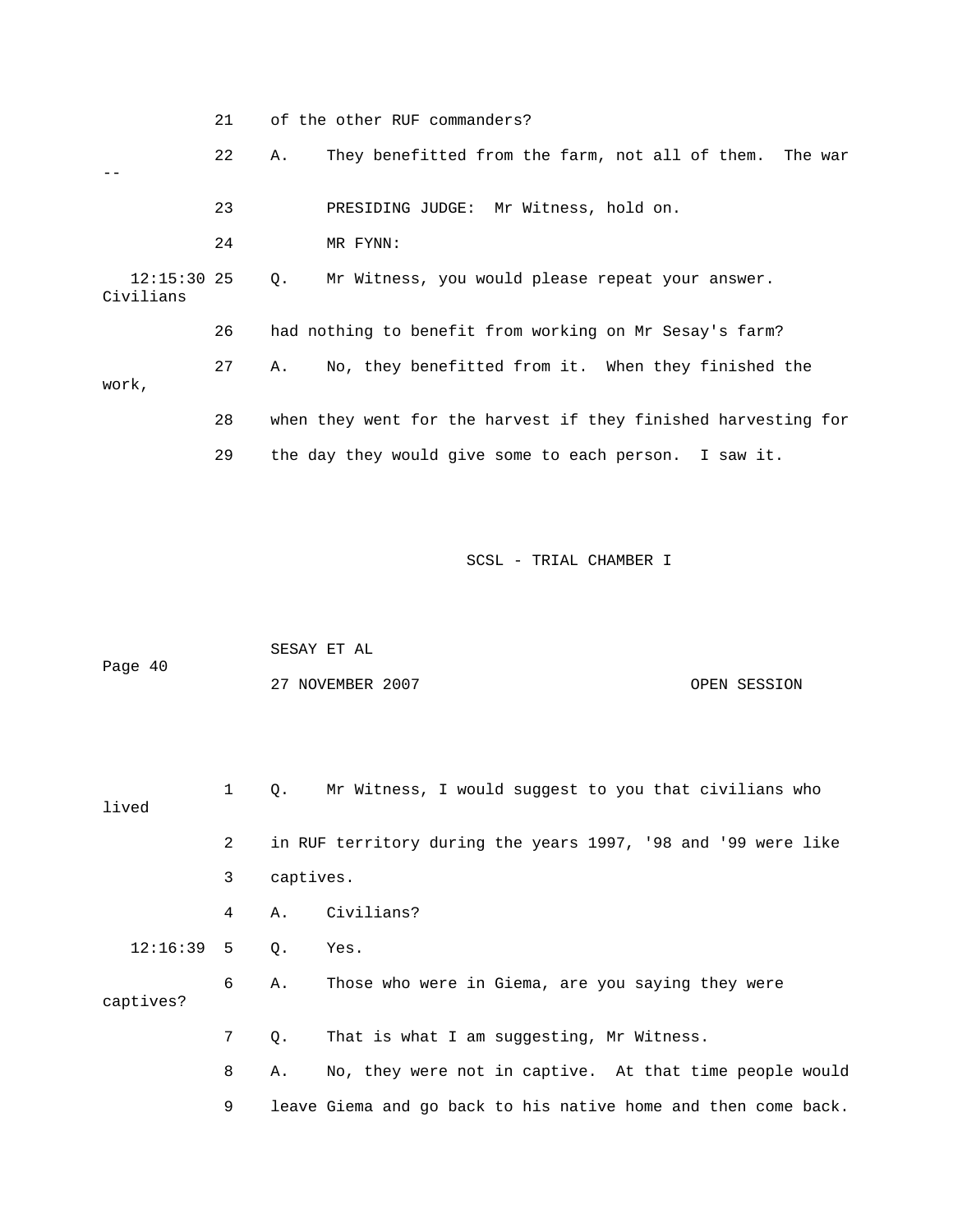21 of the other RUF commanders?

22 A. They benefitted from the farm, not all of them. The war --

23 PRESIDING JUDGE: Mr Witness, hold on.

24 MR FYNN:

12:15:30 25 Q. Mr Witness, you would please repeat your answer. Civilians

26 had nothing to benefit from working on Mr Sesay's farm?

27 A. No, they benefitted from it. When they finished the work,

28 when they went for the harvest if they finished harvesting for

29 the day they would give some to each person. I saw it.

1 Q. Mr Witness, I would suggest to you that civilians who lived

2 in RUF territory during the years 1997, '98 and '99 were like

3 captives.

4 A. Civilians?

12:16:39 5 Q. Yes.

6 A. Those who were in Giema, are you saying they were captives?

7 Q. That is what I am suggesting, Mr Witness.

8 A. No, they were not in captive. At that time people would

9 leave Giema and go back to his native home and then come back.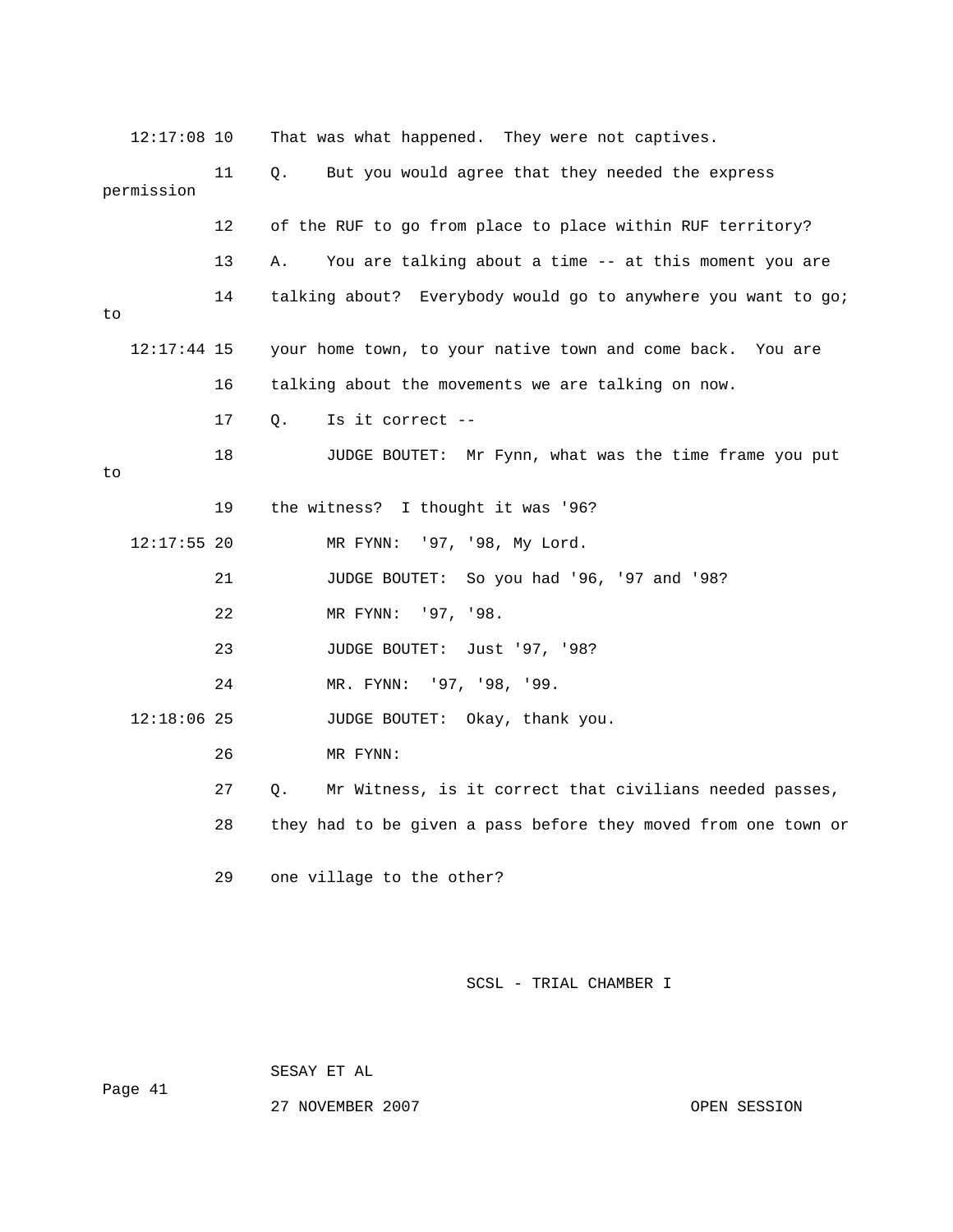12:17:08 10 That was what happened. They were not captives.

11 Q. But you would agree that they needed the express permission

12 of the RUF to go from place to place within RUF territory?

13 A. You are talking about a time -- at this moment you are

14 talking about? Everybody would go to anywhere you want to go; to

12:17:44 15 your home town, to your native town and come back. You are

16 talking about the movements we are talking on now.

17 Q. Is it correct --

18 JUDGE BOUTET: Mr Fynn, what was the time frame you put to

19 the witness? I thought it was '96?

12:17:55 20 MR FYNN: '97, '98, My Lord.

21 JUDGE BOUTET: So you had '96, '97 and '98?

22 MR FYNN: '97, '98.

23 JUDGE BOUTET: Just '97, '98?

24 MR. FYNN: '97, '98, '99.

12:18:06 25 JUDGE BOUTET: Okay, thank you.

26 MR FYNN:

27 Q. Mr Witness, is it correct that civilians needed passes,

28 they had to be given a pass before they moved from one town or

29 one village to the other?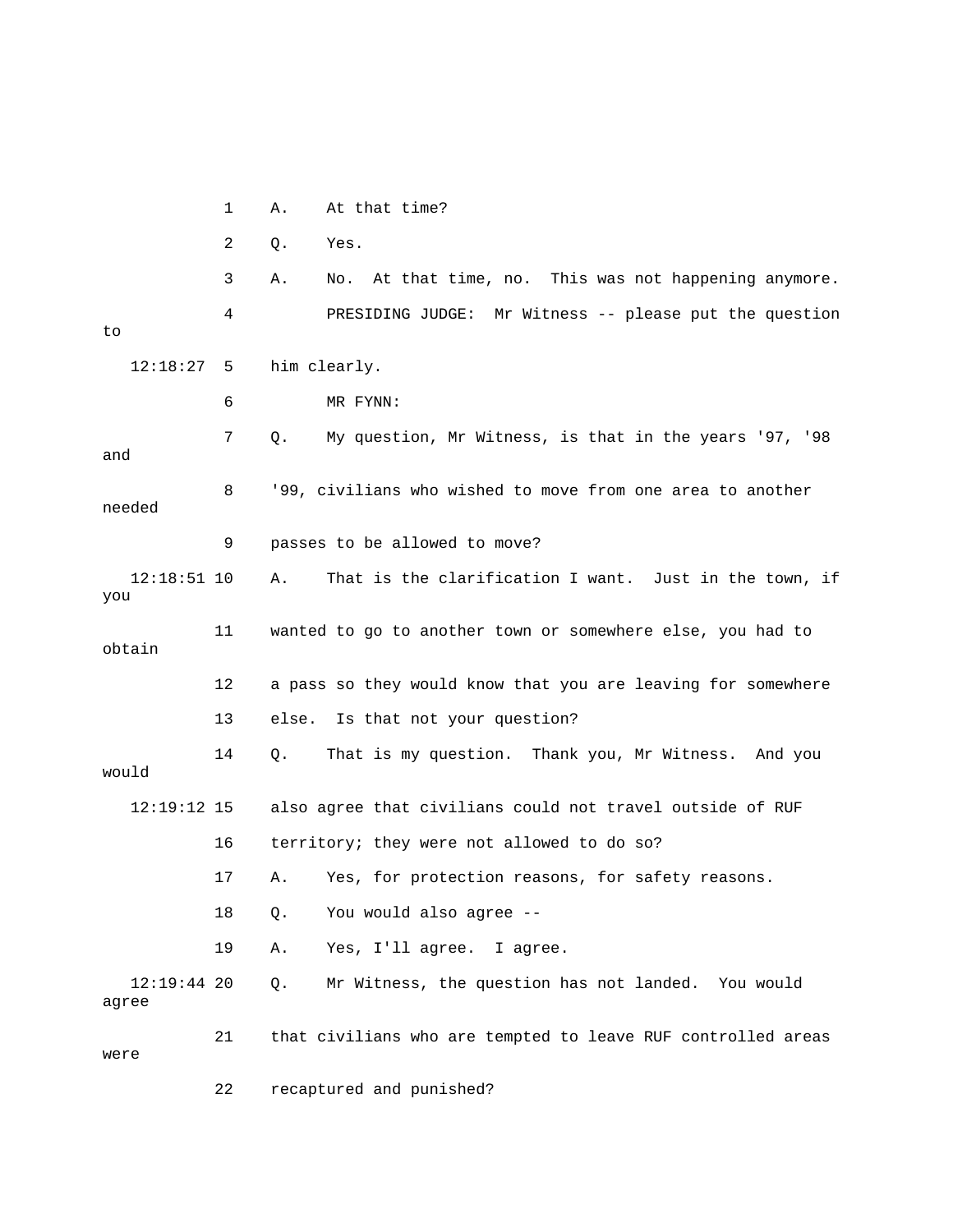1 A. At that time?

2 Q. Yes.

3 A. No. At that time, no. This was not happening anymore.

4 PRESIDING JUDGE: Mr Witness -- please put the question to

12:18:27 5 him clearly.

6 MR FYNN:

7 Q. My question, Mr Witness, is that in the years '97, '98 and

8 '99, civilians who wished to move from one area to another needed

9 passes to be allowed to move?

12:18:51 10 A. That is the clarification I want. Just in the town, if you

11 wanted to go to another town or somewhere else, you had to obtain

12 a pass so they would know that you are leaving for somewhere

13 else. Is that not your question?

14 Q. That is my question. Thank you, Mr Witness. And you would

12:19:12 15 also agree that civilians could not travel outside of RUF

16 territory; they were not allowed to do so?

17 A. Yes, for protection reasons, for safety reasons.

18 Q. You would also agree --

19 A. Yes, I'll agree. I agree.

12:19:44 20 Q. Mr Witness, the question has not landed. You would agree

21 that civilians who are tempted to leave RUF controlled areas were

22 recaptured and punished?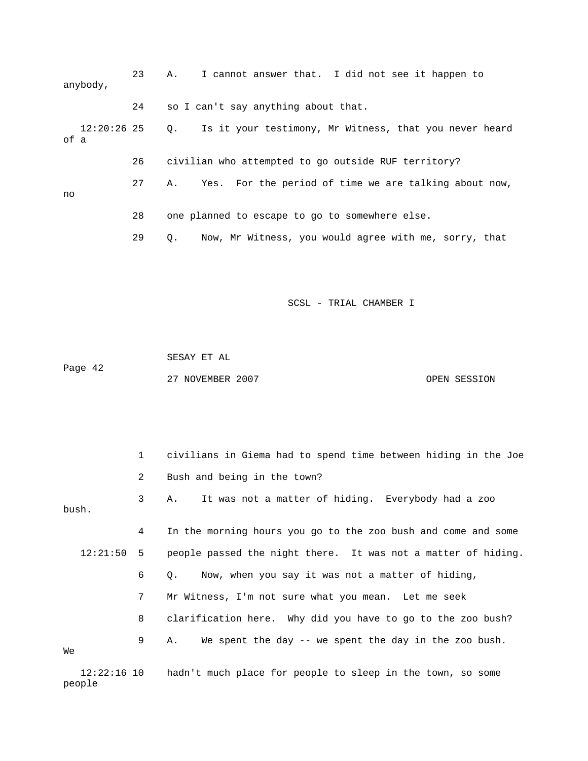23 A. I cannot answer that. I did not see it happen to anybody,

24 so I can't say anything about that.

12:20:26 25 Q. Is it your testimony, Mr Witness, that you never heard of a

26 civilian who attempted to go outside RUF territory?

27 A. Yes. For the period of time we are talking about now, no

28 one planned to escape to go to somewhere else.

29 Q. Now, Mr Witness, you would agree with me, sorry, that

1 civilians in Giema had to spend time between hiding in the Joe

2 Bush and being in the town?

3 A. It was not a matter of hiding. Everybody had a zoo bush.

4 In the morning hours you go to the zoo bush and come and some

12:21:50 5 people passed the night there. It was not a matter of hiding.

6 Q. Now, when you say it was not a matter of hiding,

7 Mr Witness, I'm not sure what you mean. Let me seek

8 clarification here. Why did you have to go to the zoo bush?

9 A. We spent the day -- we spent the day in the zoo bush. We

12:22:16 10 hadn't much place for people to sleep in the town, so some people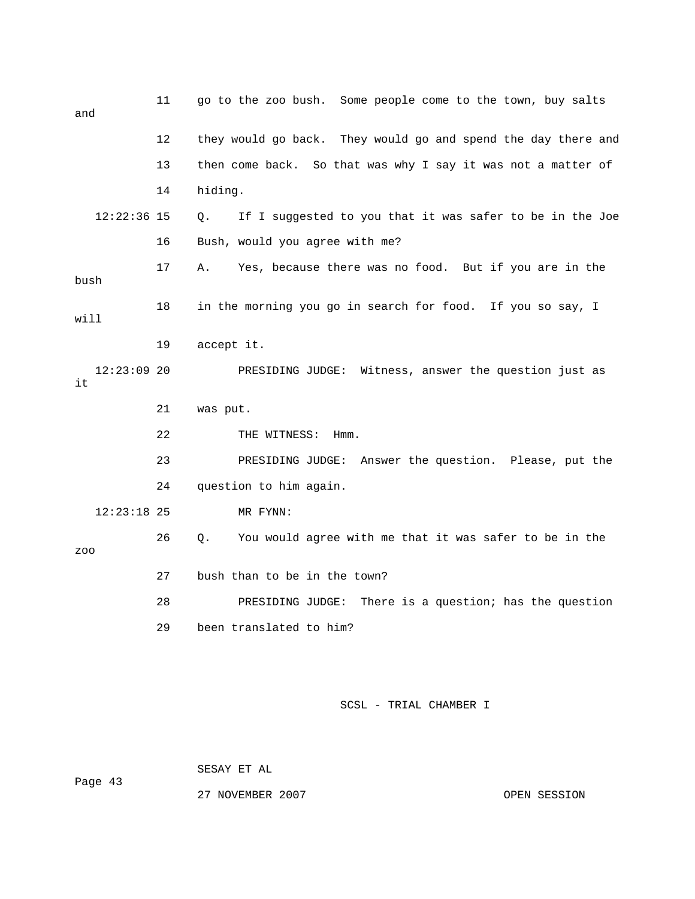11 go to the zoo bush. Some people come to the town, buy salts and

12 they would go back. They would go and spend the day there and

13 then come back. So that was why I say it was not a matter of

14 hiding.

12:22:36 15 Q. If I suggested to you that it was safer to be in the Joe

16 Bush, would you agree with me?

17 A. Yes, because there was no food. But if you are in the bush

18 in the morning you go in search for food. If you so say, I will

19 accept it.

12:23:09 20 PRESIDING JUDGE: Witness, answer the question just as it

21 was put.

22 THE WITNESS: Hmm.

23 PRESIDING JUDGE: Answer the question. Please, put the

24 question to him again.

12:23:18 25 MR FYNN:

26 Q. You would agree with me that it was safer to be in the zoo

27 bush than to be in the town?

28 PRESIDING JUDGE: There is a question; has the question

29 been translated to him?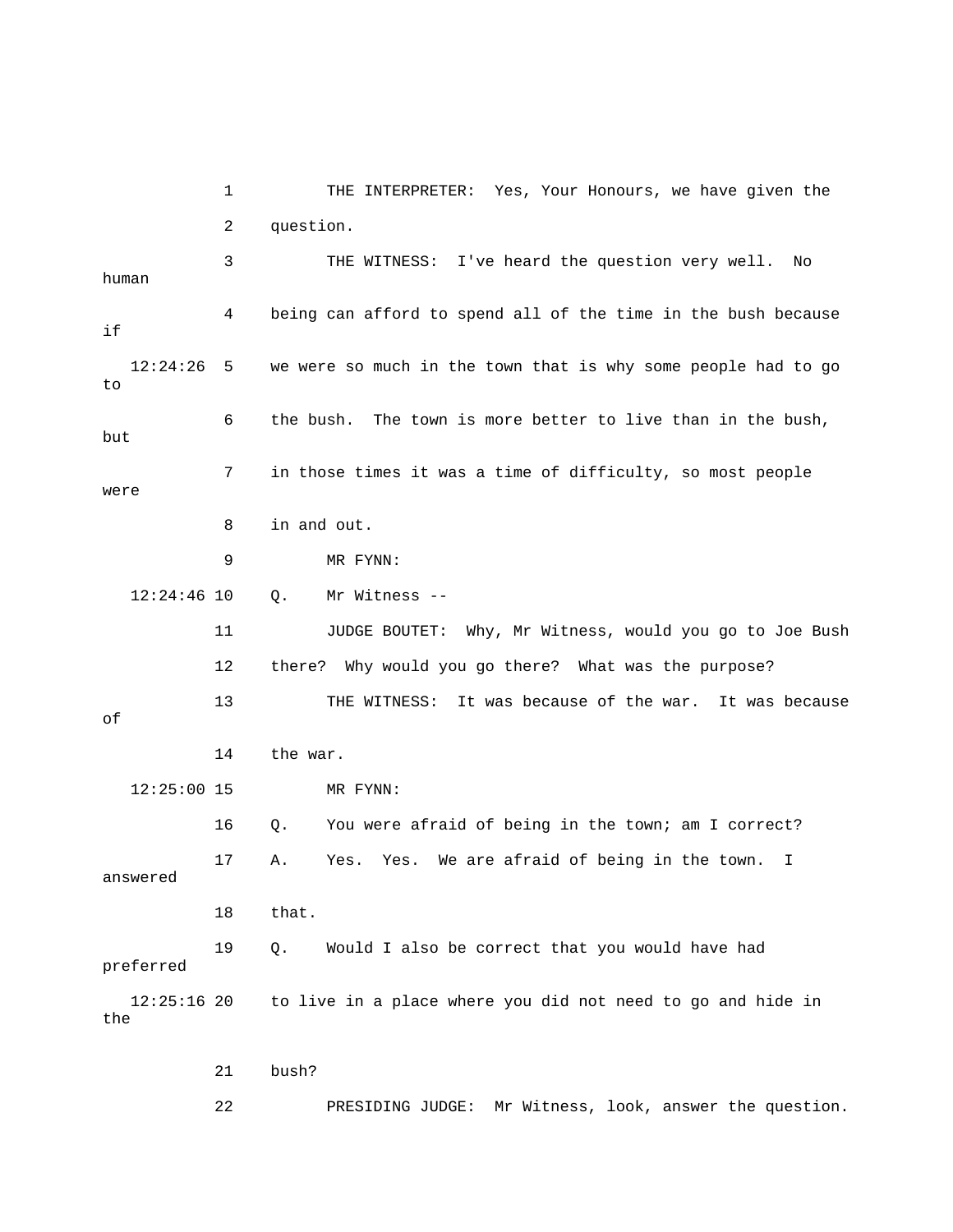1 THE INTERPRETER: Yes, Your Honours, we have given the

2 question.

3 THE WITNESS: I've heard the question very well. No human

4 being can afford to spend all of the time in the bush because if

12:24:26 5 we were so much in the town that is why some people had to go to

6 the bush. The town is more better to live than in the bush, but

7 in those times it was a time of difficulty, so most people were

8 in and out.

9 MR FYNN:

12:24:46 10 Q. Mr Witness --

11 JUDGE BOUTET: Why, Mr Witness, would you go to Joe Bush

12 there? Why would you go there? What was the purpose?

13 THE WITNESS: It was because of the war. It was because of

14 the war.

12:25:00 15 MR FYNN:

16 Q. You were afraid of being in the town; am I correct?

17 A. Yes. Yes. We are afraid of being in the town. I answered

18 that.

19 Q. Would I also be correct that you would have had preferred

12:25:16 20 to live in a place where you did not need to go and hide in the

21 bush?

22 PRESIDING JUDGE: Mr Witness, look, answer the question.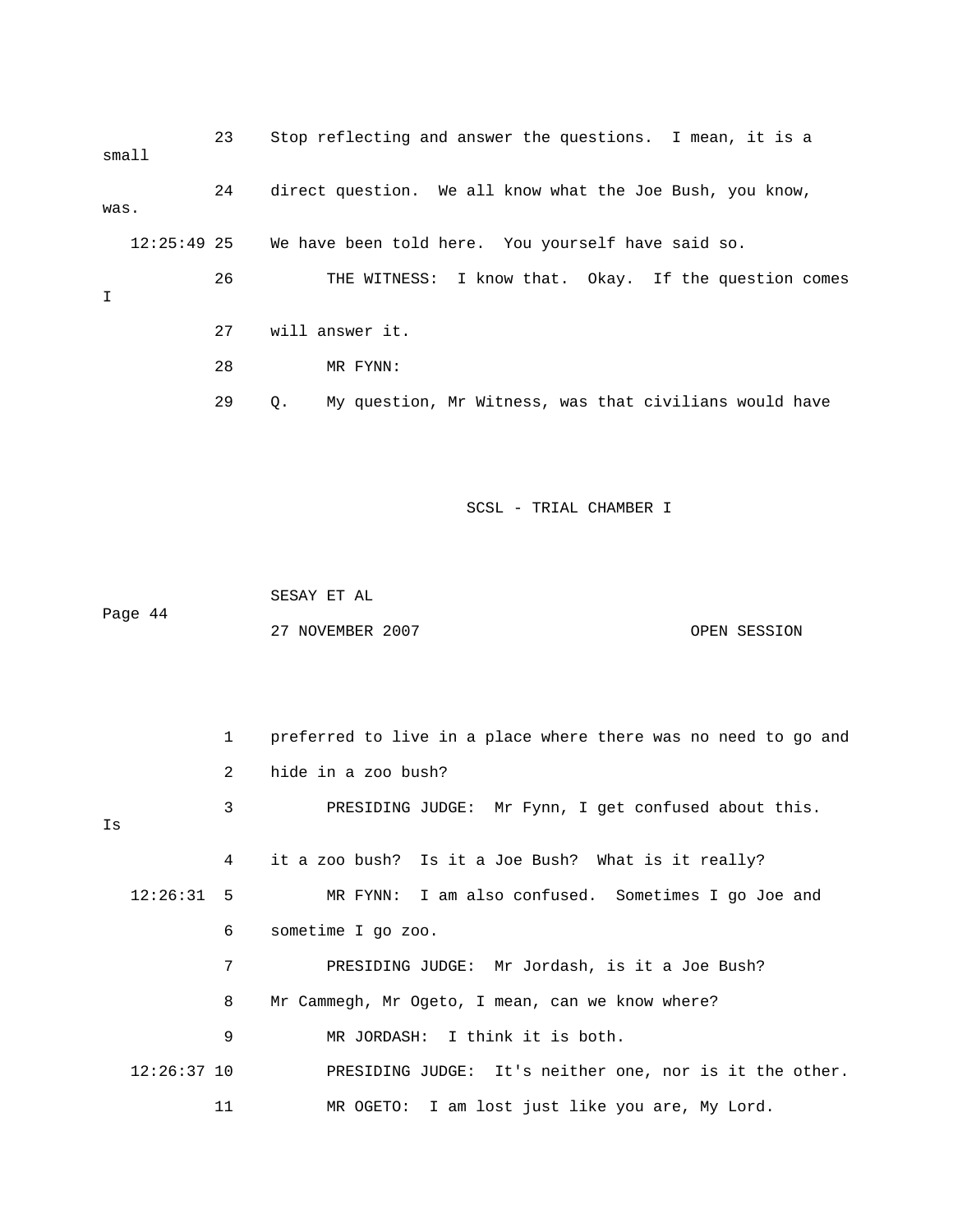23 Stop reflecting and answer the questions. I mean, it is a small

24 direct question. We all know what the Joe Bush, you know, was.

12:25:49 25 We have been told here. You yourself have said so.

26 THE WITNESS: I know that. Okay. If the question comes I

27 will answer it.

28 MR FYNN:

29 Q. My question, Mr Witness, was that civilians would have

SCSL - TRIAL CHAMBER I

SESAY ET AL

Page 44

27 NOVEMBER 2007 OPEN SESSION

1 preferred to live in a place where there was no need to go and

2 hide in a zoo bush?

3 PRESIDING JUDGE: Mr Fynn, I get confused about this. Is

4 it a zoo bush? Is it a Joe Bush? What is it really?

12:26:31 5 MR FYNN: I am also confused. Sometimes I go Joe and

6 sometime I go zoo.

7 PRESIDING JUDGE: Mr Jordash, is it a Joe Bush?

8 Mr Cammegh, Mr Ogeto, I mean, can we know where?

9 MR JORDASH: I think it is both.

12:26:37 10 PRESIDING JUDGE: It's neither one, nor is it the other.

11 MR OGETO: I am lost just like you are, My Lord.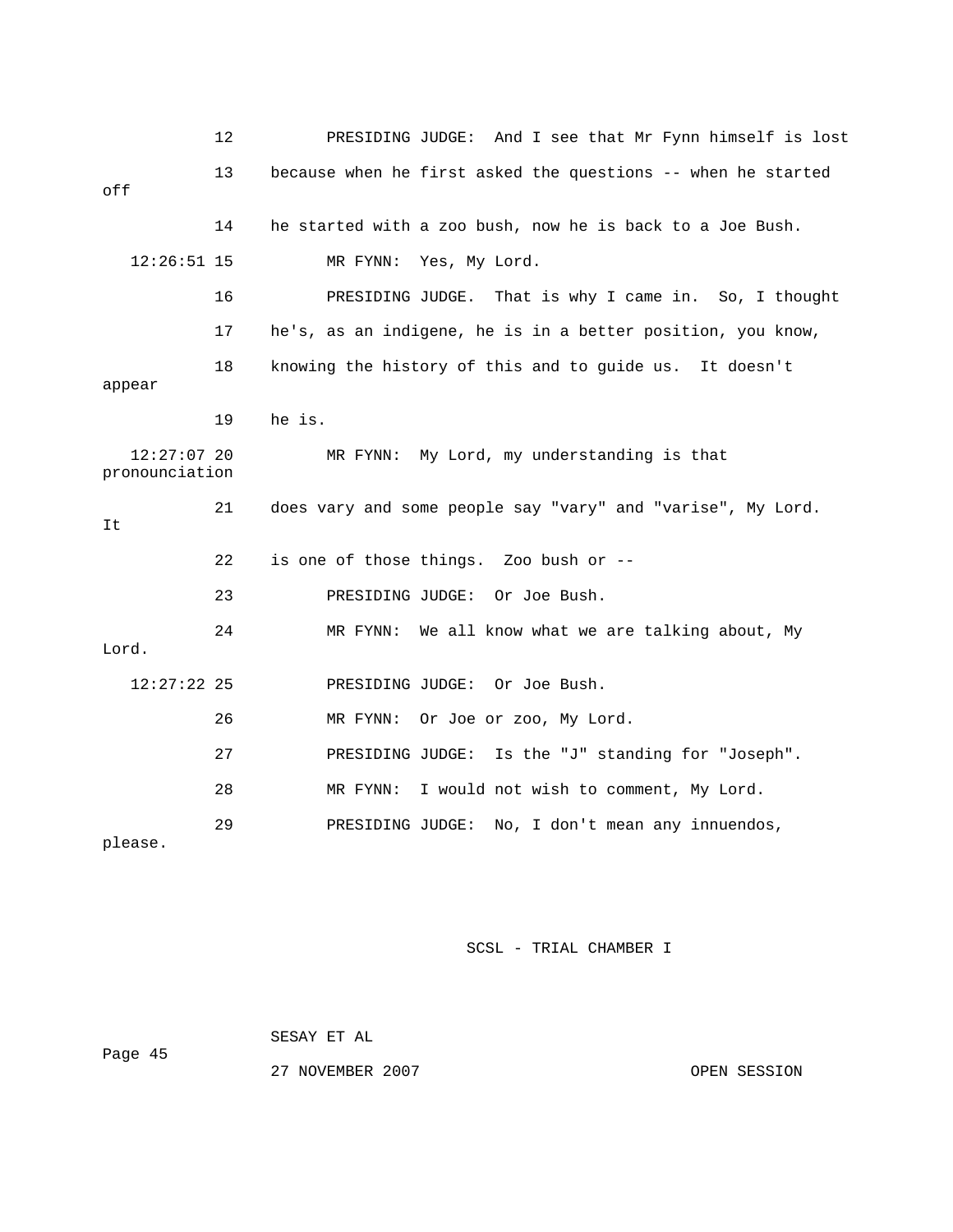12 PRESIDING JUDGE: And I see that Mr Fynn himself is lost

13 because when he first asked the questions -- when he started off

14 he started with a zoo bush, now he is back to a Joe Bush.

12:26:51 15 MR FYNN: Yes, My Lord.

16 PRESIDING JUDGE. That is why I came in. So, I thought

17 he's, as an indigene, he is in a better position, you know,

18 knowing the history of this and to guide us. It doesn't appear

19 he is.

12:27:07 20 MR FYNN: My Lord, my understanding is that pronounciation

21 does vary and some people say "vary" and "varise", My Lord. It

22 is one of those things. Zoo bush or --

23 PRESIDING JUDGE: Or Joe Bush.

24 MR FYNN: We all know what we are talking about, My Lord.

12:27:22 25 PRESIDING JUDGE: Or Joe Bush.

26 MR FYNN: Or Joe or zoo, My Lord.

27 PRESIDING JUDGE: Is the "J" standing for "Joseph".

28 MR FYNN: I would not wish to comment, My Lord.

29 PRESIDING JUDGE: No, I don't mean any innuendos, please.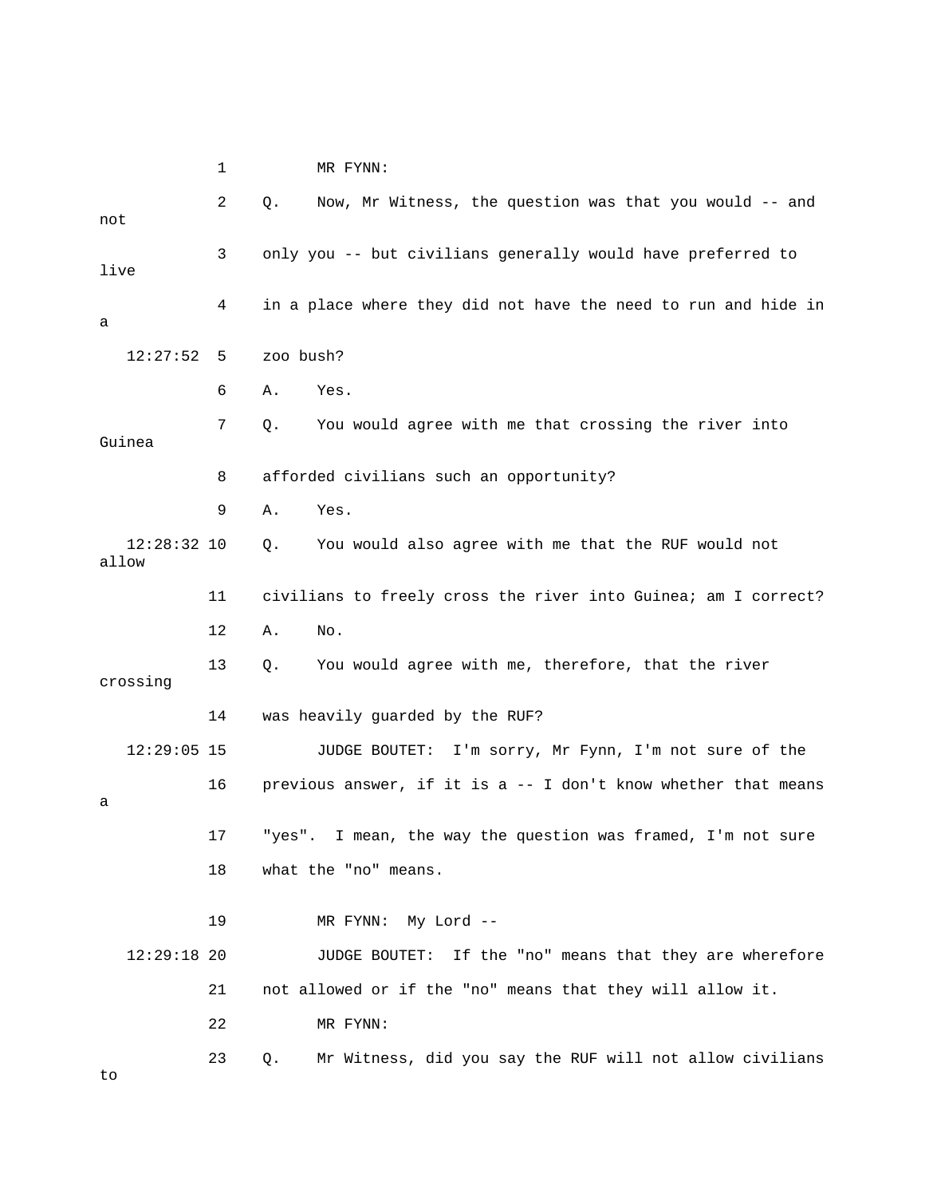1 MR FYNN:

2 Q. Now, Mr Witness, the question was that you would -- and not

3 only you -- but civilians generally would have preferred to live

4 in a place where they did not have the need to run and hide in a

12:27:52 5 zoo bush?

6 A. Yes.

7 Q. You would agree with me that crossing the river into Guinea

8 afforded civilians such an opportunity?

9 A. Yes.

12:28:32 10 Q. You would also agree with me that the RUF would not allow

11 civilians to freely cross the river into Guinea; am I correct?

12 A. No.

13 Q. You would agree with me, therefore, that the river crossing

14 was heavily guarded by the RUF?

12:29:05 15 JUDGE BOUTET: I'm sorry, Mr Fynn, I'm not sure of the

16 previous answer, if it is a -- I don't know whether that means a

17 "yes". I mean, the way the question was framed, I'm not sure

18 what the "no" means.

19 MR FYNN: My Lord --

12:29:18 20 JUDGE BOUTET: If the "no" means that they are wherefore

21 not allowed or if the "no" means that they will allow it.

22 MR FYNN:

23 Q. Mr Witness, did you say the RUF will not allow civilians to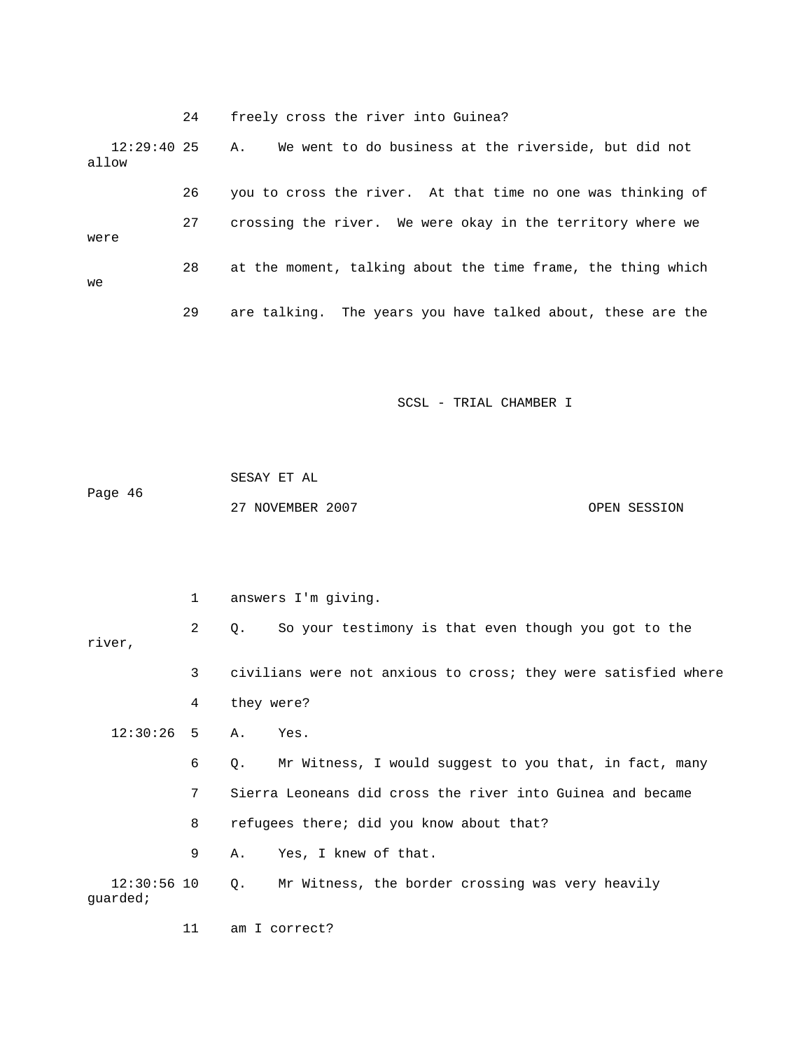24 freely cross the river into Guinea?

12:29:40 25 A. We went to do business at the riverside, but did not allow

26 you to cross the river. At that time no one was thinking of

27 crossing the river. We were okay in the territory where we were

28 at the moment, talking about the time frame, the thing which we

29 are talking. The years you have talked about, these are the

1 answers I'm giving.

2 Q. So your testimony is that even though you got to the river,

3 civilians were not anxious to cross; they were satisfied where

4 they were?

12:30:26 5 A. Yes.

6 Q. Mr Witness, I would suggest to you that, in fact, many

7 Sierra Leoneans did cross the river into Guinea and became

8 refugees there; did you know about that?

9 A. Yes, I knew of that.

12:30:56 10 Q. Mr Witness, the border crossing was very heavily guarded;

11 am I correct?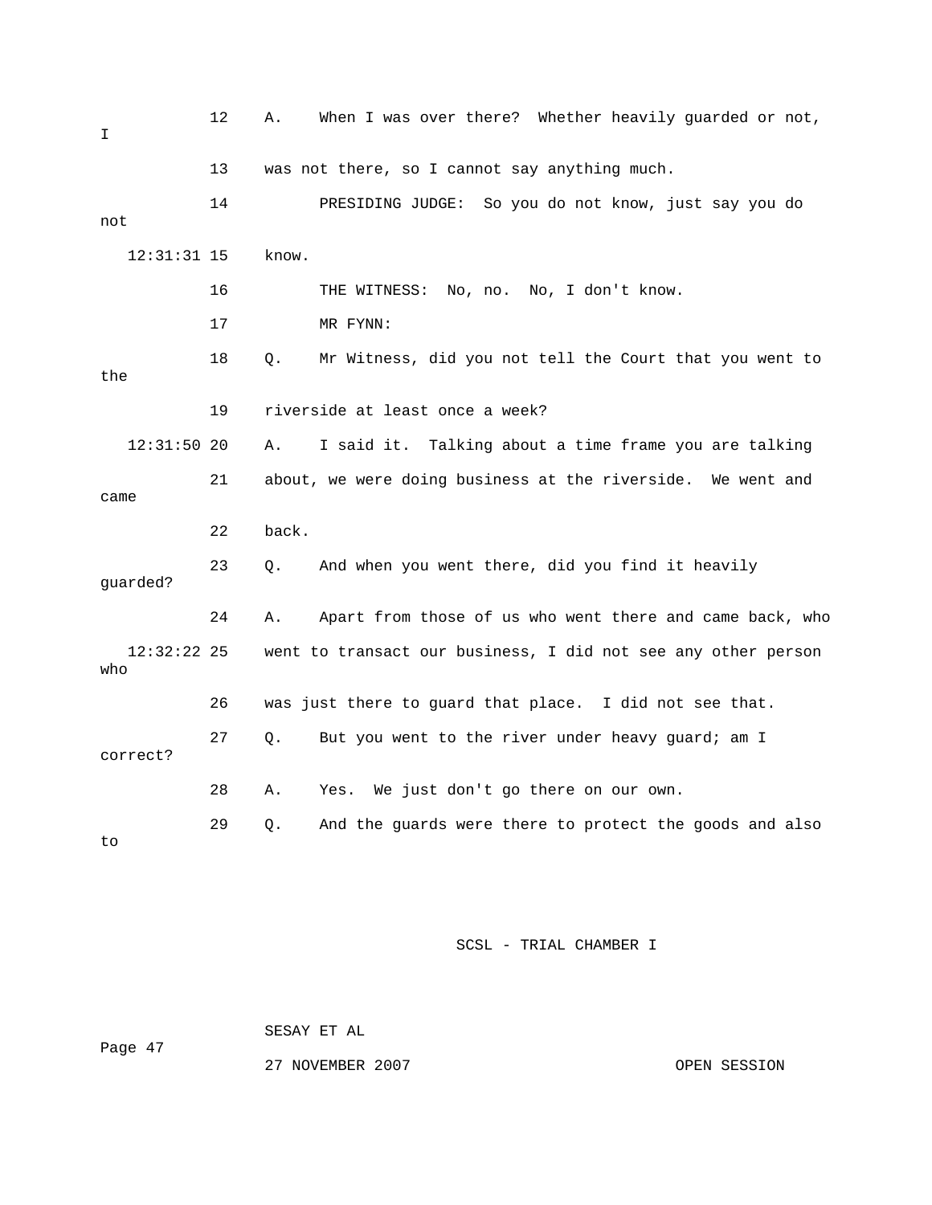12 A. When I was over there? Whether heavily guarded or not, I

13 was not there, so I cannot say anything much.

14 PRESIDING JUDGE: So you do not know, just say you do not

12:31:31 15 know.

16 THE WITNESS: No, no. No, I don't know.

17 MR FYNN:

18 Q. Mr Witness, did you not tell the Court that you went to the

19 riverside at least once a week?

12:31:50 20 A. I said it. Talking about a time frame you are talking

21 about, we were doing business at the riverside. We went and came

22 back.

23 Q. And when you went there, did you find it heavily guarded?

24 A. Apart from those of us who went there and came back, who

12:32:22 25 went to transact our business, I did not see any other person who

26 was just there to guard that place. I did not see that.

27 Q. But you went to the river under heavy guard; am I correct?

28 A. Yes. We just don't go there on our own.

29 Q. And the guards were there to protect the goods and also to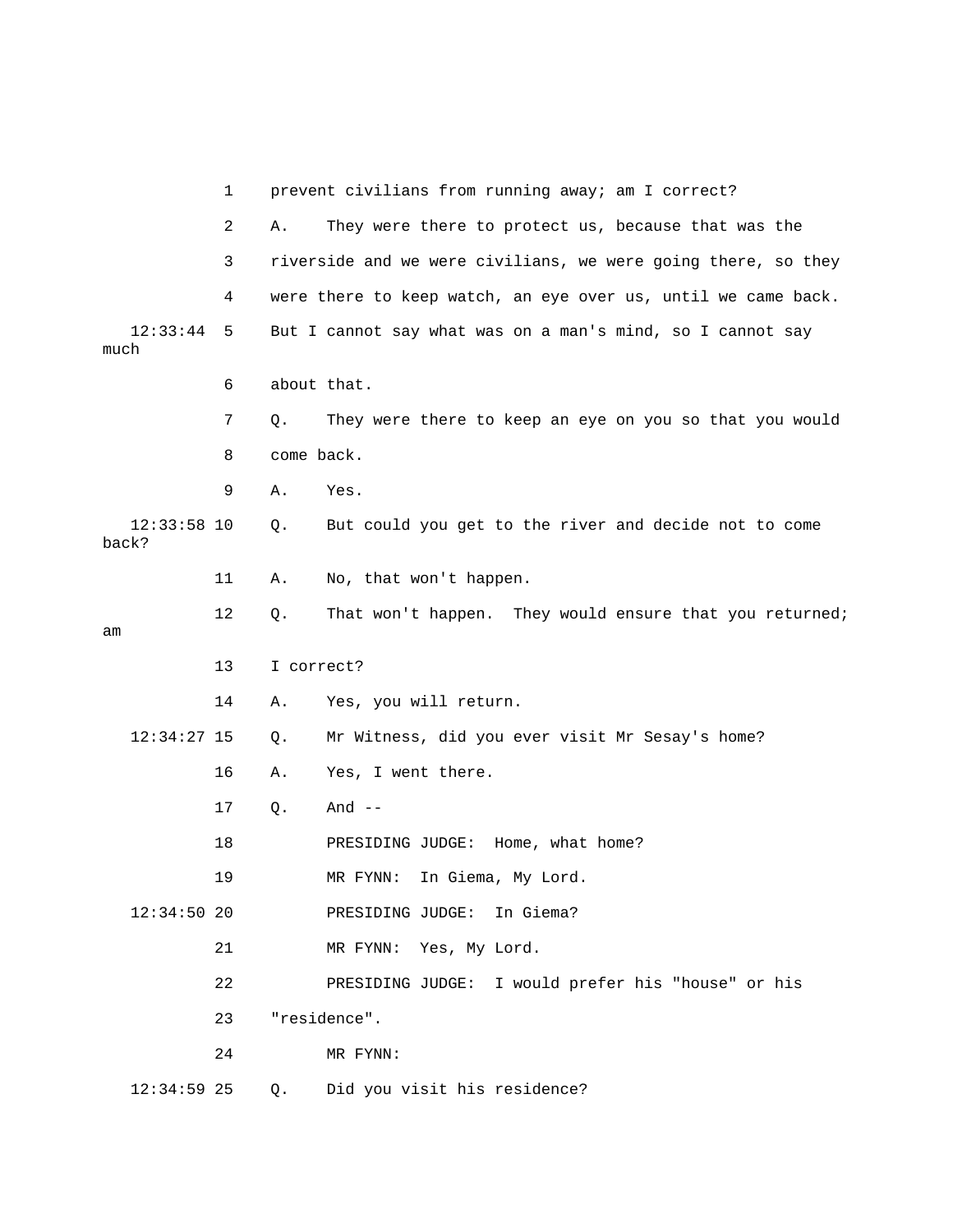1 prevent civilians from running away; am I correct?

2 A. They were there to protect us, because that was the

3 riverside and we were civilians, we were going there, so they

4 were there to keep watch, an eye over us, until we came back.

12:33:44 5 But I cannot say what was on a man's mind, so I cannot say much

6 about that.

7 Q. They were there to keep an eye on you so that you would

8 come back.

9 A. Yes.

12:33:58 10 Q. But could you get to the river and decide not to come back?

11 A. No, that won't happen.

12 Q. That won't happen. They would ensure that you returned; am

13 I correct?

14 A. Yes, you will return.

12:34:27 15 Q. Mr Witness, did you ever visit Mr Sesay's home?

16 A. Yes, I went there.

17 Q. And --

18 PRESIDING JUDGE: Home, what home?

19 MR FYNN: In Giema, My Lord.

12:34:50 20 PRESIDING JUDGE: In Giema?

21 MR FYNN: Yes, My Lord.

22 PRESIDING JUDGE: I would prefer his "house" or his

23 "residence".

24 MR FYNN:

12:34:59 25 Q. Did you visit his residence?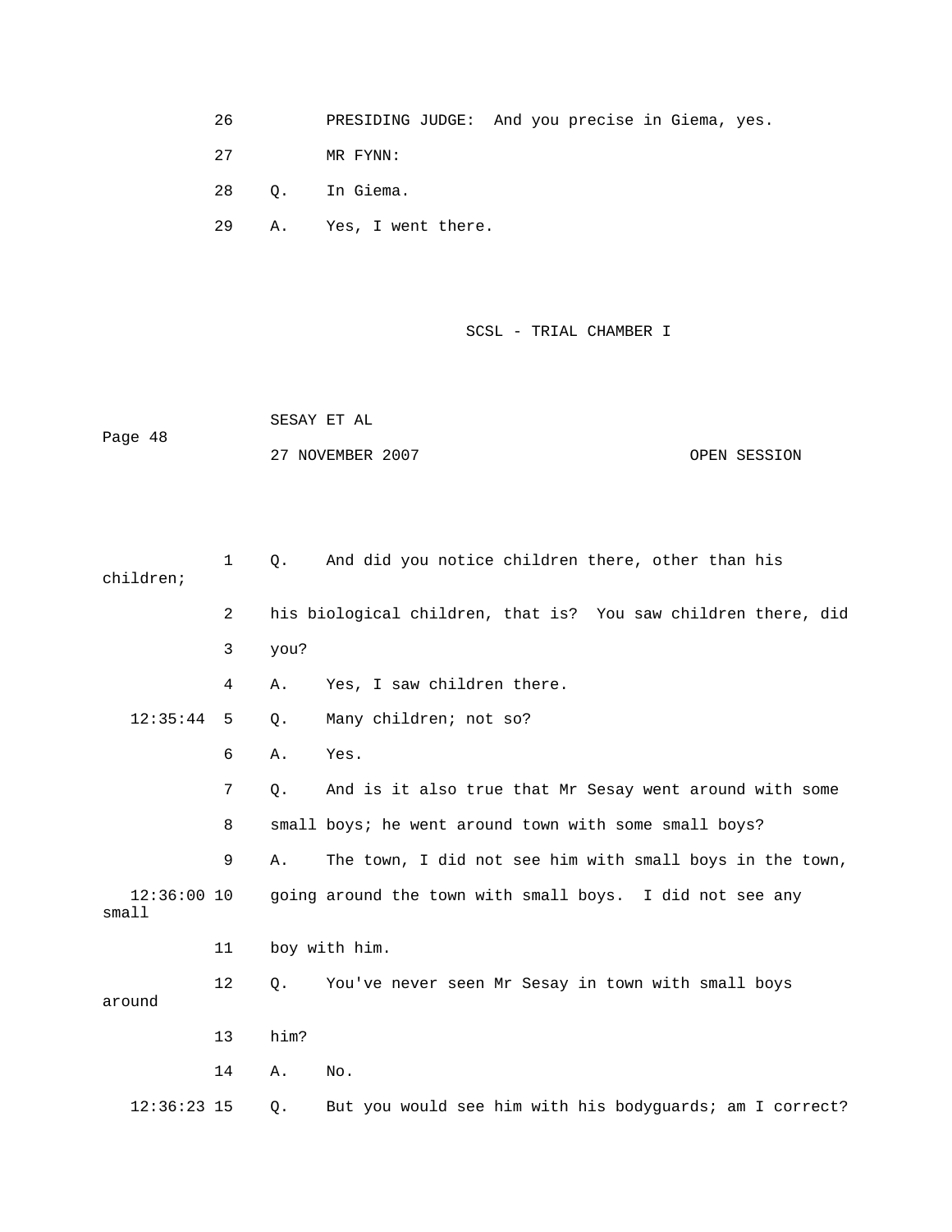26 PRESIDING JUDGE: And you precise in Giema, yes.

27 MR FYNN:

28 Q. In Giema.

29 A. Yes, I went there.

SCSL - TRIAL CHAMBER I

SESAY ET AL

Page 48

27 NOVEMBER 2007 OPEN SESSION

1 Q. And did you notice children there, other than his children;

2 his biological children, that is? You saw children there, did

3 you?

4 A. Yes, I saw children there.

12:35:44 5 Q. Many children; not so?

6 A. Yes.

7 Q. And is it also true that Mr Sesay went around with some

8 small boys; he went around town with some small boys?

9 A. The town, I did not see him with small boys in the town,

12:36:00 10 going around the town with small boys. I did not see any small

11 boy with him.

12 Q. You've never seen Mr Sesay in town with small boys around

13 him?

14 A. No.

12:36:23 15 Q. But you would see him with his bodyguards; am I correct?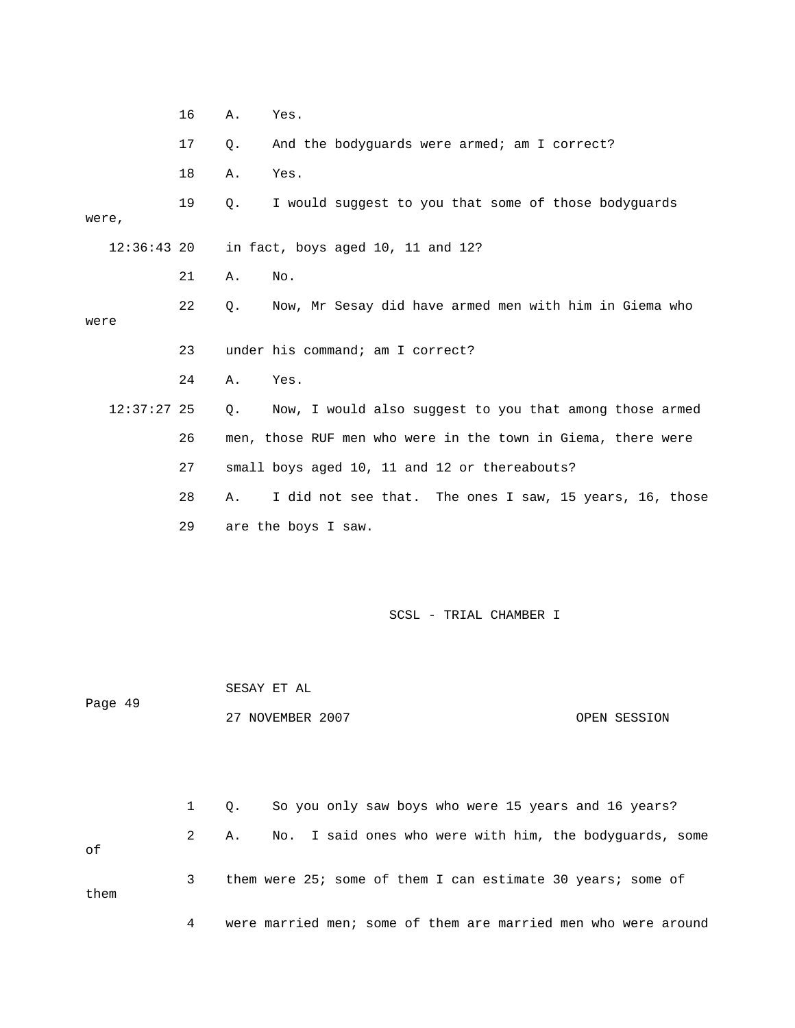16 A. Yes.

17 Q. And the bodyguards were armed; am I correct?

18 A. Yes.

19 Q. I would suggest to you that some of those bodyguards were,

12:36:43 20 in fact, boys aged 10, 11 and 12?

21 A. No.

22 Q. Now, Mr Sesay did have armed men with him in Giema who were

23 under his command; am I correct?

24 A. Yes.

12:37:27 25 Q. Now, I would also suggest to you that among those armed

26 men, those RUF men who were in the town in Giema, there were

27 small boys aged 10, 11 and 12 or thereabouts?

28 A. I did not see that. The ones I saw, 15 years, 16, those

29 are the boys I saw.

1 Q. So you only saw boys who were 15 years and 16 years?

2 A. No. I said ones who were with him, the bodyguards, some of

3 them were 25; some of them I can estimate 30 years; some of them

4 were married men; some of them are married men who were around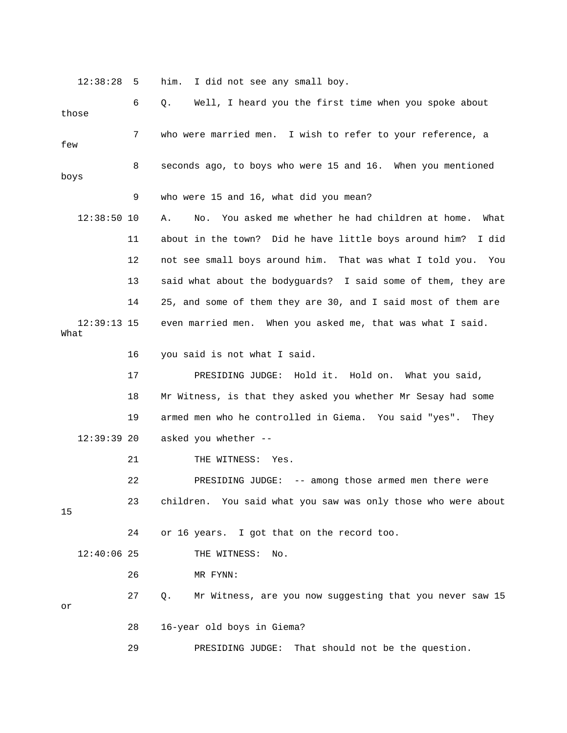12:38:28 5 him. I did not see any small boy.

6 Q. Well, I heard you the first time when you spoke about those

7 who were married men. I wish to refer to your reference, a few

8 seconds ago, to boys who were 15 and 16. When you mentioned boys

9 who were 15 and 16, what did you mean?

12:38:50 10 A. No. You asked me whether he had children at home. What

11 about in the town? Did he have little boys around him? I did

12 not see small boys around him. That was what I told you. You

13 said what about the bodyguards? I said some of them, they are

14 25, and some of them they are 30, and I said most of them are

12:39:13 15 even married men. When you asked me, that was what I said. What

16 you said is not what I said.

17 PRESIDING JUDGE: Hold it. Hold on. What you said,

18 Mr Witness, is that they asked you whether Mr Sesay had some

19 armed men who he controlled in Giema. You said "yes". They

12:39:39 20 asked you whether --

21 THE WITNESS: Yes.

22 PRESIDING JUDGE: -- among those armed men there were

23 children. You said what you saw was only those who were about 15

24 or 16 years. I got that on the record too.

12:40:06 25 THE WITNESS: No.

26 MR FYNN:

27 Q. Mr Witness, are you now suggesting that you never saw 15 or

28 16-year old boys in Giema?

29 PRESIDING JUDGE: That should not be the question.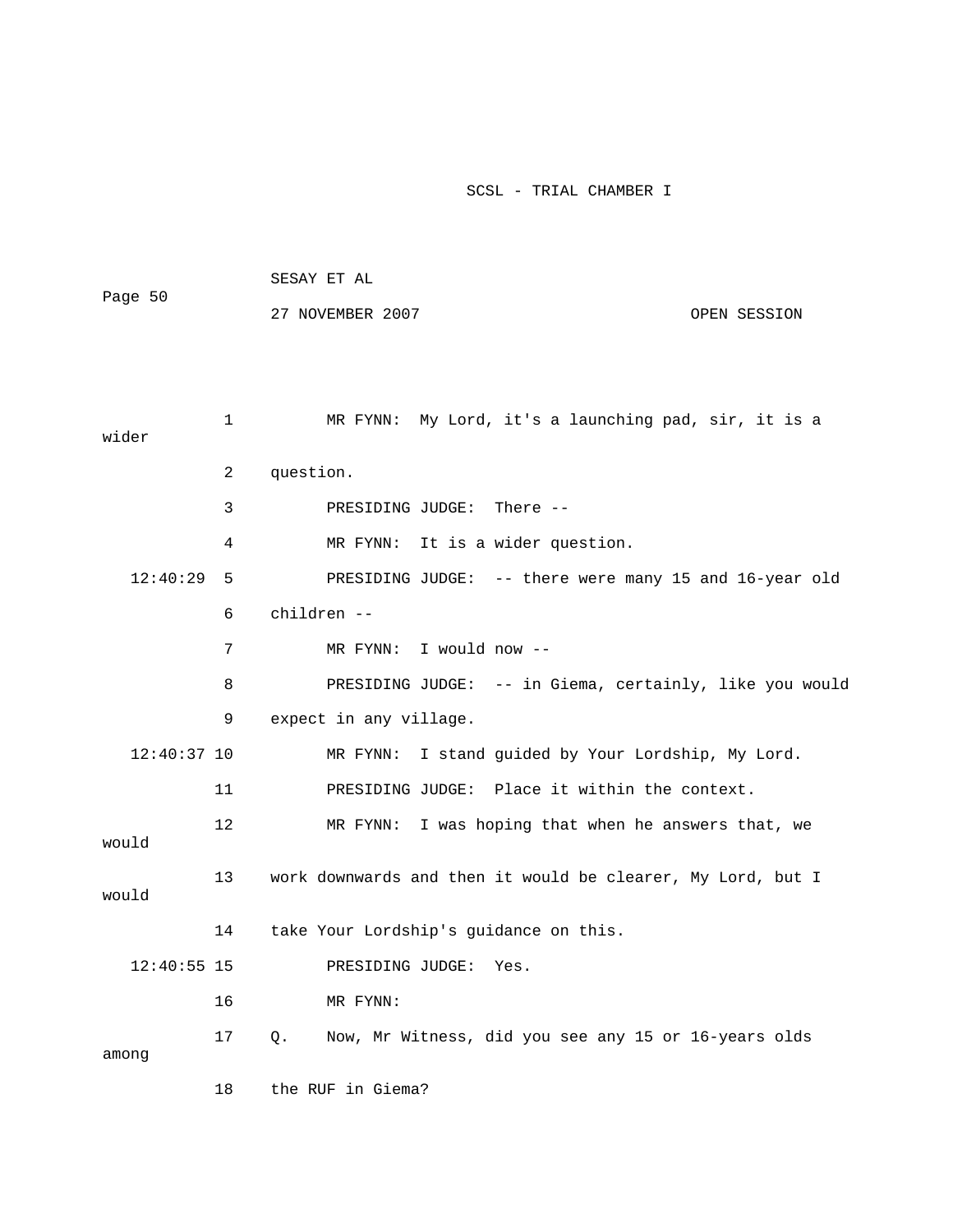1 MR FYNN: My Lord, it's a launching pad, sir, it is a wider

2 question.

3 PRESIDING JUDGE: There --

4 MR FYNN: It is a wider question.

12:40:29 5 PRESIDING JUDGE: -- there were many 15 and 16-year old

6 children --

7 MR FYNN: I would now --

8 PRESIDING JUDGE: -- in Giema, certainly, like you would

9 expect in any village.

12:40:37 10 MR FYNN: I stand guided by Your Lordship, My Lord.

11 PRESIDING JUDGE: Place it within the context.

12 MR FYNN: I was hoping that when he answers that, we would

13 work downwards and then it would be clearer, My Lord, but I would

14 take Your Lordship's guidance on this.

12:40:55 15 PRESIDING JUDGE: Yes.

16 MR FYNN:

17 Q. Now, Mr Witness, did you see any 15 or 16-years olds among

18 the RUF in Giema?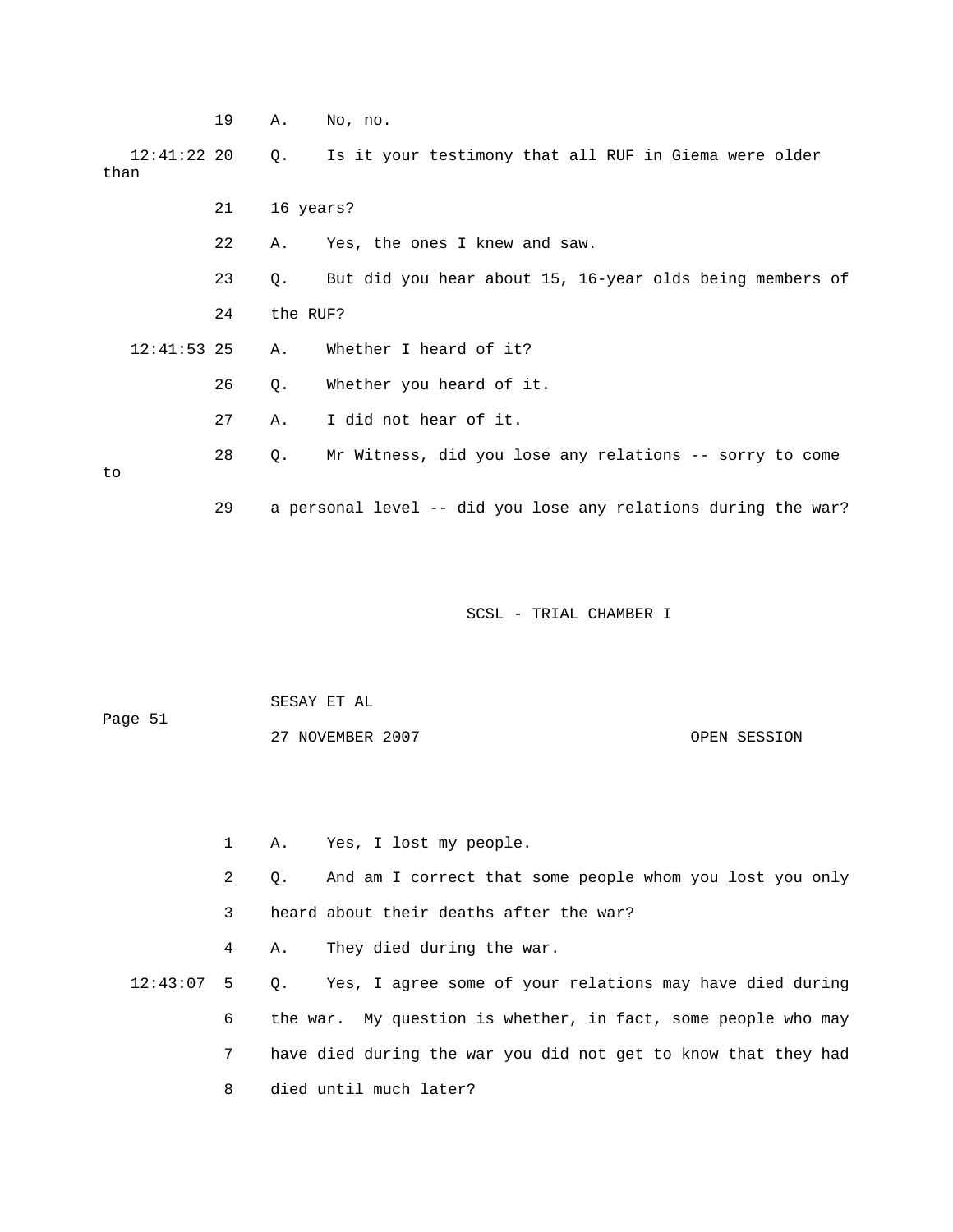19 A. No, no.

12:41:22 20 Q. Is it your testimony that all RUF in Giema were older than

21 16 years?

22 A. Yes, the ones I knew and saw.

23 Q. But did you hear about 15, 16-year olds being members of

24 the RUF?

12:41:53 25 A. Whether I heard of it?

26 Q. Whether you heard of it.

27 A. I did not hear of it.

28 Q. Mr Witness, did you lose any relations -- sorry to come to

29 a personal level -- did you lose any relations during the war?

1 A. Yes, I lost my people.

2 Q. And am I correct that some people whom you lost you only

3 heard about their deaths after the war?

4 A. They died during the war.

12:43:07 5 Q. Yes, I agree some of your relations may have died during

6 the war. My question is whether, in fact, some people who may

7 have died during the war you did not get to know that they had

8 died until much later?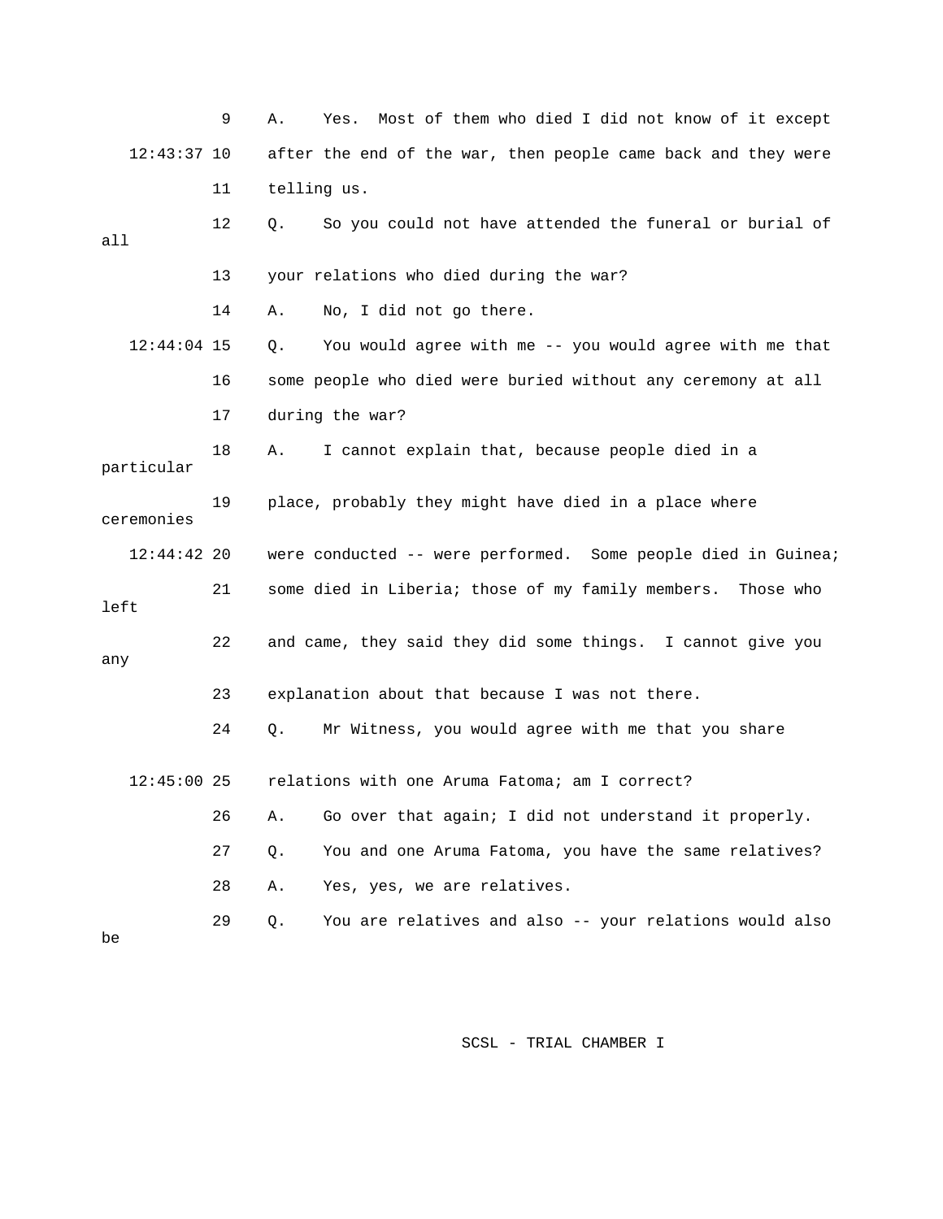9 A. Yes. Most of them who died I did not know of it except

12:43:37 10 after the end of the war, then people came back and they were

11 telling us.

12 Q. So you could not have attended the funeral or burial of all

13 your relations who died during the war?

14 A. No, I did not go there.

12:44:04 15 Q. You would agree with me -- you would agree with me that

16 some people who died were buried without any ceremony at all

17 during the war?

18 A. I cannot explain that, because people died in a particular

19 place, probably they might have died in a place where ceremonies

12:44:42 20 were conducted -- were performed. Some people died in Guinea;

21 some died in Liberia; those of my family members. Those who left

22 and came, they said they did some things. I cannot give you any

23 explanation about that because I was not there.

24 Q. Mr Witness, you would agree with me that you share

12:45:00 25 relations with one Aruma Fatoma; am I correct?

26 A. Go over that again; I did not understand it properly.

27 Q. You and one Aruma Fatoma, you have the same relatives?

28 A. Yes, yes, we are relatives.

29 Q. You are relatives and also -- your relations would also be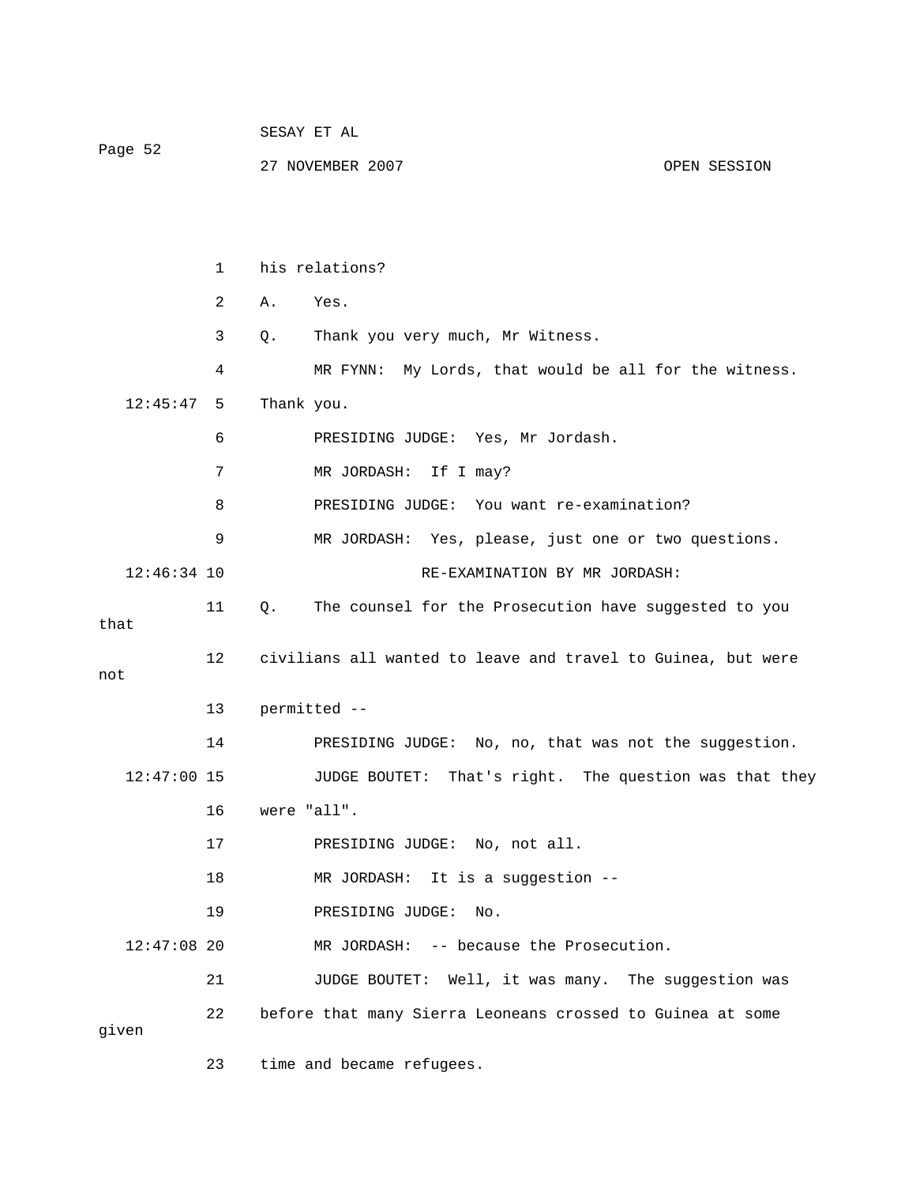his relations?

A. Yes.

Q. Thank you very much, Mr Witness.

MR FYNN: My Lords, that would be all for the witness. Thank you.

PRESIDING JUDGE: Yes, Mr Jordash.

MR JORDASH: If I may?

PRESIDING JUDGE: You want re-examination?

MR JORDASH: Yes, please, just one or two questions.

RE-EXAMINATION BY MR JORDASH:

Q. The counsel for the Prosecution have suggested to you that civilians all wanted to leave and travel to Guinea, but were not permitted --

PRESIDING JUDGE: No, no, that was not the suggestion.

JUDGE BOUTET: That's right. The question was that they were "all".

PRESIDING JUDGE: No, not all.

MR JORDASH: It is a suggestion --

PRESIDING JUDGE: No.

MR JORDASH: -- because the Prosecution.

JUDGE BOUTET: Well, it was many. The suggestion was before that many Sierra Leoneans crossed to Guinea at some given time and became refugees.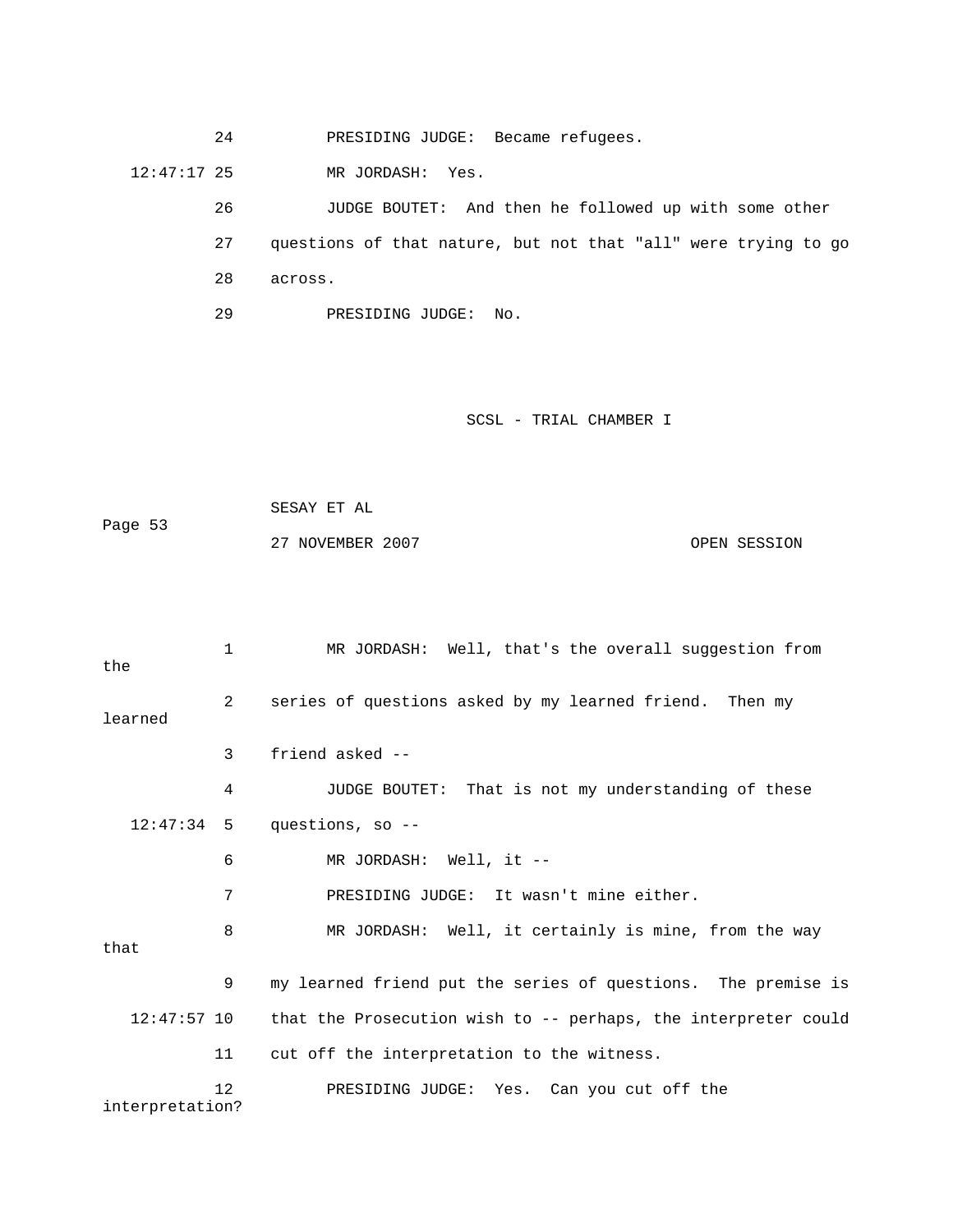24 PRESIDING JUDGE: Became refugees.

12:47:17 25 MR JORDASH: Yes.

26 JUDGE BOUTET: And then he followed up with some other

27 questions of that nature, but not that "all" were trying to go

28 across.

29 PRESIDING JUDGE: No.

1 MR JORDASH: Well, that's the overall suggestion from the

2 series of questions asked by my learned friend. Then my learned

3 friend asked --

4 JUDGE BOUTET: That is not my understanding of these

12:47:34 5 questions, so --

6 MR JORDASH: Well, it --

7 PRESIDING JUDGE: It wasn't mine either.

8 MR JORDASH: Well, it certainly is mine, from the way that

9 my learned friend put the series of questions. The premise is

12:47:57 10 that the Prosecution wish to -- perhaps, the interpreter could

11 cut off the interpretation to the witness.

12 PRESIDING JUDGE: Yes. Can you cut off the interpretation?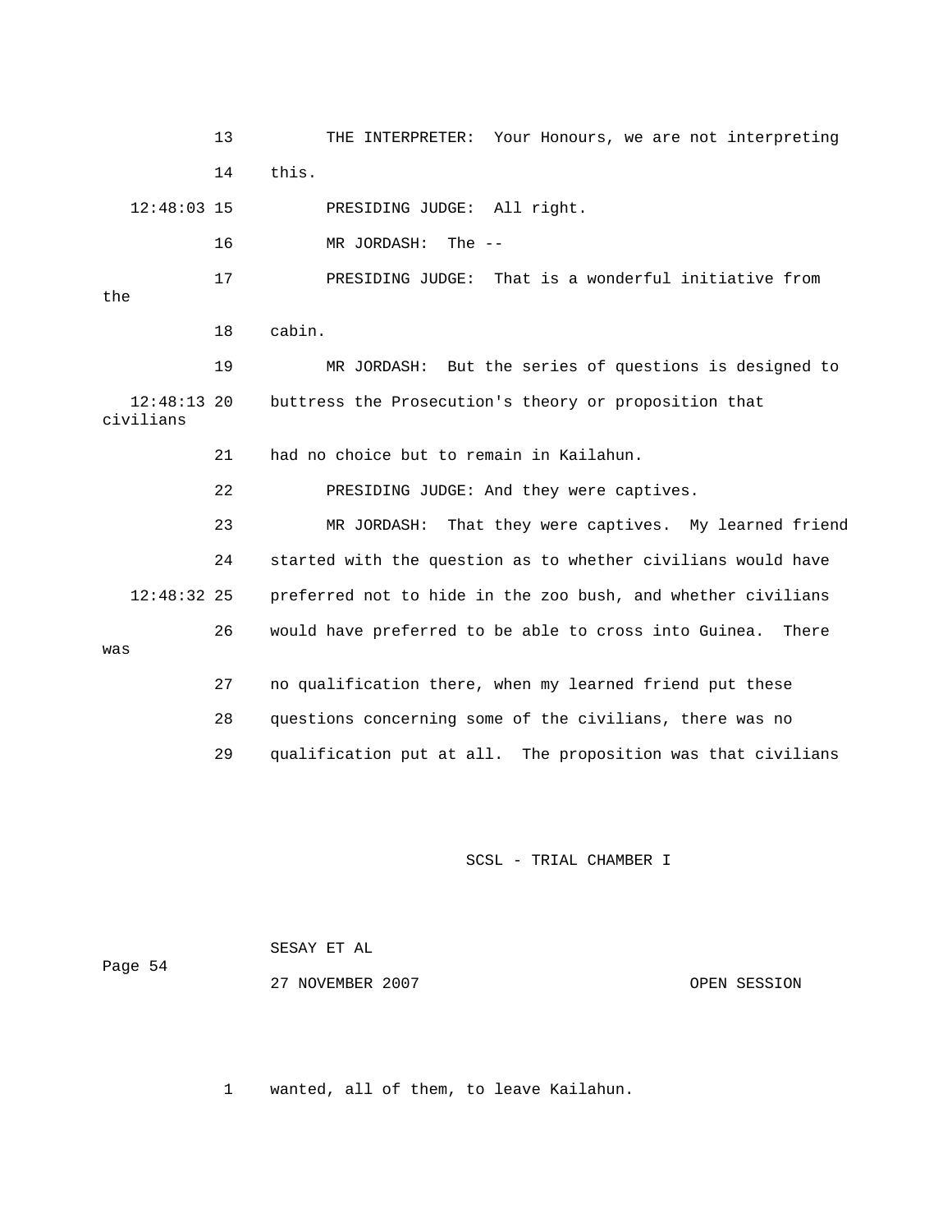THE INTERPRETER: Your Honours, we are not interpreting this.

PRESIDING JUDGE: All right.

MR JORDASH: The --

PRESIDING JUDGE: That is a wonderful initiative from the cabin.

MR JORDASH: But the series of questions is designed to buttress the Prosecution's theory or proposition that civilians had no choice but to remain in Kailahun.

PRESIDING JUDGE: And they were captives.

MR JORDASH: That they were captives. My learned friend started with the question as to whether civilians would have preferred not to hide in the zoo bush, and whether civilians would have preferred to be able to cross into Guinea. There was no qualification there, when my learned friend put these questions concerning some of the civilians, there was no qualification put at all. The proposition was that civilians wanted, all of them, to leave Kailahun.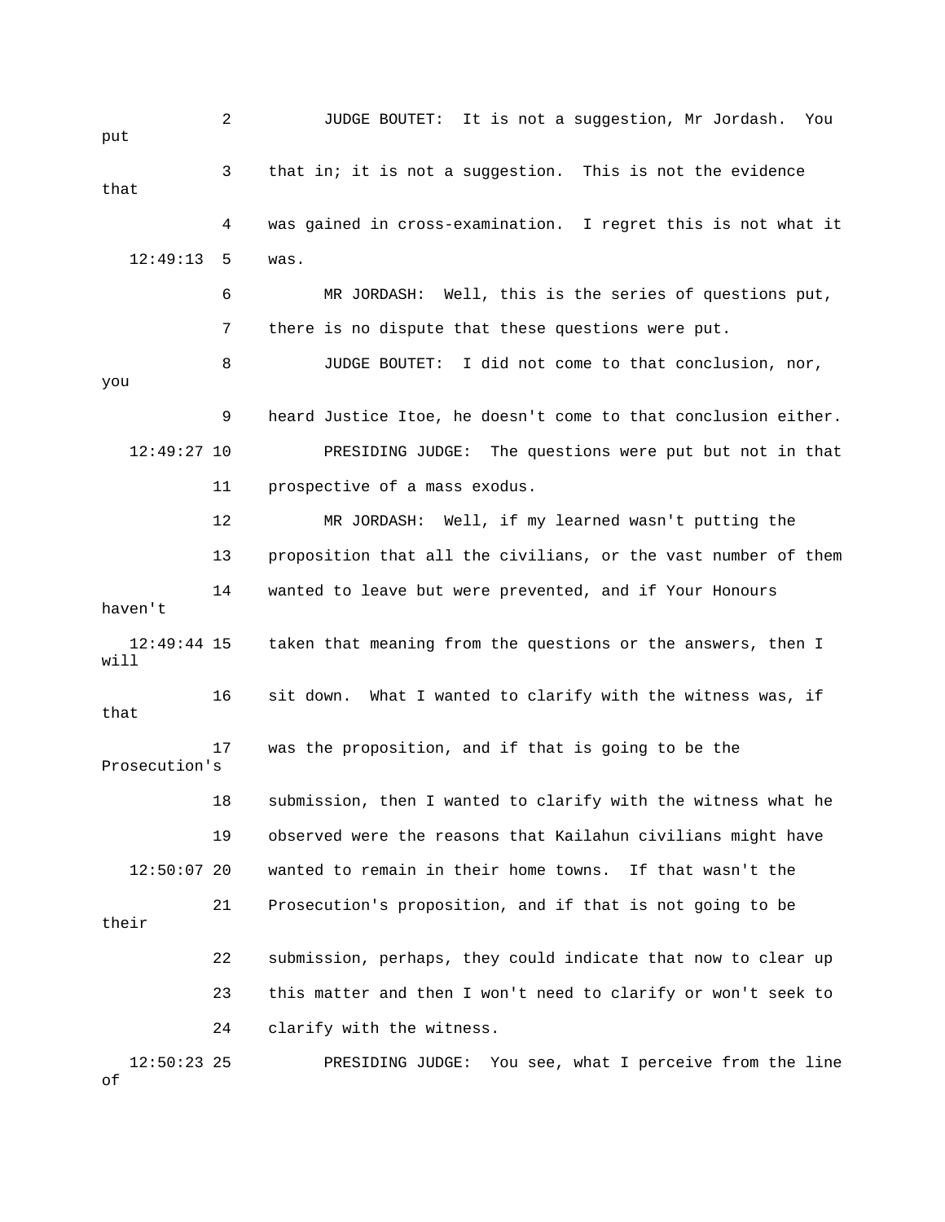2 JUDGE BOUTET: It is not a suggestion, Mr Jordash. You put

3 that in; it is not a suggestion. This is not the evidence that

4 was gained in cross-examination. I regret this is not what it

12:49:13 5 was.

6 MR JORDASH: Well, this is the series of questions put,

7 there is no dispute that these questions were put.

8 JUDGE BOUTET: I did not come to that conclusion, nor, you

9 heard Justice Itoe, he doesn't come to that conclusion either.

12:49:27 10 PRESIDING JUDGE: The questions were put but not in that

11 prospective of a mass exodus.

12 MR JORDASH: Well, if my learned wasn't putting the

13 proposition that all the civilians, or the vast number of them

14 wanted to leave but were prevented, and if Your Honours haven't

12:49:44 15 taken that meaning from the questions or the answers, then I will

16 sit down. What I wanted to clarify with the witness was, if that

17 was the proposition, and if that is going to be the Prosecution's

18 submission, then I wanted to clarify with the witness what he

19 observed were the reasons that Kailahun civilians might have

12:50:07 20 wanted to remain in their home towns. If that wasn't the

21 Prosecution's proposition, and if that is not going to be their

22 submission, perhaps, they could indicate that now to clear up

23 this matter and then I won't need to clarify or won't seek to

24 clarify with the witness.

12:50:23 25 PRESIDING JUDGE: You see, what I perceive from the line of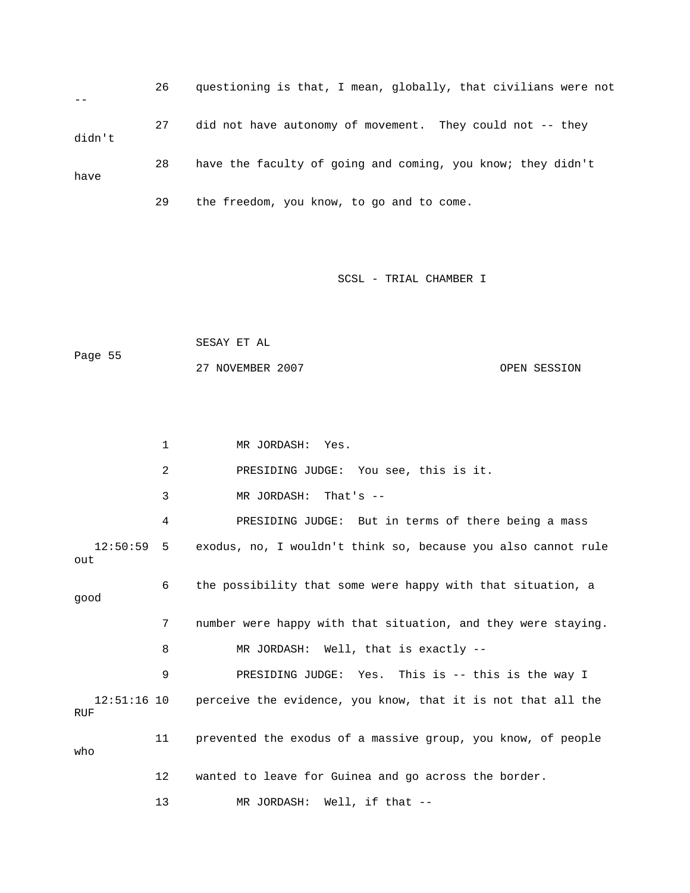26 questioning is that, I mean, globally, that civilians were not --

27 did not have autonomy of movement. They could not -- they didn't

28 have the faculty of going and coming, you know; they didn't have

29 the freedom, you know, to go and to come.

SCSL - TRIAL CHAMBER I

SESAY ET AL

Page 55

27 NOVEMBER 2007 OPEN SESSION

1 MR JORDASH: Yes.

2 PRESIDING JUDGE: You see, this is it.

3 MR JORDASH: That's --

4 PRESIDING JUDGE: But in terms of there being a mass

12:50:59 5 exodus, no, I wouldn't think so, because you also cannot rule out

6 the possibility that some were happy with that situation, a good

7 number were happy with that situation, and they were staying.

8 MR JORDASH: Well, that is exactly --

9 PRESIDING JUDGE: Yes. This is -- this is the way I

12:51:16 10 perceive the evidence, you know, that it is not that all the RUF

11 prevented the exodus of a massive group, you know, of people who

12 wanted to leave for Guinea and go across the border.

13 MR JORDASH: Well, if that --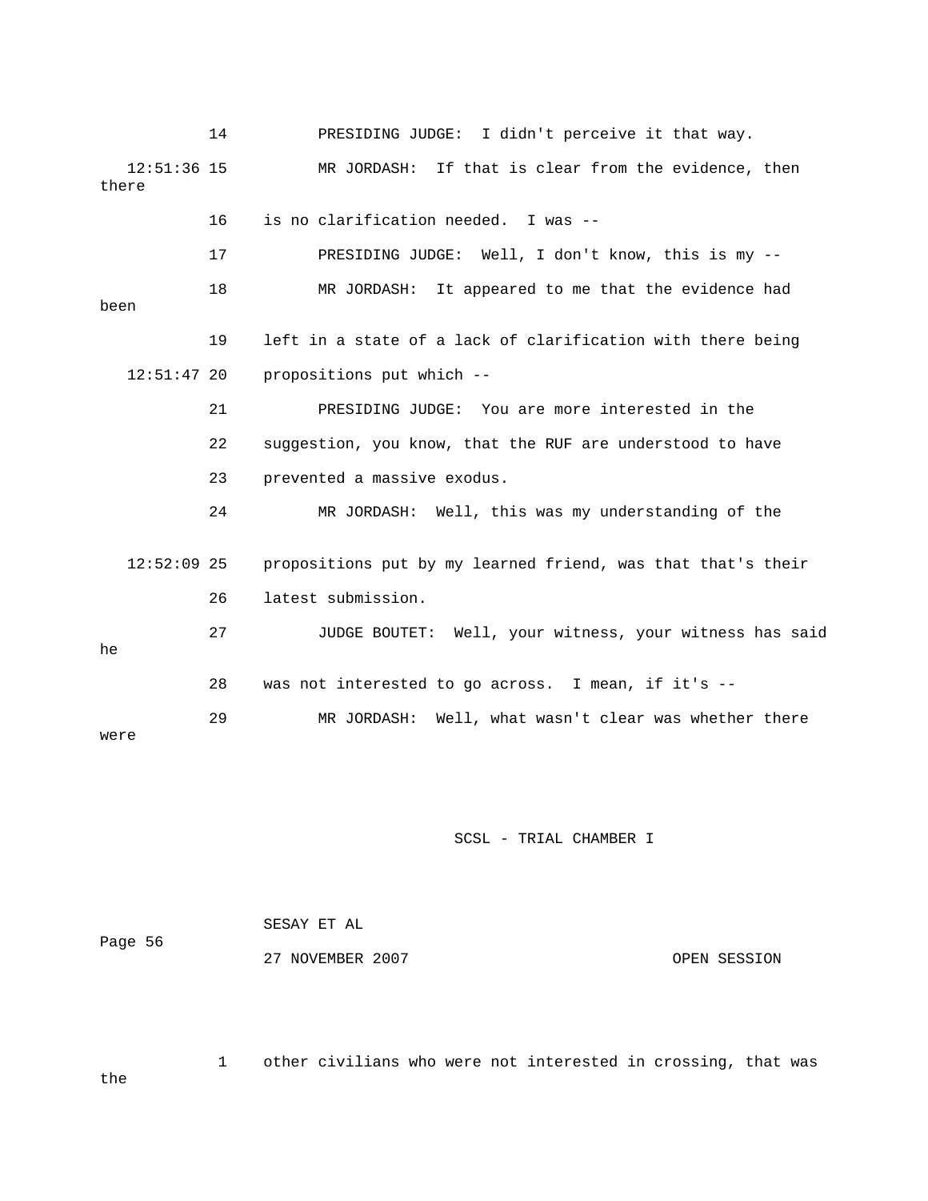14 PRESIDING JUDGE: I didn't perceive it that way.

12:51:36 15 MR JORDASH: If that is clear from the evidence, then there

16 is no clarification needed. I was --

17 PRESIDING JUDGE: Well, I don't know, this is my --

18 MR JORDASH: It appeared to me that the evidence had been

19 left in a state of a lack of clarification with there being

12:51:47 20 propositions put which --

21 PRESIDING JUDGE: You are more interested in the

22 suggestion, you know, that the RUF are understood to have

23 prevented a massive exodus.

24 MR JORDASH: Well, this was my understanding of the

12:52:09 25 propositions put by my learned friend, was that that's their

26 latest submission.

27 JUDGE BOUTET: Well, your witness, your witness has said he

28 was not interested to go across. I mean, if it's --

29 MR JORDASH: Well, what wasn't clear was whether there were

1 other civilians who were not interested in crossing, that was the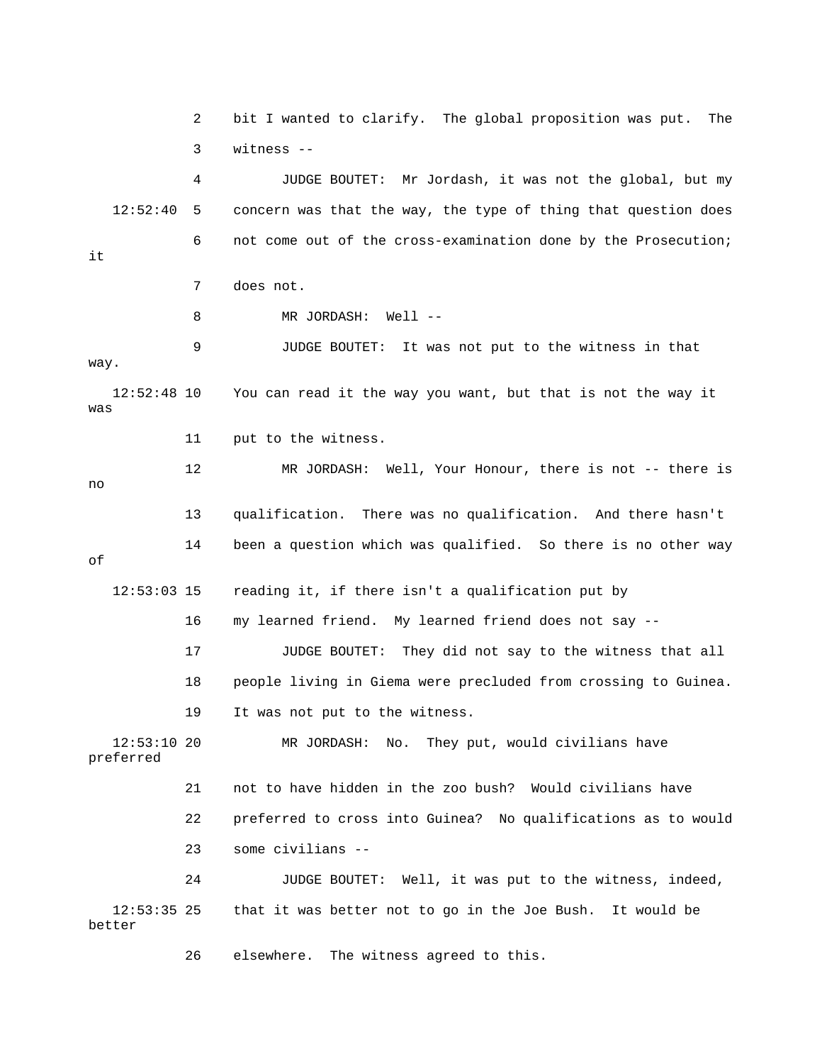2 bit I wanted to clarify. The global proposition was put. The

3 witness --

4 JUDGE BOUTET: Mr Jordash, it was not the global, but my

12:52:40 5 concern was that the way, the type of thing that question does

6 not come out of the cross-examination done by the Prosecution; it

7 does not.

8 MR JORDASH: Well --

9 JUDGE BOUTET: It was not put to the witness in that way.

12:52:48 10 You can read it the way you want, but that is not the way it was

11 put to the witness.

12 MR JORDASH: Well, Your Honour, there is not -- there is no

13 qualification. There was no qualification. And there hasn't

14 been a question which was qualified. So there is no other way of

12:53:03 15 reading it, if there isn't a qualification put by

16 my learned friend. My learned friend does not say --

17 JUDGE BOUTET: They did not say to the witness that all

18 people living in Giema were precluded from crossing to Guinea.

19 It was not put to the witness.

12:53:10 20 MR JORDASH: No. They put, would civilians have preferred

21 not to have hidden in the zoo bush? Would civilians have

22 preferred to cross into Guinea? No qualifications as to would

23 some civilians --

24 JUDGE BOUTET: Well, it was put to the witness, indeed,

12:53:35 25 that it was better not to go in the Joe Bush. It would be better

26 elsewhere. The witness agreed to this.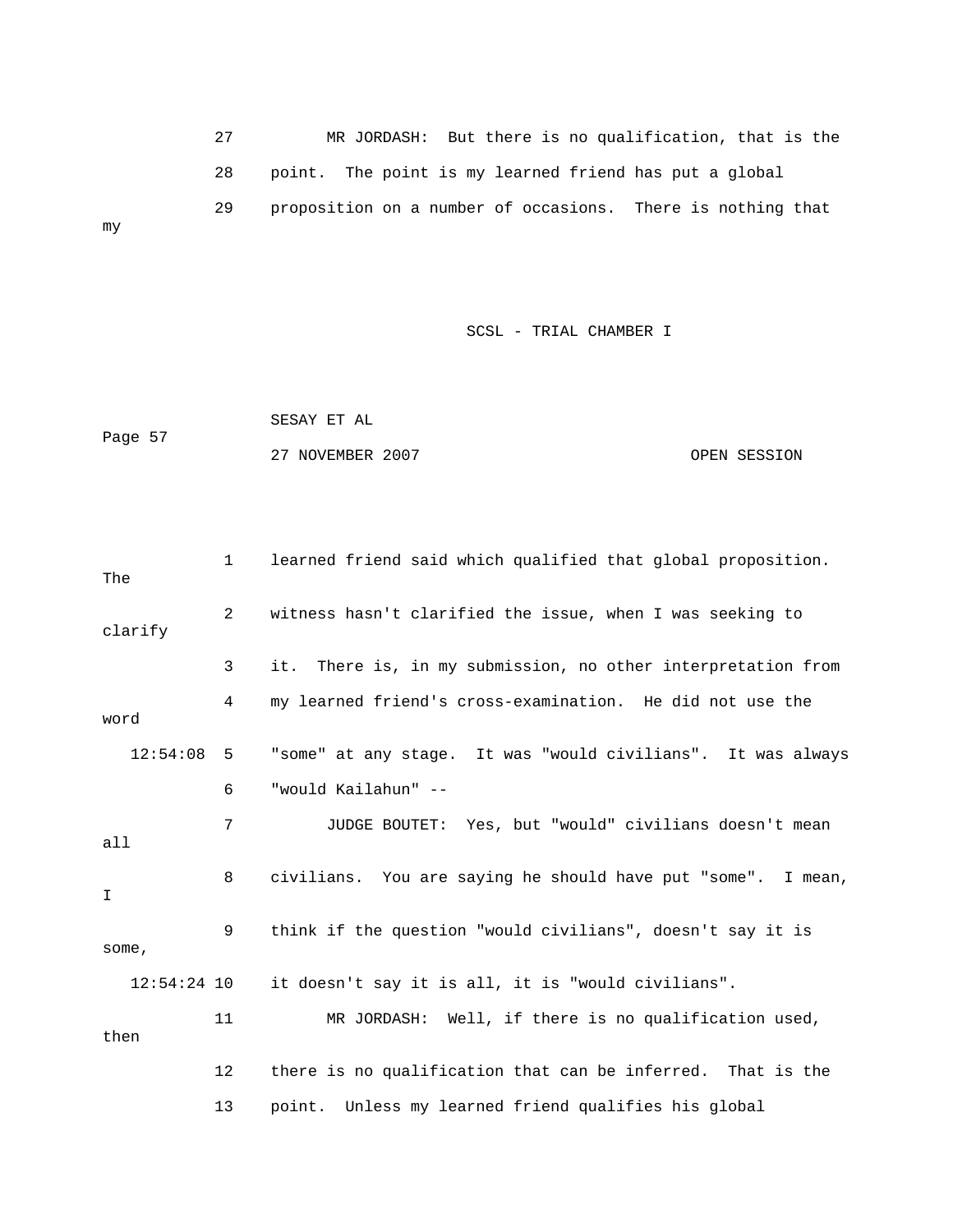27 MR JORDASH: But there is no qualification, that is the
28 point. The point is my learned friend has put a global
29 proposition on a number of occasions. There is nothing that my

1 learned friend said which qualified that global proposition. The
2 witness hasn't clarified the issue, when I was seeking to clarify
3 it. There is, in my submission, no other interpretation from
4 my learned friend's cross-examination. He did not use the word
12:54:08 5 "some" at any stage. It was "would civilians". It was always
6 "would Kailahun" --
7 JUDGE BOUTET: Yes, but "would" civilians doesn't mean all
8 civilians. You are saying he should have put "some". I mean, I
9 think if the question "would civilians", doesn't say it is some,
12:54:24 10 it doesn't say it is all, it is "would civilians".
11 MR JORDASH: Well, if there is no qualification used, then
12 there is no qualification that can be inferred. That is the
13 point. Unless my learned friend qualifies his global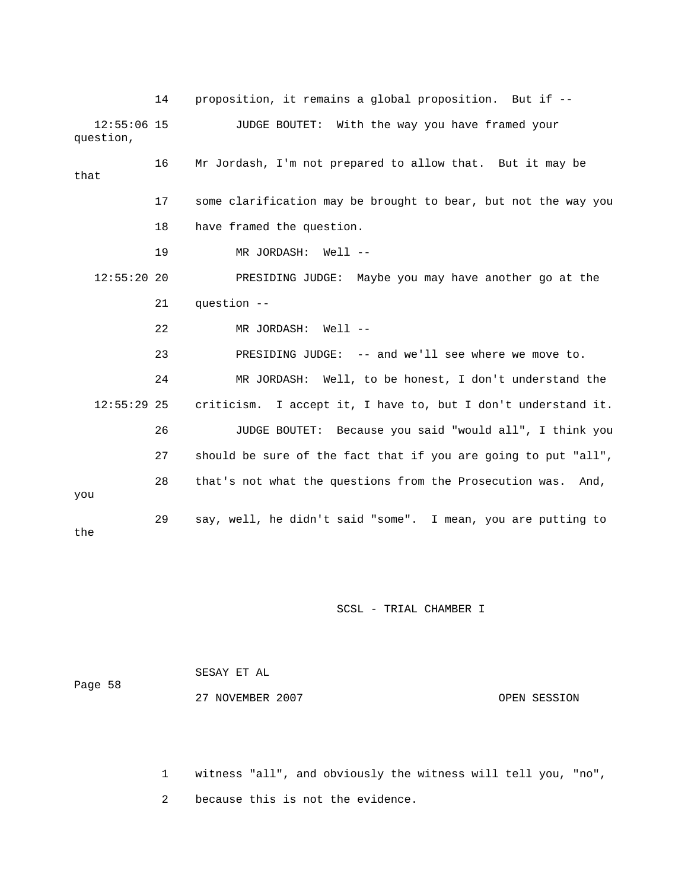14 proposition, it remains a global proposition. But if --

12:55:06 15 JUDGE BOUTET: With the way you have framed your question,

16 Mr Jordash, I'm not prepared to allow that. But it may be that

17 some clarification may be brought to bear, but not the way you

18 have framed the question.

19 MR JORDASH: Well --

12:55:20 20 PRESIDING JUDGE: Maybe you may have another go at the

21 question --

22 MR JORDASH: Well --

23 PRESIDING JUDGE: -- and we'll see where we move to.

24 MR JORDASH: Well, to be honest, I don't understand the

12:55:29 25 criticism. I accept it, I have to, but I don't understand it.

26 JUDGE BOUTET: Because you said "would all", I think you

27 should be sure of the fact that if you are going to put "all",

28 that's not what the questions from the Prosecution was. And, you

29 say, well, he didn't said "some". I mean, you are putting to the

1 witness "all", and obviously the witness will tell you, "no",

2 because this is not the evidence.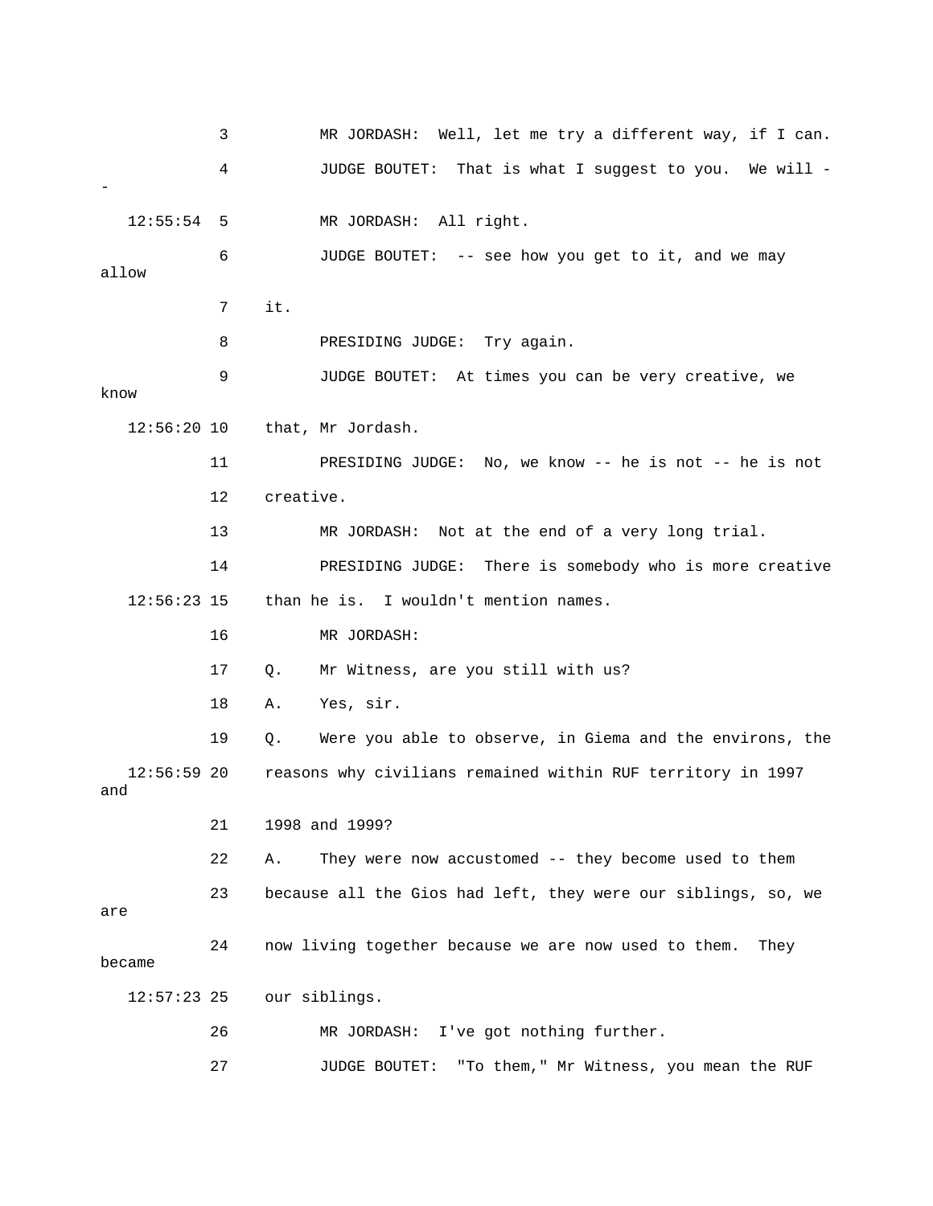3 MR JORDASH: Well, let me try a different way, if I can.

4 JUDGE BOUTET: That is what I suggest to you. We will --

12:55:54 5 MR JORDASH: All right.

6 JUDGE BOUTET: -- see how you get to it, and we may allow

7 it.

8 PRESIDING JUDGE: Try again.

9 JUDGE BOUTET: At times you can be very creative, we know

12:56:20 10 that, Mr Jordash.

11 PRESIDING JUDGE: No, we know -- he is not -- he is not

12 creative.

13 MR JORDASH: Not at the end of a very long trial.

14 PRESIDING JUDGE: There is somebody who is more creative

12:56:23 15 than he is. I wouldn't mention names.

16 MR JORDASH:

17 Q. Mr Witness, are you still with us?

18 A. Yes, sir.

19 Q. Were you able to observe, in Giema and the environs, the

12:56:59 20 reasons why civilians remained within RUF territory in 1997 and

21 1998 and 1999?

22 A. They were now accustomed -- they become used to them

23 because all the Gios had left, they were our siblings, so, we are

24 now living together because we are now used to them. They became

12:57:23 25 our siblings.

26 MR JORDASH: I've got nothing further.

27 JUDGE BOUTET: "To them," Mr Witness, you mean the RUF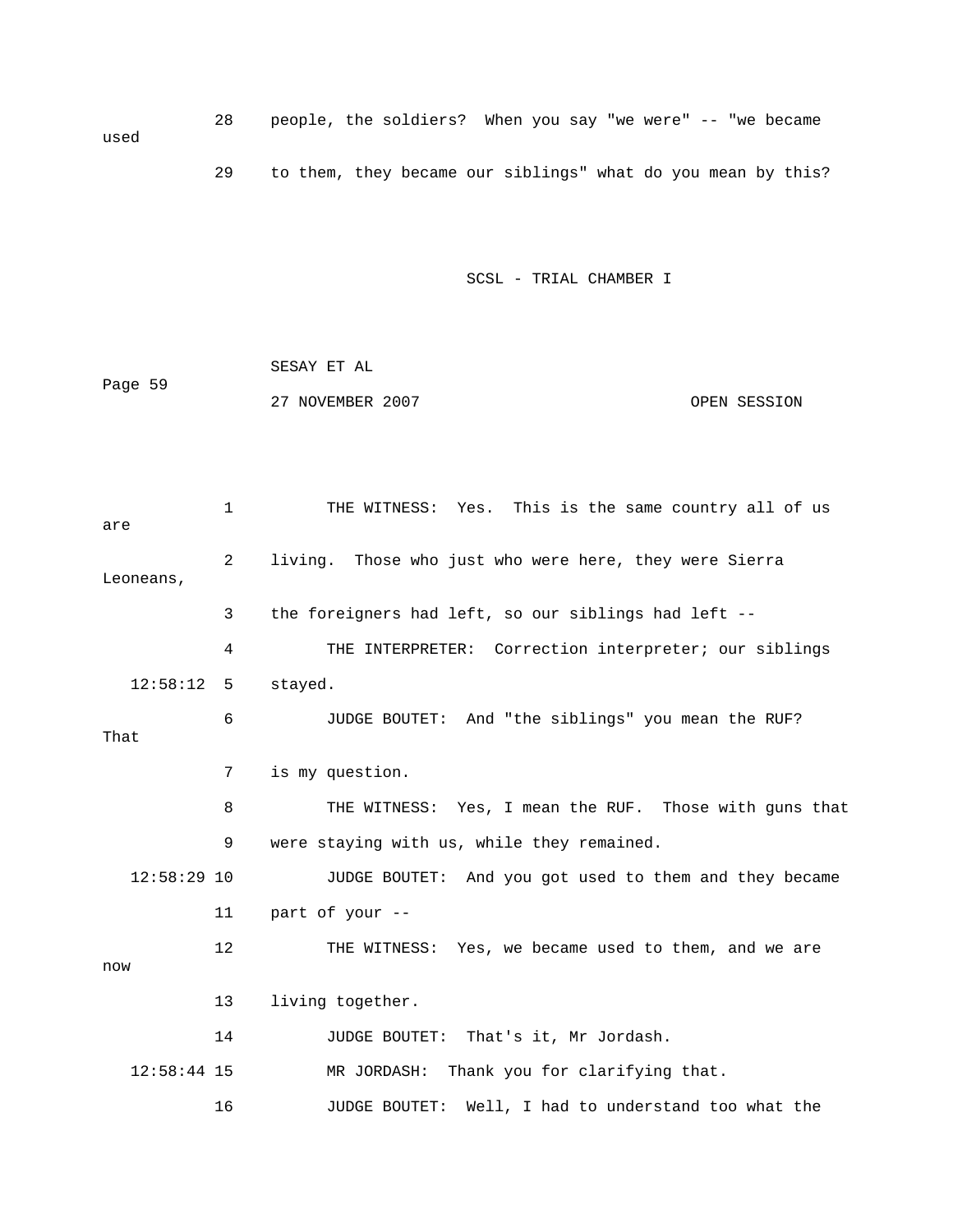28 people, the soldiers? When you say "we were" -- "we became used

29 to them, they became our siblings" what do you mean by this?

1 THE WITNESS: Yes. This is the same country all of us are

2 living. Those who just who were here, they were Sierra Leoneans,

3 the foreigners had left, so our siblings had left --

4 THE INTERPRETER: Correction interpreter; our siblings

12:58:12 5 stayed.

6 JUDGE BOUTET: And "the siblings" you mean the RUF? That

7 is my question.

8 THE WITNESS: Yes, I mean the RUF. Those with guns that

9 were staying with us, while they remained.

12:58:29 10 JUDGE BOUTET: And you got used to them and they became

11 part of your --

12 THE WITNESS: Yes, we became used to them, and we are now

13 living together.

14 JUDGE BOUTET: That's it, Mr Jordash.

12:58:44 15 MR JORDASH: Thank you for clarifying that.

16 JUDGE BOUTET: Well, I had to understand too what the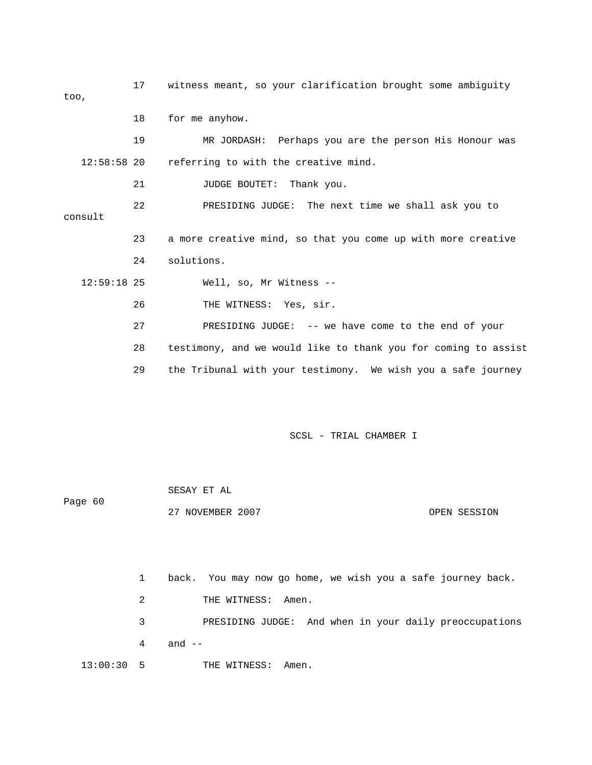17 witness meant, so your clarification brought some ambiguity too,

18 for me anyhow.

19 MR JORDASH: Perhaps you are the person His Honour was

12:58:58 20 referring to with the creative mind.

21 JUDGE BOUTET: Thank you.

22 PRESIDING JUDGE: The next time we shall ask you to consult

23 a more creative mind, so that you come up with more creative

24 solutions.

12:59:18 25 Well, so, Mr Witness --

26 THE WITNESS: Yes, sir.

27 PRESIDING JUDGE: -- we have come to the end of your

28 testimony, and we would like to thank you for coming to assist

29 the Tribunal with your testimony. We wish you a safe journey

1 back. You may now go home, we wish you a safe journey back.

2 THE WITNESS: Amen.

3 PRESIDING JUDGE: And when in your daily preoccupations

4 and --

13:00:30 5 THE WITNESS: Amen.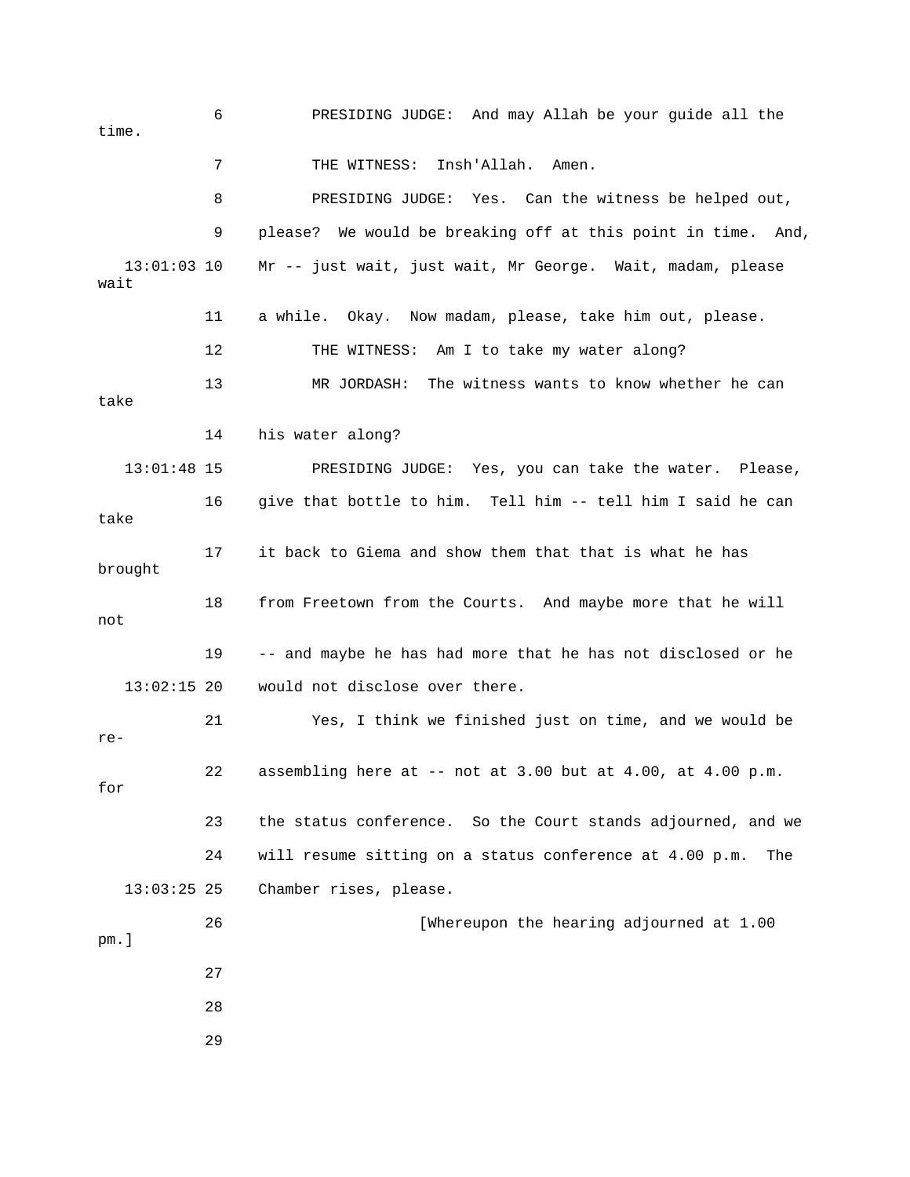6 PRESIDING JUDGE: And may Allah be your guide all the time.

7 THE WITNESS: Insh'Allah. Amen.

8 PRESIDING JUDGE: Yes. Can the witness be helped out,

9 please? We would be breaking off at this point in time. And,

13:01:03 10 Mr -- just wait, just wait, Mr George. Wait, madam, please wait

11 a while. Okay. Now madam, please, take him out, please.

12 THE WITNESS: Am I to take my water along?

13 MR JORDASH: The witness wants to know whether he can take

14 his water along?

13:01:48 15 PRESIDING JUDGE: Yes, you can take the water. Please,

16 give that bottle to him. Tell him -- tell him I said he can take

17 it back to Giema and show them that that is what he has brought

18 from Freetown from the Courts. And maybe more that he will not

19 -- and maybe he has had more that he has not disclosed or he

13:02:15 20 would not disclose over there.

21 Yes, I think we finished just on time, and we would be re-

22 assembling here at -- not at 3.00 but at 4.00, at 4.00 p.m. for

23 the status conference. So the Court stands adjourned, and we

24 will resume sitting on a status conference at 4.00 p.m. The

13:03:25 25 Chamber rises, please.

26 [Whereupon the hearing adjourned at 1.00 pm.]

27

28

29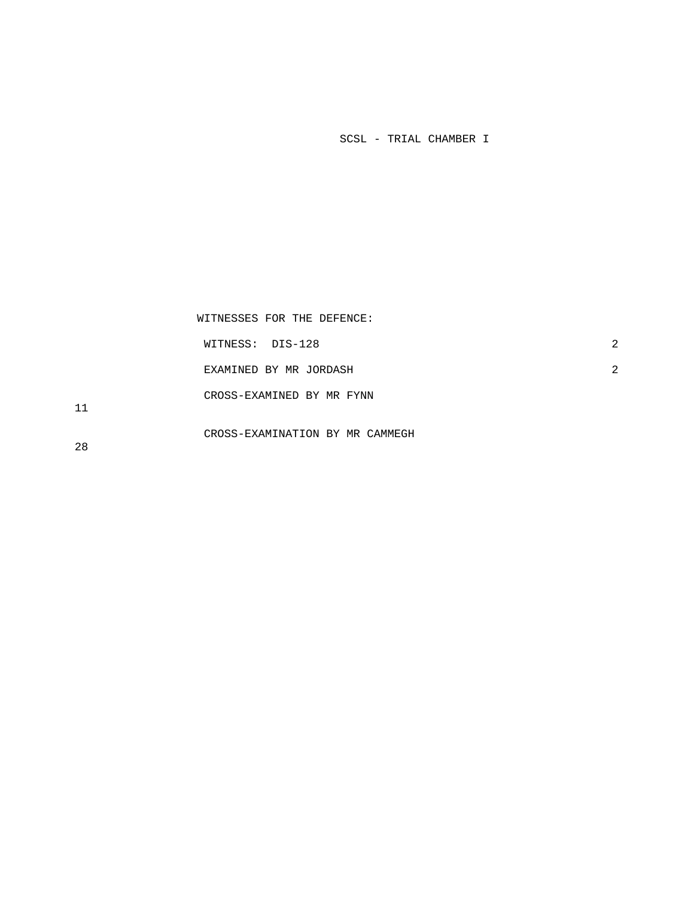SCSL - TRIAL CHAMBER I

WITNESSES FOR THE DEFENCE:

| | |
|---|---|
| WITNESS: DIS-128 | 2 |
| EXAMINED BY MR JORDASH | 2 |
| CROSS-EXAMINED BY MR FYNN | 11 |
| CROSS-EXAMINATION BY MR CAMMEGH | 28 |